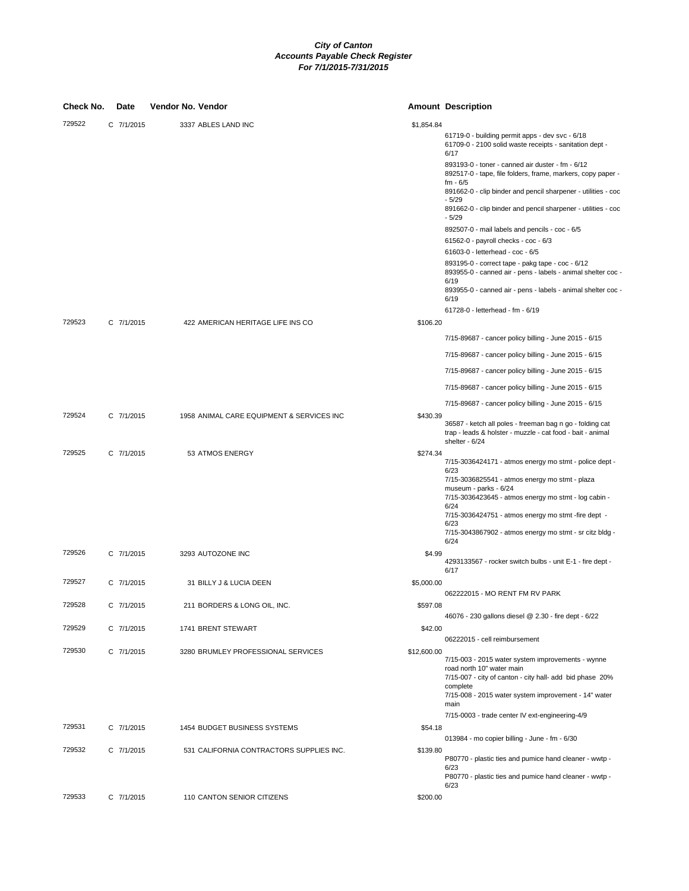# City of Canton
## Accounts Payable Check Register
### For 7/1/2015-7/31/2015

| Check No. | Date | Vendor No. | Vendor | Amount | Description |
|---|---|---|---|---|---|
| 729522 | C 7/1/2015 | 3337 | ABLES LAND INC | $1,854.84 | |
| | | | | | 61719-0 - building permit apps - dev svc - 6/18 |
| | | | | | 61709-0 - 2100 solid waste receipts - sanitation dept - 6/17 |
| | | | | | 893193-0 - toner - canned air duster - fm - 6/12 |
| | | | | | 892517-0 - tape, file folders, frame, markers, copy paper - fm - 6/5 |
| | | | | | 891662-0 - clip binder and pencil sharpener - utilities - coc - 5/29 |
| | | | | | 891662-0 - clip binder and pencil sharpener - utilities - coc - 5/29 |
| | | | | | 892507-0 - mail labels and pencils - coc - 6/5 |
| | | | | | 61562-0 - payroll checks - coc - 6/3 |
| | | | | | 61603-0 - letterhead - coc - 6/5 |
| | | | | | 893195-0 - correct tape - pakg tape - coc - 6/12 |
| | | | | | 893955-0 - canned air - pens - labels - animal shelter coc - 6/19 |
| | | | | | 893955-0 - canned air - pens - labels - animal shelter coc - 6/19 |
| | | | | | 61728-0 - letterhead - fm - 6/19 |
| 729523 | C 7/1/2015 | 422 | AMERICAN HERITAGE LIFE INS CO | $106.20 | |
| | | | | | 7/15-89687 - cancer policy billing - June 2015 - 6/15 |
| | | | | | 7/15-89687 - cancer policy billing - June 2015 - 6/15 |
| | | | | | 7/15-89687 - cancer policy billing - June 2015 - 6/15 |
| | | | | | 7/15-89687 - cancer policy billing - June 2015 - 6/15 |
| | | | | | 7/15-89687 - cancer policy billing - June 2015 - 6/15 |
| 729524 | C 7/1/2015 | 1958 | ANIMAL CARE EQUIPMENT & SERVICES INC | $430.39 | |
| | | | | | 36587 - ketch all poles - freeman bag n go - folding cat trap - leads & holster - muzzle - cat food - bait - animal shelter - 6/24 |
| 729525 | C 7/1/2015 | 53 | ATMOS ENERGY | $274.34 | |
| | | | | | 7/15-3036424171 - atmos energy mo stmt - police dept - 6/23 |
| | | | | | 7/15-3036825541 - atmos energy mo stmt - plaza museum - parks - 6/24 |
| | | | | | 7/15-3036423645 - atmos energy mo stmt - log cabin - 6/24 |
| | | | | | 7/15-3036424751 - atmos energy mo stmt -fire dept - 6/23 |
| | | | | | 7/15-3043867902 - atmos energy mo stmt - sr citz bldg - 6/24 |
| 729526 | C 7/1/2015 | 3293 | AUTOZONE INC | $4.99 | |
| | | | | | 4293133567 - rocker switch bulbs - unit E-1 - fire dept - 6/17 |
| 729527 | C 7/1/2015 | 31 | BILLY J & LUCIA DEEN | $5,000.00 | |
| | | | | | 062222015 - MO RENT FM RV PARK |
| 729528 | C 7/1/2015 | 211 | BORDERS & LONG OIL, INC. | $597.08 | |
| | | | | | 46076 - 230 gallons diesel @ 2.30 - fire dept - 6/22 |
| 729529 | C 7/1/2015 | 1741 | BRENT STEWART | $42.00 | |
| | | | | | 06222015 - cell reimbursement |
| 729530 | C 7/1/2015 | 3280 | BRUMLEY PROFESSIONAL SERVICES | $12,600.00 | |
| | | | | | 7/15-003 - 2015 water system improvements - wynne road north 10" water main |
| | | | | | 7/15-007 - city of canton - city hall- add bid phase 20% complete |
| | | | | | 7/15-008 - 2015 water system improvement - 14" water main |
| | | | | | 7/15-0003 - trade center IV ext-engineering-4/9 |
| 729531 | C 7/1/2015 | 1454 | BUDGET BUSINESS SYSTEMS | $54.18 | |
| | | | | | 013984 - mo copier billing - June - fm - 6/30 |
| 729532 | C 7/1/2015 | 531 | CALIFORNIA CONTRACTORS SUPPLIES INC. | $139.80 | |
| | | | | | P80770 - plastic ties and pumice hand cleaner - wwtp - 6/23 |
| | | | | | P80770 - plastic ties and pumice hand cleaner - wwtp - 6/23 |
| 729533 | C 7/1/2015 | 110 | CANTON SENIOR CITIZENS | $200.00 | |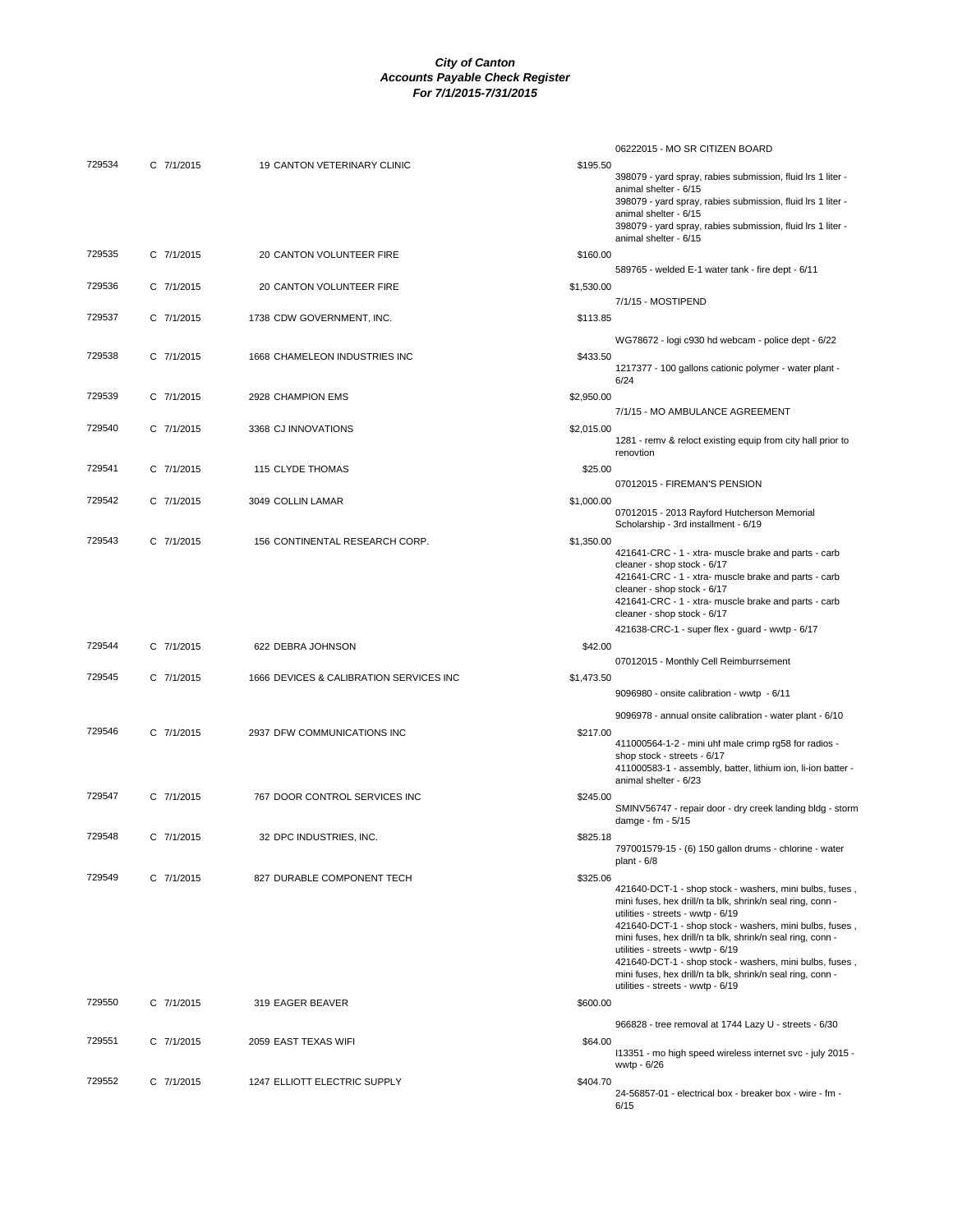# City of Canton
## Accounts Payable Check Register
### For 7/1/2015-7/31/2015

| Check # | Type/Date | Vendor | Amount | Description |
|---|---|---|---|---|
| | | | | 06222015 - MO SR CITIZEN BOARD |
| 729534 | C 7/1/2015 | 19 CANTON VETERINARY CLINIC | $195.50 | 398079 - yard spray, rabies submission, fluid lrs 1 liter - animal shelter - 6/15<br>398079 - yard spray, rabies submission, fluid lrs 1 liter - animal shelter - 6/15<br>398079 - yard spray, rabies submission, fluid lrs 1 liter - animal shelter - 6/15 |
| 729535 | C 7/1/2015 | 20 CANTON VOLUNTEER FIRE | $160.00 | 589765 - welded E-1 water tank - fire dept - 6/11 |
| 729536 | C 7/1/2015 | 20 CANTON VOLUNTEER FIRE | $1,530.00 | 7/1/15 - MOSTIPEND |
| 729537 | C 7/1/2015 | 1738 CDW GOVERNMENT, INC. | $113.85 | WG78672 - logi c930 hd webcam - police dept - 6/22 |
| 729538 | C 7/1/2015 | 1668 CHAMELEON INDUSTRIES INC | $433.50 | 1217377 - 100 gallons cationic polymer - water plant - 6/24 |
| 729539 | C 7/1/2015 | 2928 CHAMPION EMS | $2,950.00 | 7/1/15 - MO AMBULANCE AGREEMENT |
| 729540 | C 7/1/2015 | 3368 CJ INNOVATIONS | $2,015.00 | 1281 - remv & reloct existing equip from city hall prior to renovtion |
| 729541 | C 7/1/2015 | 115 CLYDE THOMAS | $25.00 | 07012015 - FIREMAN'S PENSION |
| 729542 | C 7/1/2015 | 3049 COLLIN LAMAR | $1,000.00 | 07012015 - 2013 Rayford Hutcherson Memorial Scholarship - 3rd installment - 6/19 |
| 729543 | C 7/1/2015 | 156 CONTINENTAL RESEARCH CORP. | $1,350.00 | 421641-CRC - 1 - xtra- muscle brake and parts - carb cleaner - shop stock - 6/17<br>421641-CRC - 1 - xtra- muscle brake and parts - carb cleaner - shop stock - 6/17<br>421641-CRC - 1 - xtra- muscle brake and parts - carb cleaner - shop stock - 6/17<br>421638-CRC-1 - super flex - guard - wwtp - 6/17 |
| 729544 | C 7/1/2015 | 622 DEBRA JOHNSON | $42.00 | 07012015 - Monthly Cell Reimburrsement |
| 729545 | C 7/1/2015 | 1666 DEVICES & CALIBRATION SERVICES INC | $1,473.50 | 9096980 - onsite calibration - wwtp - 6/11<br>9096978 - annual onsite calibration - water plant - 6/10 |
| 729546 | C 7/1/2015 | 2937 DFW COMMUNICATIONS INC | $217.00 | 411000564-1-2 - mini uhf male crimp rg58 for radios - shop stock - streets - 6/17<br>411000583-1 - assembly, batter, lithium ion, li-ion batter - animal shelter - 6/23 |
| 729547 | C 7/1/2015 | 767 DOOR CONTROL SERVICES INC | $245.00 | SMINV56747 - repair door - dry creek landing bldg - storm damge - fm - 5/15 |
| 729548 | C 7/1/2015 | 32 DPC INDUSTRIES, INC. | $825.18 | 797001579-15 - (6) 150 gallon drums - chlorine - water plant - 6/8 |
| 729549 | C 7/1/2015 | 827 DURABLE COMPONENT TECH | $325.06 | 421640-DCT-1 - shop stock - washers, mini bulbs, fuses , mini fuses, hex drill/n ta blk, shrink/n seal ring, conn - utilities - streets - wwtp - 6/19<br>421640-DCT-1 - shop stock - washers, mini bulbs, fuses , mini fuses, hex drill/n ta blk, shrink/n seal ring, conn - utilities - streets - wwtp - 6/19<br>421640-DCT-1 - shop stock - washers, mini bulbs, fuses , mini fuses, hex drill/n ta blk, shrink/n seal ring, conn - utilities - streets - wwtp - 6/19 |
| 729550 | C 7/1/2015 | 319 EAGER BEAVER | $600.00 | 966828 - tree removal at 1744 Lazy U - streets - 6/30 |
| 729551 | C 7/1/2015 | 2059 EAST TEXAS WIFI | $64.00 | I13351 - mo high speed wireless internet svc - july 2015 - wwtp - 6/26 |
| 729552 | C 7/1/2015 | 1247 ELLIOTT ELECTRIC SUPPLY | $404.70 | 24-56857-01 - electrical box - breaker box - wire - fm - 6/15 |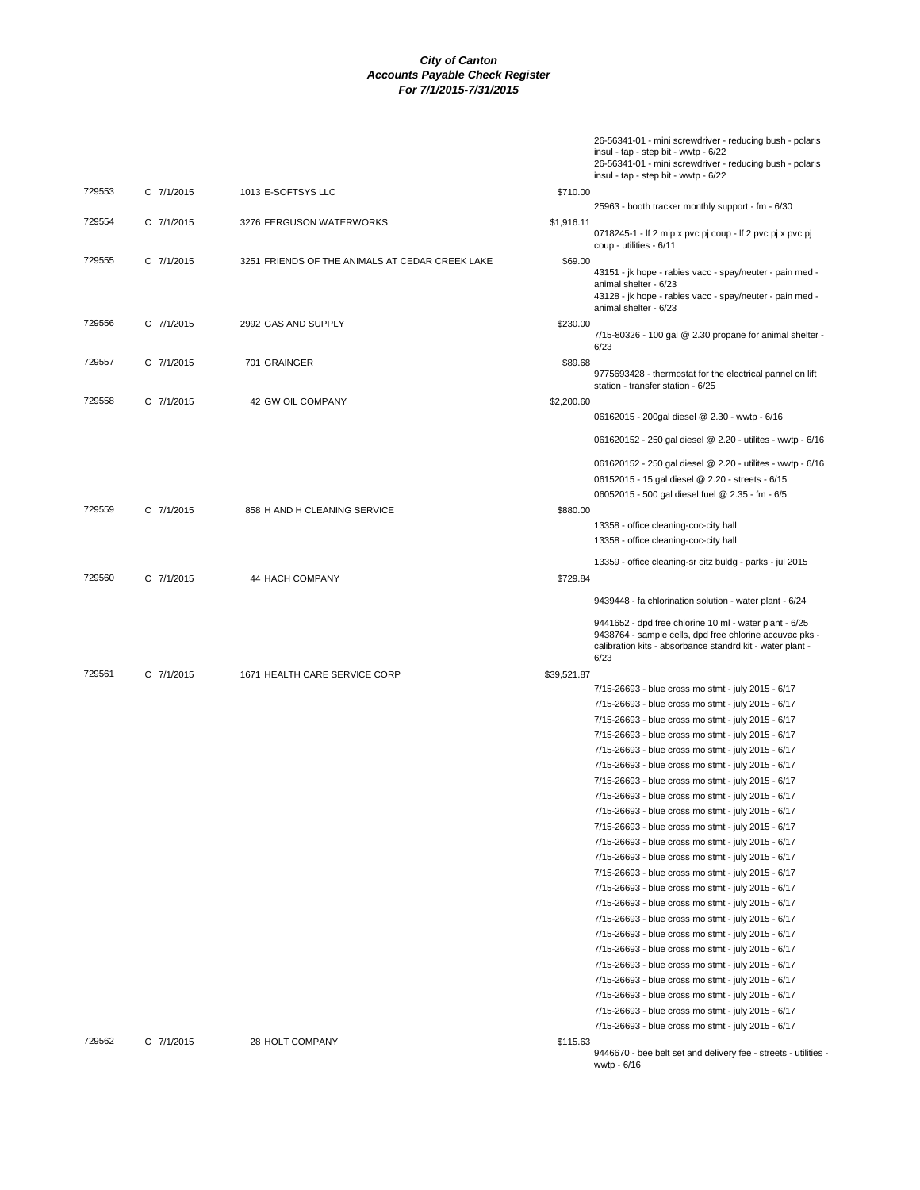**City of Canton**
**Accounts Payable Check Register**
**For 7/1/2015-7/31/2015**

| Check | Type/Date | Vendor | Amount | Description |
|---|---|---|---|---|
| | | | | 26-56341-01 - mini screwdriver - reducing bush - polaris insul - tap - step bit - wwtp - 6/22 |
| | | | | 26-56341-01 - mini screwdriver - reducing bush - polaris insul - tap - step bit - wwtp - 6/22 |
| 729553 | C 7/1/2015 | 1013 E-SOFTSYS LLC | $710.00 | |
| | | | | 25963 - booth tracker monthly support - fm - 6/30 |
| 729554 | C 7/1/2015 | 3276 FERGUSON WATERWORKS | $1,916.11 | |
| | | | | 0718245-1 - lf 2 mip x pvc pj coup - lf 2 pvc pj x pvc pj coup - utilities - 6/11 |
| 729555 | C 7/1/2015 | 3251 FRIENDS OF THE ANIMALS AT CEDAR CREEK LAKE | $69.00 | |
| | | | | 43151 - jk hope - rabies vacc - spay/neuter - pain med - animal shelter - 6/23 |
| | | | | 43128 - jk hope - rabies vacc - spay/neuter - pain med - animal shelter - 6/23 |
| 729556 | C 7/1/2015 | 2992 GAS AND SUPPLY | $230.00 | |
| | | | | 7/15-80326 - 100 gal @ 2.30 propane for animal shelter - 6/23 |
| 729557 | C 7/1/2015 | 701 GRAINGER | $89.68 | |
| | | | | 9775693428 - thermostat for the electrical pannel on lift station - transfer station - 6/25 |
| 729558 | C 7/1/2015 | 42 GW OIL COMPANY | $2,200.60 | |
| | | | | 06162015 - 200gal diesel @ 2.30 - wwtp - 6/16 |
| | | | | 061620152 - 250 gal diesel @ 2.20 - utilites - wwtp - 6/16 |
| | | | | 061620152 - 250 gal diesel @ 2.20 - utilites - wwtp - 6/16 |
| | | | | 06152015 - 15 gal diesel @ 2.20 - streets - 6/15 |
| | | | | 06052015 - 500 gal diesel fuel @ 2.35 - fm - 6/5 |
| 729559 | C 7/1/2015 | 858 H AND H CLEANING SERVICE | $880.00 | |
| | | | | 13358 - office cleaning-coc-city hall |
| | | | | 13358 - office cleaning-coc-city hall |
| | | | | 13359 - office cleaning-sr citz buldg - parks - jul 2015 |
| 729560 | C 7/1/2015 | 44 HACH COMPANY | $729.84 | |
| | | | | 9439448 - fa chlorination solution - water plant - 6/24 |
| | | | | 9441652 - dpd free chlorine 10 ml - water plant - 6/25 |
| | | | | 9438764 - sample cells, dpd free chlorine accuvac pks - calibration kits - absorbance standrd kit - water plant - 6/23 |
| 729561 | C 7/1/2015 | 1671 HEALTH CARE SERVICE CORP | $39,521.87 | |
| | | | | 7/15-26693 - blue cross mo stmt - july 2015 - 6/17 |
| | | | | 7/15-26693 - blue cross mo stmt - july 2015 - 6/17 |
| | | | | 7/15-26693 - blue cross mo stmt - july 2015 - 6/17 |
| | | | | 7/15-26693 - blue cross mo stmt - july 2015 - 6/17 |
| | | | | 7/15-26693 - blue cross mo stmt - july 2015 - 6/17 |
| | | | | 7/15-26693 - blue cross mo stmt - july 2015 - 6/17 |
| | | | | 7/15-26693 - blue cross mo stmt - july 2015 - 6/17 |
| | | | | 7/15-26693 - blue cross mo stmt - july 2015 - 6/17 |
| | | | | 7/15-26693 - blue cross mo stmt - july 2015 - 6/17 |
| | | | | 7/15-26693 - blue cross mo stmt - july 2015 - 6/17 |
| | | | | 7/15-26693 - blue cross mo stmt - july 2015 - 6/17 |
| | | | | 7/15-26693 - blue cross mo stmt - july 2015 - 6/17 |
| | | | | 7/15-26693 - blue cross mo stmt - july 2015 - 6/17 |
| | | | | 7/15-26693 - blue cross mo stmt - july 2015 - 6/17 |
| | | | | 7/15-26693 - blue cross mo stmt - july 2015 - 6/17 |
| | | | | 7/15-26693 - blue cross mo stmt - july 2015 - 6/17 |
| | | | | 7/15-26693 - blue cross mo stmt - july 2015 - 6/17 |
| | | | | 7/15-26693 - blue cross mo stmt - july 2015 - 6/17 |
| | | | | 7/15-26693 - blue cross mo stmt - july 2015 - 6/17 |
| | | | | 7/15-26693 - blue cross mo stmt - july 2015 - 6/17 |
| | | | | 7/15-26693 - blue cross mo stmt - july 2015 - 6/17 |
| | | | | 7/15-26693 - blue cross mo stmt - july 2015 - 6/17 |
| | | | | 7/15-26693 - blue cross mo stmt - july 2015 - 6/17 |
| 729562 | C 7/1/2015 | 28 HOLT COMPANY | $115.63 | |
| | | | | 9446670 - bee belt set and delivery fee - streets - utilities - wwtp - 6/16 |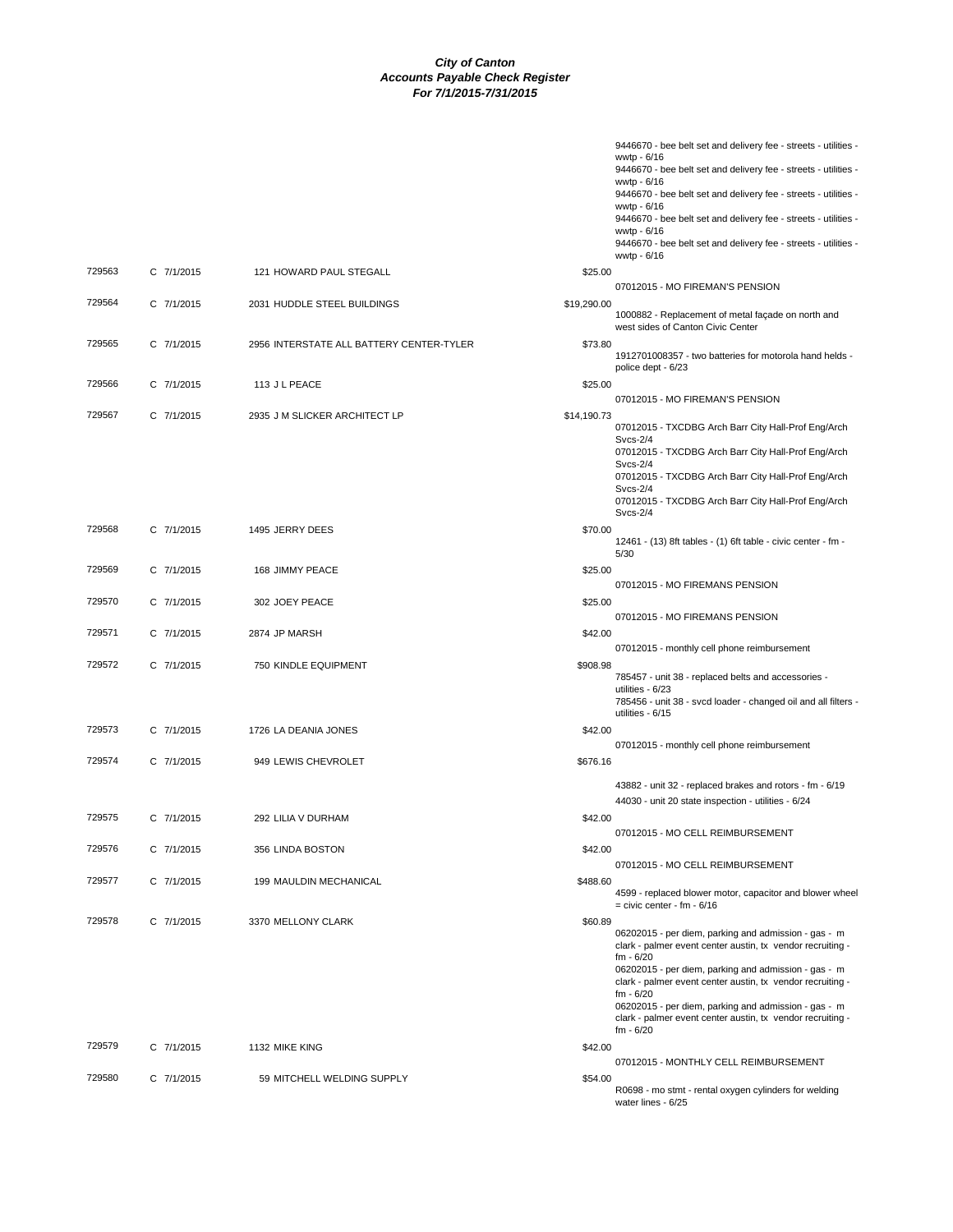**City of Canton**
**Accounts Payable Check Register**
**For 7/1/2015-7/31/2015**

| Check # | Type Date | Vendor | Amount | Description |
|---|---|---|---|---|
| | | | | 9446670 - bee belt set and delivery fee - streets - utilities - wwtp - 6/16 |
| | | | | 9446670 - bee belt set and delivery fee - streets - utilities - wwtp - 6/16 |
| | | | | 9446670 - bee belt set and delivery fee - streets - utilities - wwtp - 6/16 |
| | | | | 9446670 - bee belt set and delivery fee - streets - utilities - wwtp - 6/16 |
| | | | | 9446670 - bee belt set and delivery fee - streets - utilities - wwtp - 6/16 |
| 729563 | C 7/1/2015 | 121 HOWARD PAUL STEGALL | $25.00 | 07012015 - MO FIREMAN'S PENSION |
| 729564 | C 7/1/2015 | 2031 HUDDLE STEEL BUILDINGS | $19,290.00 | 1000882 - Replacement of metal façade on north and west sides of Canton Civic Center |
| 729565 | C 7/1/2015 | 2956 INTERSTATE ALL BATTERY CENTER-TYLER | $73.80 | 1912701008357 - two batteries for motorola hand helds - police dept - 6/23 |
| 729566 | C 7/1/2015 | 113 J L PEACE | $25.00 | 07012015 - MO FIREMAN'S PENSION |
| 729567 | C 7/1/2015 | 2935 J M SLICKER ARCHITECT LP | $14,190.73 | 07012015 - TXCDBG Arch Barr City Hall-Prof Eng/Arch Svcs-2/4 |
| | | | | 07012015 - TXCDBG Arch Barr City Hall-Prof Eng/Arch Svcs-2/4 |
| | | | | 07012015 - TXCDBG Arch Barr City Hall-Prof Eng/Arch Svcs-2/4 |
| | | | | 07012015 - TXCDBG Arch Barr City Hall-Prof Eng/Arch Svcs-2/4 |
| 729568 | C 7/1/2015 | 1495 JERRY DEES | $70.00 | 12461 - (13) 8ft tables - (1) 6ft table - civic center - fm - 5/30 |
| 729569 | C 7/1/2015 | 168 JIMMY PEACE | $25.00 | 07012015 - MO FIREMANS PENSION |
| 729570 | C 7/1/2015 | 302 JOEY PEACE | $25.00 | 07012015 - MO FIREMANS PENSION |
| 729571 | C 7/1/2015 | 2874 JP MARSH | $42.00 | 07012015 - monthly cell phone reimbursement |
| 729572 | C 7/1/2015 | 750 KINDLE EQUIPMENT | $908.98 | 785457 - unit 38 - replaced belts and accessories - utilities - 6/23 |
| | | | | 785456 - unit 38 - svcd loader - changed oil and all filters - utilities - 6/15 |
| 729573 | C 7/1/2015 | 1726 LA DEANIA JONES | $42.00 | 07012015 - monthly cell phone reimbursement |
| 729574 | C 7/1/2015 | 949 LEWIS CHEVROLET | $676.16 | 43882 - unit 32 - replaced brakes and rotors - fm - 6/19 |
| | | | | 44030 - unit 20 state inspection - utilities - 6/24 |
| 729575 | C 7/1/2015 | 292 LILIA V DURHAM | $42.00 | 07012015 - MO CELL REIMBURSEMENT |
| 729576 | C 7/1/2015 | 356 LINDA BOSTON | $42.00 | 07012015 - MO CELL REIMBURSEMENT |
| 729577 | C 7/1/2015 | 199 MAULDIN MECHANICAL | $488.60 | 4599 - replaced blower motor, capacitor and blower wheel = civic center - fm - 6/16 |
| 729578 | C 7/1/2015 | 3370 MELLONY CLARK | $60.89 | 06202015 - per diem, parking and admission - gas - m clark - palmer event center austin, tx vendor recruiting - fm - 6/20 |
| | | | | 06202015 - per diem, parking and admission - gas - m clark - palmer event center austin, tx vendor recruiting - fm - 6/20 |
| | | | | 06202015 - per diem, parking and admission - gas - m clark - palmer event center austin, tx vendor recruiting - fm - 6/20 |
| 729579 | C 7/1/2015 | 1132 MIKE KING | $42.00 | 07012015 - MONTHLY CELL REIMBURSEMENT |
| 729580 | C 7/1/2015 | 59 MITCHELL WELDING SUPPLY | $54.00 | R0698 - mo stmt - rental oxygen cylinders for welding water lines - 6/25 |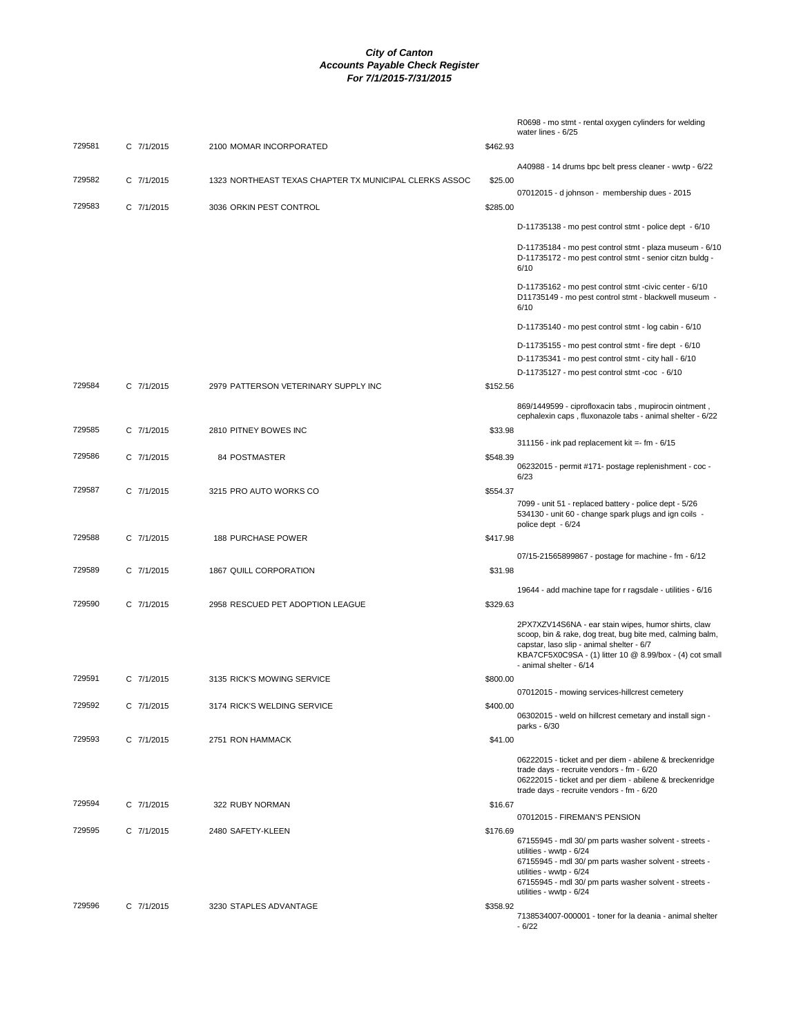# City of Canton
## Accounts Payable Check Register
### For 7/1/2015-7/31/2015

| Check # | Type / Date | Vendor | Amount | Description |
|---|---|---|---|---|
| | | | | R0698 - mo stmt - rental oxygen cylinders for welding water lines - 6/25 |
| 729581 | C 7/1/2015 | 2100 MOMAR INCORPORATED | $462.93 | |
| | | | | A40988 - 14 drums bpc belt press cleaner - wwtp - 6/22 |
| 729582 | C 7/1/2015 | 1323 NORTHEAST TEXAS CHAPTER TX MUNICIPAL CLERKS ASSOC | $25.00 | |
| | | | | 07012015 - d johnson - membership dues - 2015 |
| 729583 | C 7/1/2015 | 3036 ORKIN PEST CONTROL | $285.00 | |
| | | | | D-11735138 - mo pest control stmt - police dept - 6/10 |
| | | | | D-11735184 - mo pest control stmt - plaza museum - 6/10 |
| | | | | D-11735172 - mo pest control stmt - senior citzn buldg - 6/10 |
| | | | | D-11735162 - mo pest control stmt -civic center - 6/10 |
| | | | | D11735149 - mo pest control stmt - blackwell museum - 6/10 |
| | | | | D-11735140 - mo pest control stmt - log cabin - 6/10 |
| | | | | D-11735155 - mo pest control stmt - fire dept - 6/10 |
| | | | | D-11735341 - mo pest control stmt - city hall - 6/10 |
| | | | | D-11735127 - mo pest control stmt -coc - 6/10 |
| 729584 | C 7/1/2015 | 2979 PATTERSON VETERINARY SUPPLY INC | $152.56 | |
| | | | | 869/1449599 - ciprofloxacin tabs , mupirocin ointment , cephalexin caps , fluxonazole tabs - animal shelter - 6/22 |
| 729585 | C 7/1/2015 | 2810 PITNEY BOWES INC | $33.98 | |
| | | | | 311156 - ink pad replacement kit =- fm - 6/15 |
| 729586 | C 7/1/2015 | 84 POSTMASTER | $548.39 | |
| | | | | 06232015 - permit #171- postage replenishment - coc - 6/23 |
| 729587 | C 7/1/2015 | 3215 PRO AUTO WORKS CO | $554.37 | |
| | | | | 7099 - unit 51 - replaced battery - police dept - 5/26 |
| | | | | 534130 - unit 60 - change spark plugs and ign coils - police dept - 6/24 |
| 729588 | C 7/1/2015 | 188 PURCHASE POWER | $417.98 | |
| | | | | 07/15-21565899867 - postage for machine - fm - 6/12 |
| 729589 | C 7/1/2015 | 1867 QUILL CORPORATION | $31.98 | |
| | | | | 19644 - add machine tape for r ragsdale - utilities - 6/16 |
| 729590 | C 7/1/2015 | 2958 RESCUED PET ADOPTION LEAGUE | $329.63 | |
| | | | | 2PX7XZV14S6NA - ear stain wipes, humor shirts, claw scoop, bin & rake, dog treat, bug bite med, calming balm, capstar, laso slip - animal shelter - 6/7 |
| | | | | KBA7CF5X0C9SA - (1) litter 10 @ 8.99/box - (4) cot small - animal shelter - 6/14 |
| 729591 | C 7/1/2015 | 3135 RICK'S MOWING SERVICE | $800.00 | |
| | | | | 07012015 - mowing services-hillcrest cemetery |
| 729592 | C 7/1/2015 | 3174 RICK'S WELDING SERVICE | $400.00 | |
| | | | | 06302015 - weld on hillcrest cemetary and install sign - parks - 6/30 |
| 729593 | C 7/1/2015 | 2751 RON HAMMACK | $41.00 | |
| | | | | 06222015 - ticket and per diem - abilene & breckenridge trade days - recruite vendors - fm - 6/20 |
| | | | | 06222015 - ticket and per diem - abilene & breckenridge trade days - recruite vendors - fm - 6/20 |
| 729594 | C 7/1/2015 | 322 RUBY NORMAN | $16.67 | |
| | | | | 07012015 - FIREMAN'S PENSION |
| 729595 | C 7/1/2015 | 2480 SAFETY-KLEEN | $176.69 | |
| | | | | 67155945 - mdl 30/ pm parts washer solvent - streets - utilities - wwtp - 6/24 |
| | | | | 67155945 - mdl 30/ pm parts washer solvent - streets - utilities - wwtp - 6/24 |
| | | | | 67155945 - mdl 30/ pm parts washer solvent - streets - utilities - wwtp - 6/24 |
| 729596 | C 7/1/2015 | 3230 STAPLES ADVANTAGE | $358.92 | |
| | | | | 7138534007-000001 - toner for la deania - animal shelter - 6/22 |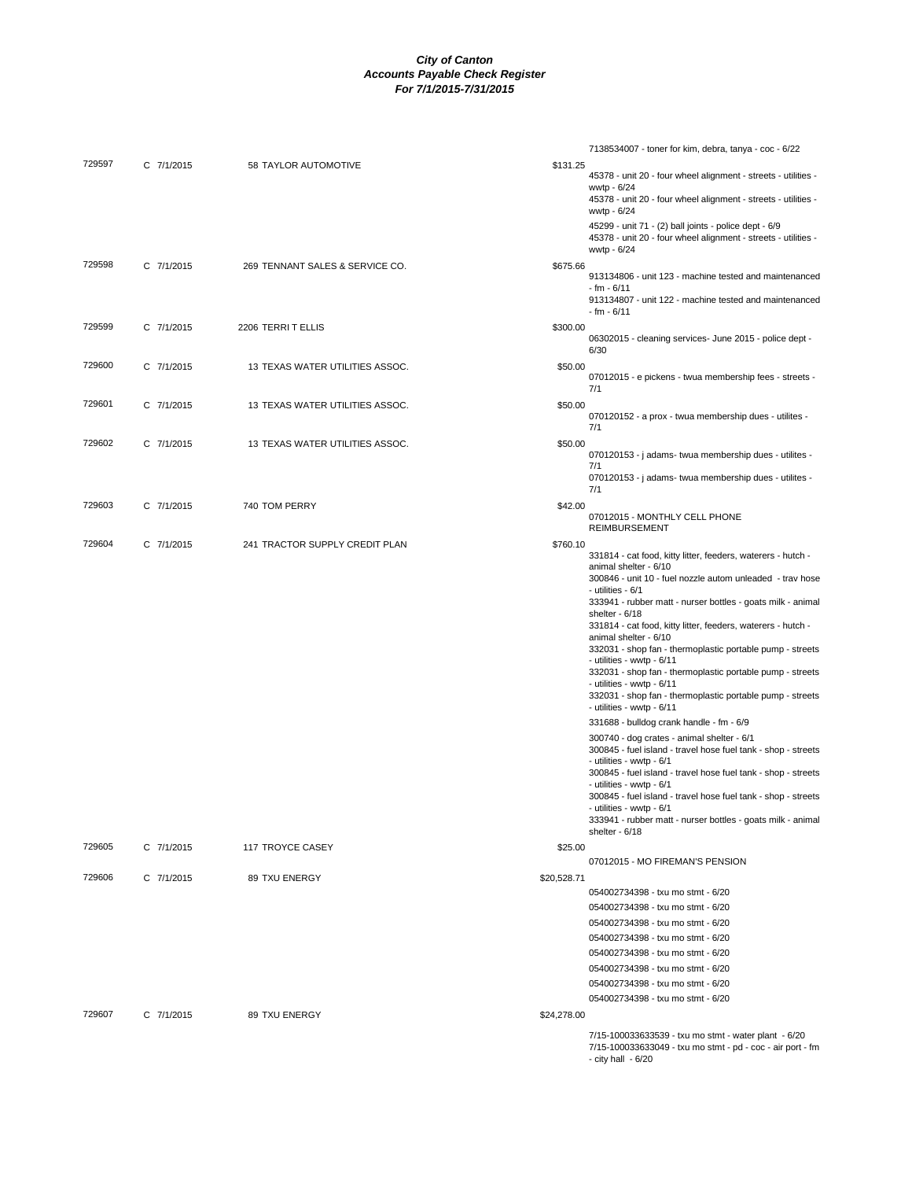**City of Canton**
**Accounts Payable Check Register**
**For 7/1/2015-7/31/2015**

| Check # | Type / Date | Vendor | Amount | Description |
|---|---|---|---|---|
| | | | | 7138534007 - toner for kim, debra, tanya - coc - 6/22 |
| 729597 | C 7/1/2015 | 58 TAYLOR AUTOMOTIVE | $131.25 | 45378 - unit 20 - four wheel alignment - streets - utilities - wwtp - 6/24 |
| | | | | 45378 - unit 20 - four wheel alignment - streets - utilities - wwtp - 6/24 |
| | | | | 45299 - unit 71 - (2) ball joints - police dept - 6/9 |
| | | | | 45378 - unit 20 - four wheel alignment - streets - utilities - wwtp - 6/24 |
| 729598 | C 7/1/2015 | 269 TENNANT SALES & SERVICE CO. | $675.66 | 913134806 - unit 123 - machine tested and maintenanced - fm - 6/11 |
| | | | | 913134807 - unit 122 - machine tested and maintenanced - fm - 6/11 |
| 729599 | C 7/1/2015 | 2206 TERRI T ELLIS | $300.00 | 06302015 - cleaning services- June 2015 - police dept - 6/30 |
| 729600 | C 7/1/2015 | 13 TEXAS WATER UTILITIES ASSOC. | $50.00 | 07012015 - e pickens - twua membership fees - streets - 7/1 |
| 729601 | C 7/1/2015 | 13 TEXAS WATER UTILITIES ASSOC. | $50.00 | 070120152 - a prox - twua membership dues - utilites - 7/1 |
| 729602 | C 7/1/2015 | 13 TEXAS WATER UTILITIES ASSOC. | $50.00 | 070120153 - j adams- twua membership dues - utilites - 7/1 |
| | | | | 070120153 - j adams- twua membership dues - utilites - 7/1 |
| 729603 | C 7/1/2015 | 740 TOM PERRY | $42.00 | 07012015 - MONTHLY CELL PHONE REIMBURSEMENT |
| 729604 | C 7/1/2015 | 241 TRACTOR SUPPLY CREDIT PLAN | $760.10 | 331814 - cat food, kitty litter, feeders, waterers - hutch - animal shelter - 6/10 |
| | | | | 300846 - unit 10 - fuel nozzle autom unleaded - trav hose - utilities - 6/1 |
| | | | | 333941 - rubber matt - nurser bottles - goats milk - animal shelter - 6/18 |
| | | | | 331814 - cat food, kitty litter, feeders, waterers - hutch - animal shelter - 6/10 |
| | | | | 332031 - shop fan - thermoplastic portable pump - streets - utilities - wwtp - 6/11 |
| | | | | 332031 - shop fan - thermoplastic portable pump - streets - utilities - wwtp - 6/11 |
| | | | | 332031 - shop fan - thermoplastic portable pump - streets - utilities - wwtp - 6/11 |
| | | | | 331688 - bulldog crank handle - fm - 6/9 |
| | | | | 300740 - dog crates - animal shelter - 6/1 |
| | | | | 300845 - fuel island - travel hose fuel tank - shop - streets - utilities - wwtp - 6/1 |
| | | | | 300845 - fuel island - travel hose fuel tank - shop - streets - utilities - wwtp - 6/1 |
| | | | | 300845 - fuel island - travel hose fuel tank - shop - streets - utilities - wwtp - 6/1 |
| | | | | 333941 - rubber matt - nurser bottles - goats milk - animal shelter - 6/18 |
| 729605 | C 7/1/2015 | 117 TROYCE CASEY | $25.00 | 07012015 - MO FIREMAN'S PENSION |
| 729606 | C 7/1/2015 | 89 TXU ENERGY | $20,528.71 | 054002734398 - txu mo stmt - 6/20 |
| | | | | 054002734398 - txu mo stmt - 6/20 |
| | | | | 054002734398 - txu mo stmt - 6/20 |
| | | | | 054002734398 - txu mo stmt - 6/20 |
| | | | | 054002734398 - txu mo stmt - 6/20 |
| | | | | 054002734398 - txu mo stmt - 6/20 |
| | | | | 054002734398 - txu mo stmt - 6/20 |
| | | | | 054002734398 - txu mo stmt - 6/20 |
| 729607 | C 7/1/2015 | 89 TXU ENERGY | $24,278.00 | 7/15-100033633539 - txu mo stmt - water plant - 6/20 |
| | | | | 7/15-100033633049 - txu mo stmt - pd - coc - air port - fm - city hall - 6/20 |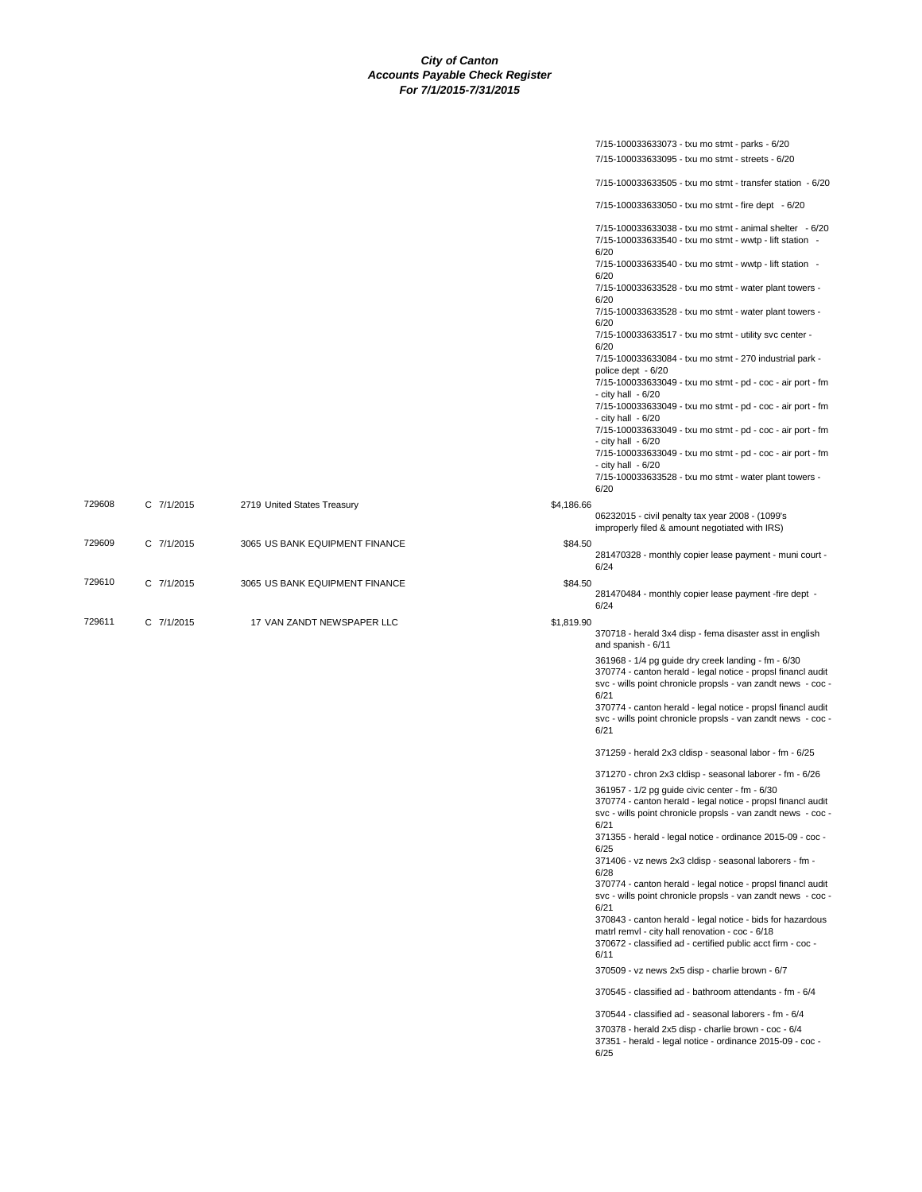# City of Canton
## Accounts Payable Check Register
### For 7/1/2015-7/31/2015

| Check # | Type | Date | Vendor | Amount | Description |
|---|---|---|---|---|---|
| | | | | | 7/15-100033633073 - txu mo stmt - parks - 6/20 |
| | | | | | 7/15-100033633095 - txu mo stmt - streets - 6/20 |
| | | | | | 7/15-100033633505 - txu mo stmt - transfer station - 6/20 |
| | | | | | 7/15-100033633050 - txu mo stmt - fire dept - 6/20 |
| | | | | | 7/15-100033633038 - txu mo stmt - animal shelter - 6/20 |
| | | | | | 7/15-100033633540 - txu mo stmt - wwtp - lift station - 6/20 |
| | | | | | 7/15-100033633540 - txu mo stmt - wwtp - lift station - 6/20 |
| | | | | | 7/15-100033633528 - txu mo stmt - water plant towers - 6/20 |
| | | | | | 7/15-100033633528 - txu mo stmt - water plant towers - 6/20 |
| | | | | | 7/15-100033633517 - txu mo stmt - utility svc center - 6/20 |
| | | | | | 7/15-100033633084 - txu mo stmt - 270 industrial park - police dept - 6/20 |
| | | | | | 7/15-100033633049 - txu mo stmt - pd - coc - air port - fm - city hall - 6/20 |
| | | | | | 7/15-100033633049 - txu mo stmt - pd - coc - air port - fm - city hall - 6/20 |
| | | | | | 7/15-100033633049 - txu mo stmt - pd - coc - air port - fm - city hall - 6/20 |
| | | | | | 7/15-100033633049 - txu mo stmt - pd - coc - air port - fm - city hall - 6/20 |
| | | | | | 7/15-100033633528 - txu mo stmt - water plant towers - 6/20 |
| 729608 | C | 7/1/2015 | 2719 United States Treasury | $4,186.66 | 06232015 - civil penalty tax year 2008 - (1099's improperly filed & amount negotiated with IRS) |
| 729609 | C | 7/1/2015 | 3065 US BANK EQUIPMENT FINANCE | $84.50 | 281470328 - monthly copier lease payment - muni court - 6/24 |
| 729610 | C | 7/1/2015 | 3065 US BANK EQUIPMENT FINANCE | $84.50 | 281470484 - monthly copier lease payment -fire dept - 6/24 |
| 729611 | C | 7/1/2015 | 17 VAN ZANDT NEWSPAPER LLC | $1,819.90 | 370718 - herald 3x4 disp - fema disaster asst in english and spanish - 6/11 |
| | | | | | 361968 - 1/4 pg guide dry creek landing - fm - 6/30 |
| | | | | | 370774 - canton herald - legal notice - propsl financl audit svc - wills point chronicle propsls - van zandt news - coc - 6/21 |
| | | | | | 370774 - canton herald - legal notice - propsl financl audit svc - wills point chronicle propsls - van zandt news - coc - 6/21 |
| | | | | | 371259 - herald 2x3 cldisp - seasonal labor - fm - 6/25 |
| | | | | | 371270 - chron 2x3 cldisp - seasonal laborer - fm - 6/26 |
| | | | | | 361957 - 1/2 pg guide civic center - fm - 6/30 |
| | | | | | 370774 - canton herald - legal notice - propsl financl audit svc - wills point chronicle propsls - van zandt news - coc - 6/21 |
| | | | | | 371355 - herald - legal notice - ordinance 2015-09 - coc - 6/25 |
| | | | | | 371406 - vz news 2x3 cldisp - seasonal laborers - fm - 6/28 |
| | | | | | 370774 - canton herald - legal notice - propsl financl audit svc - wills point chronicle propsls - van zandt news - coc - 6/21 |
| | | | | | 370843 - canton herald - legal notice - bids for hazardous matrl remvl - city hall renovation - coc - 6/18 |
| | | | | | 370672 - classified ad - certified public acct firm - coc - 6/11 |
| | | | | | 370509 - vz news 2x5 disp - charlie brown - 6/7 |
| | | | | | 370545 - classified ad - bathroom attendants - fm - 6/4 |
| | | | | | 370544 - classified ad - seasonal laborers - fm - 6/4 |
| | | | | | 370378 - herald 2x5 disp - charlie brown - coc - 6/4 |
| | | | | | 37351 - herald - legal notice - ordinance 2015-09 - coc - 6/25 |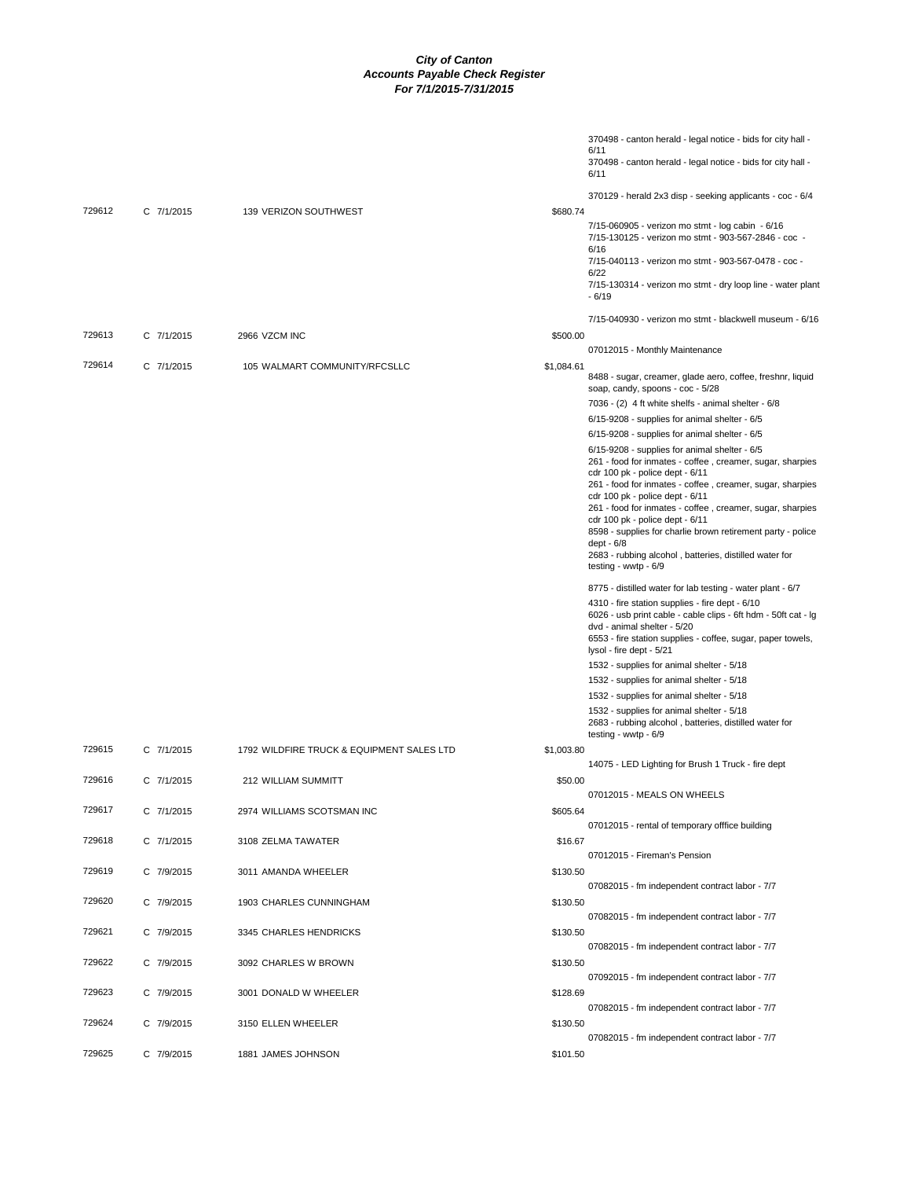# City of Canton
## Accounts Payable Check Register
### For 7/1/2015-7/31/2015

| Check # | Date | Vendor | Amount | Description |
|---|---|---|---|---|
| | | | | 370498 - canton herald - legal notice - bids for city hall - 6/11 |
| | | | | 370498 - canton herald - legal notice - bids for city hall - 6/11 |
| | | | | 370129 - herald 2x3 disp - seeking applicants - coc - 6/4 |
| 729612 | C 7/1/2015 | 139 VERIZON SOUTHWEST | $680.74 | |
| | | | | 7/15-060905 - verizon mo stmt - log cabin - 6/16 |
| | | | | 7/15-130125 - verizon mo stmt - 903-567-2846 - coc - 6/16 |
| | | | | 7/15-040113 - verizon mo stmt - 903-567-0478 - coc - 6/22 |
| | | | | 7/15-130314 - verizon mo stmt - dry loop line - water plant - 6/19 |
| | | | | 7/15-040930 - verizon mo stmt - blackwell museum - 6/16 |
| 729613 | C 7/1/2015 | 2966 VZCM INC | $500.00 | |
| | | | | 07012015 - Monthly Maintenance |
| 729614 | C 7/1/2015 | 105 WALMART COMMUNITY/RFCSLLC | $1,084.61 | |
| | | | | 8488 - sugar, creamer, glade aero, coffee, freshnr, liquid soap, candy, spoons - coc - 5/28 |
| | | | | 7036 - (2) 4 ft white shelfs - animal shelter - 6/8 |
| | | | | 6/15-9208 - supplies for animal shelter - 6/5 |
| | | | | 6/15-9208 - supplies for animal shelter - 6/5 |
| | | | | 6/15-9208 - supplies for animal shelter - 6/5 |
| | | | | 261 - food for inmates - coffee , creamer, sugar, sharpies cdr 100 pk - police dept - 6/11 |
| | | | | 261 - food for inmates - coffee , creamer, sugar, sharpies cdr 100 pk - police dept - 6/11 |
| | | | | 261 - food for inmates - coffee , creamer, sugar, sharpies cdr 100 pk - police dept - 6/11 |
| | | | | 8598 - supplies for charlie brown retirement party - police dept - 6/8 |
| | | | | 2683 - rubbing alcohol , batteries, distilled water for testing - wwtp - 6/9 |
| | | | | 8775 - distilled water for lab testing - water plant - 6/7 |
| | | | | 4310 - fire station supplies - fire dept - 6/10 |
| | | | | 6026 - usb print cable - cable clips - 6ft hdm - 50ft cat - lg dvd - animal shelter - 5/20 |
| | | | | 6553 - fire station supplies - coffee, sugar, paper towels, lysol - fire dept - 5/21 |
| | | | | 1532 - supplies for animal shelter - 5/18 |
| | | | | 1532 - supplies for animal shelter - 5/18 |
| | | | | 1532 - supplies for animal shelter - 5/18 |
| | | | | 1532 - supplies for animal shelter - 5/18 |
| | | | | 2683 - rubbing alcohol , batteries, distilled water for testing - wwtp - 6/9 |
| 729615 | C 7/1/2015 | 1792 WILDFIRE TRUCK & EQUIPMENT SALES LTD | $1,003.80 | |
| | | | | 14075 - LED Lighting for Brush 1 Truck - fire dept |
| 729616 | C 7/1/2015 | 212 WILLIAM SUMMITT | $50.00 | |
| | | | | 07012015 - MEALS ON WHEELS |
| 729617 | C 7/1/2015 | 2974 WILLIAMS SCOTSMAN INC | $605.64 | |
| | | | | 07012015 - rental of temporary offfice building |
| 729618 | C 7/1/2015 | 3108 ZELMA TAWATER | $16.67 | |
| | | | | 07012015 - Fireman's Pension |
| 729619 | C 7/9/2015 | 3011 AMANDA WHEELER | $130.50 | |
| | | | | 07082015 - fm independent contract labor - 7/7 |
| 729620 | C 7/9/2015 | 1903 CHARLES CUNNINGHAM | $130.50 | |
| | | | | 07082015 - fm independent contract labor - 7/7 |
| 729621 | C 7/9/2015 | 3345 CHARLES HENDRICKS | $130.50 | |
| | | | | 07082015 - fm independent contract labor - 7/7 |
| 729622 | C 7/9/2015 | 3092 CHARLES W BROWN | $130.50 | |
| | | | | 07092015 - fm independent contract labor - 7/7 |
| 729623 | C 7/9/2015 | 3001 DONALD W WHEELER | $128.69 | |
| | | | | 07082015 - fm independent contract labor - 7/7 |
| 729624 | C 7/9/2015 | 3150 ELLEN WHEELER | $130.50 | |
| | | | | 07082015 - fm independent contract labor - 7/7 |
| 729625 | C 7/9/2015 | 1881 JAMES JOHNSON | $101.50 | |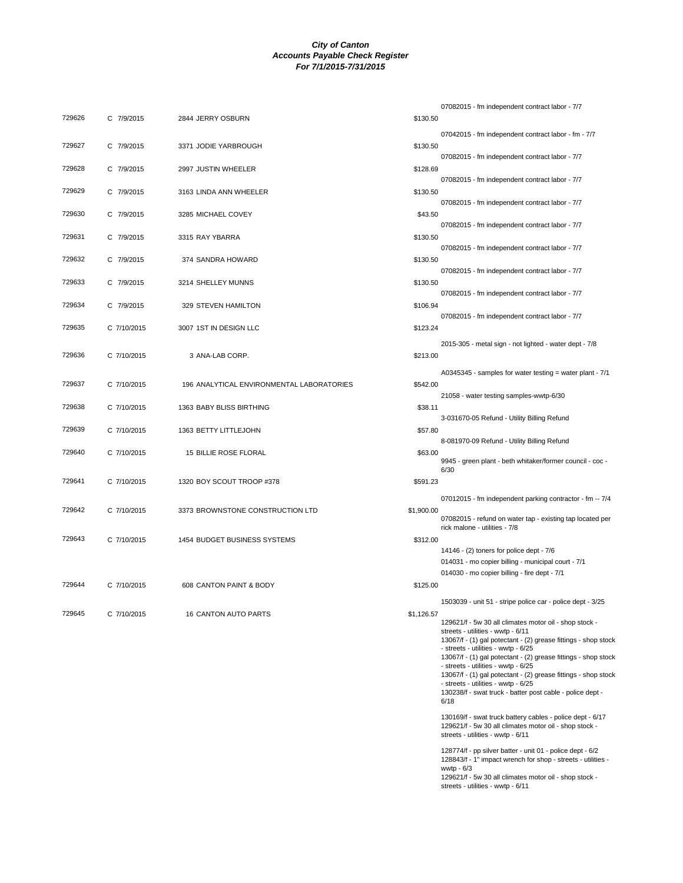# City of Canton
## Accounts Payable Check Register
### For 7/1/2015-7/31/2015

| Check # | Date | Vendor | Amount | Description |
|---|---|---|---|---|
| 729626 | C 7/9/2015 | 2844 JERRY OSBURN | $130.50 | 07082015 - fm independent contract labor - 7/7 |
| 729627 | C 7/9/2015 | 3371 JODIE YARBROUGH | $130.50 | 07042015 - fm independent contract labor - fm - 7/7 |
| 729628 | C 7/9/2015 | 2997 JUSTIN WHEELER | $128.69 | 07082015 - fm independent contract labor - 7/7 |
| 729629 | C 7/9/2015 | 3163 LINDA ANN WHEELER | $130.50 | 07082015 - fm independent contract labor - 7/7 |
| 729630 | C 7/9/2015 | 3285 MICHAEL COVEY | $43.50 | 07082015 - fm independent contract labor - 7/7 |
| 729631 | C 7/9/2015 | 3315 RAY YBARRA | $130.50 | 07082015 - fm independent contract labor - 7/7 |
| 729632 | C 7/9/2015 | 374 SANDRA HOWARD | $130.50 | 07082015 - fm independent contract labor - 7/7 |
| 729633 | C 7/9/2015 | 3214 SHELLEY MUNNS | $130.50 | 07082015 - fm independent contract labor - 7/7 |
| 729634 | C 7/9/2015 | 329 STEVEN HAMILTON | $106.94 | 07082015 - fm independent contract labor - 7/7 |
| 729635 | C 7/10/2015 | 3007 1ST IN DESIGN LLC | $123.24 | 2015-305 - metal sign - not lighted - water dept - 7/8 |
| 729636 | C 7/10/2015 | 3 ANA-LAB CORP. | $213.00 | A0345345 - samples for water testing = water plant - 7/1 |
| 729637 | C 7/10/2015 | 196 ANALYTICAL ENVIRONMENTAL LABORATORIES | $542.00 | 21058 - water testing samples-wwtp-6/30 |
| 729638 | C 7/10/2015 | 1363 BABY BLISS BIRTHING | $38.11 | 3-031670-05 Refund - Utility Billing Refund |
| 729639 | C 7/10/2015 | 1363 BETTY LITTLEJOHN | $57.80 | 8-081970-09 Refund - Utility Billing Refund |
| 729640 | C 7/10/2015 | 15 BILLIE ROSE FLORAL | $63.00 | 9945 - green plant - beth whitaker/former council - coc - 6/30 |
| 729641 | C 7/10/2015 | 1320 BOY SCOUT TROOP #378 | $591.23 | 07012015 - fm independent parking contractor - fm -- 7/4 |
| 729642 | C 7/10/2015 | 3373 BROWNSTONE CONSTRUCTION LTD | $1,900.00 | 07082015 - refund on water tap - existing tap located per rick malone - utilities - 7/8 |
| 729643 | C 7/10/2015 | 1454 BUDGET BUSINESS SYSTEMS | $312.00 | 14146 - (2) toners for police dept - 7/6 |
| | | | | 014031 - mo copier billing - municipal court - 7/1 |
| | | | | 014030 - mo copier billing - fire dept - 7/1 |
| 729644 | C 7/10/2015 | 608 CANTON PAINT & BODY | $125.00 | 1503039 - unit 51 - stripe police car - police dept - 3/25 |
| 729645 | C 7/10/2015 | 16 CANTON AUTO PARTS | $1,126.57 | 129621/f - 5w 30 all climates motor oil - shop stock - streets - utilities - wwtp - 6/11 |
| | | | | 13067/f - (1) gal potectant - (2) grease fittings - shop stock - streets - utilities - wwtp - 6/25 |
| | | | | 13067/f - (1) gal potectant - (2) grease fittings - shop stock - streets - utilities - wwtp - 6/25 |
| | | | | 13067/f - (1) gal potectant - (2) grease fittings - shop stock - streets - utilities - wwtp - 6/25 |
| | | | | 130238/f - swat truck - batter post cable - police dept - 6/18 |
| | | | | 130169/f - swat truck battery cables - police dept - 6/17 |
| | | | | 129621/f - 5w 30 all climates motor oil - shop stock - streets - utilities - wwtp - 6/11 |
| | | | | 128774/f - pp silver batter - unit 01 - police dept - 6/2 |
| | | | | 128843/f - 1" impact wrench for shop - streets - utilities - wwtp - 6/3 |
| | | | | 129621/f - 5w 30 all climates motor oil - shop stock - streets - utilities - wwtp - 6/11 |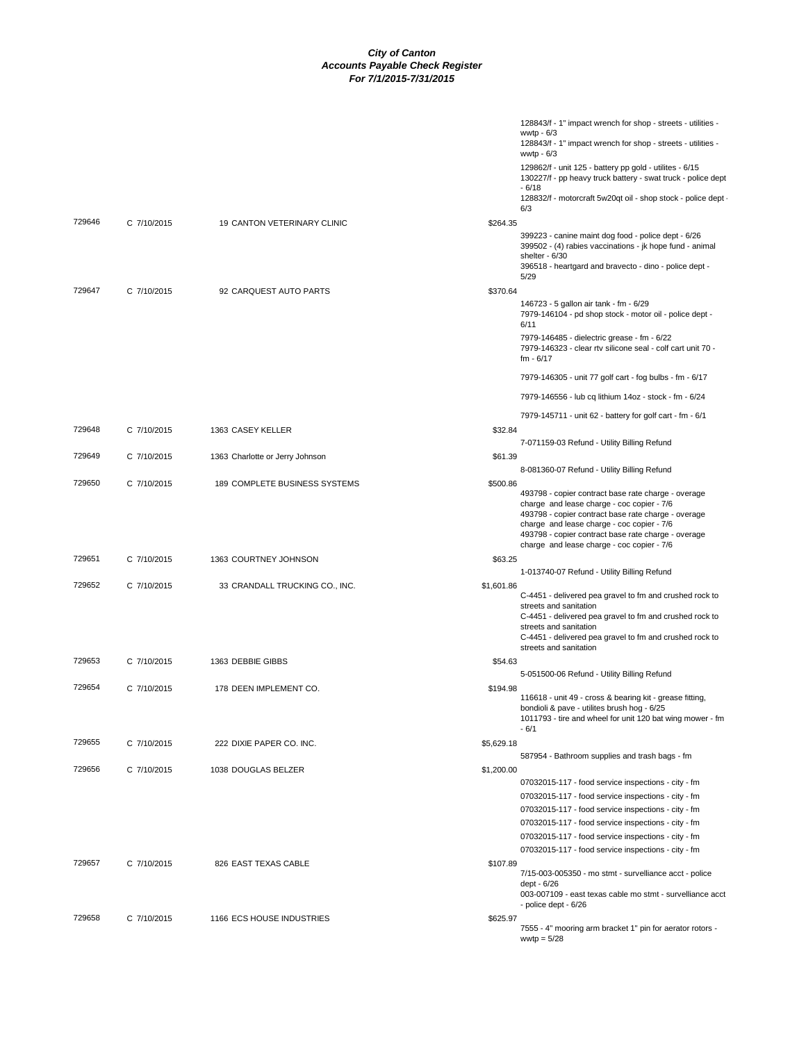# City of Canton
## Accounts Payable Check Register
### For 7/1/2015-7/31/2015

| Check # | Date | Vendor | Amount | Description |
|---|---|---|---|---|
| | | | | 128843/f - 1" impact wrench for shop - streets - utilities - wwtp - 6/3 |
| | | | | 128843/f - 1" impact wrench for shop - streets - utilities - wwtp - 6/3 |
| | | | | 129862/f - unit 125 - battery pp gold - utilites - 6/15 |
| | | | | 130227/f - pp heavy truck battery - swat truck - police dept - 6/18 |
| | | | | 128832/f - motorcraft 5w20qt oil - shop stock - police dept - 6/3 |
| 729646 | C 7/10/2015 | 19 CANTON VETERINARY CLINIC | $264.35 | |
| | | | | 399223 - canine maint dog food - police dept - 6/26 |
| | | | | 399502 - (4) rabies vaccinations - jk hope fund - animal shelter - 6/30 |
| | | | | 396518 - heartgard and bravecto - dino - police dept - 5/29 |
| 729647 | C 7/10/2015 | 92 CARQUEST AUTO PARTS | $370.64 | |
| | | | | 146723 - 5 gallon air tank - fm - 6/29 |
| | | | | 7979-146104 - pd shop stock - motor oil - police dept - 6/11 |
| | | | | 7979-146485 - dielectric grease - fm - 6/22 |
| | | | | 7979-146323 - clear rtv silicone seal - colf cart unit 70 - fm - 6/17 |
| | | | | 7979-146305 - unit 77 golf cart - fog bulbs - fm - 6/17 |
| | | | | 7979-146556 - lub cq lithium 14oz - stock - fm - 6/24 |
| | | | | 7979-145711 - unit 62 - battery for golf cart - fm - 6/1 |
| 729648 | C 7/10/2015 | 1363 CASEY KELLER | $32.84 | |
| | | | | 7-071159-03 Refund - Utility Billing Refund |
| 729649 | C 7/10/2015 | 1363 Charlotte or Jerry Johnson | $61.39 | |
| | | | | 8-081360-07 Refund - Utility Billing Refund |
| 729650 | C 7/10/2015 | 189 COMPLETE BUSINESS SYSTEMS | $500.86 | |
| | | | | 493798 - copier contract base rate charge - overage charge and lease charge - coc copier - 7/6 |
| | | | | 493798 - copier contract base rate charge - overage charge and lease charge - coc copier - 7/6 |
| | | | | 493798 - copier contract base rate charge - overage charge and lease charge - coc copier - 7/6 |
| 729651 | C 7/10/2015 | 1363 COURTNEY JOHNSON | $63.25 | |
| | | | | 1-013740-07 Refund - Utility Billing Refund |
| 729652 | C 7/10/2015 | 33 CRANDALL TRUCKING CO., INC. | $1,601.86 | |
| | | | | C-4451 - delivered pea gravel to fm and crushed rock to streets and sanitation |
| | | | | C-4451 - delivered pea gravel to fm and crushed rock to streets and sanitation |
| | | | | C-4451 - delivered pea gravel to fm and crushed rock to streets and sanitation |
| 729653 | C 7/10/2015 | 1363 DEBBIE GIBBS | $54.63 | |
| | | | | 5-051500-06 Refund - Utility Billing Refund |
| 729654 | C 7/10/2015 | 178 DEEN IMPLEMENT CO. | $194.98 | |
| | | | | 116618 - unit 49 - cross & bearing kit - grease fitting, bondioli & pave - utilites brush hog - 6/25 |
| | | | | 1011793 - tire and wheel for unit 120 bat wing mower - fm - 6/1 |
| 729655 | C 7/10/2015 | 222 DIXIE PAPER CO. INC. | $5,629.18 | |
| | | | | 587954 - Bathroom supplies and trash bags - fm |
| 729656 | C 7/10/2015 | 1038 DOUGLAS BELZER | $1,200.00 | |
| | | | | 07032015-117 - food service inspections - city - fm |
| | | | | 07032015-117 - food service inspections - city - fm |
| | | | | 07032015-117 - food service inspections - city - fm |
| | | | | 07032015-117 - food service inspections - city - fm |
| | | | | 07032015-117 - food service inspections - city - fm |
| | | | | 07032015-117 - food service inspections - city - fm |
| 729657 | C 7/10/2015 | 826 EAST TEXAS CABLE | $107.89 | |
| | | | | 7/15-003-005350 - mo stmt - survelliance acct - police dept - 6/26 |
| | | | | 003-007109 - east texas cable mo stmt - survelliance acct - police dept - 6/26 |
| 729658 | C 7/10/2015 | 1166 ECS HOUSE INDUSTRIES | $625.97 | |
| | | | | 7555 - 4" mooring arm bracket 1" pin for aerator rotors - wwtp = 5/28 |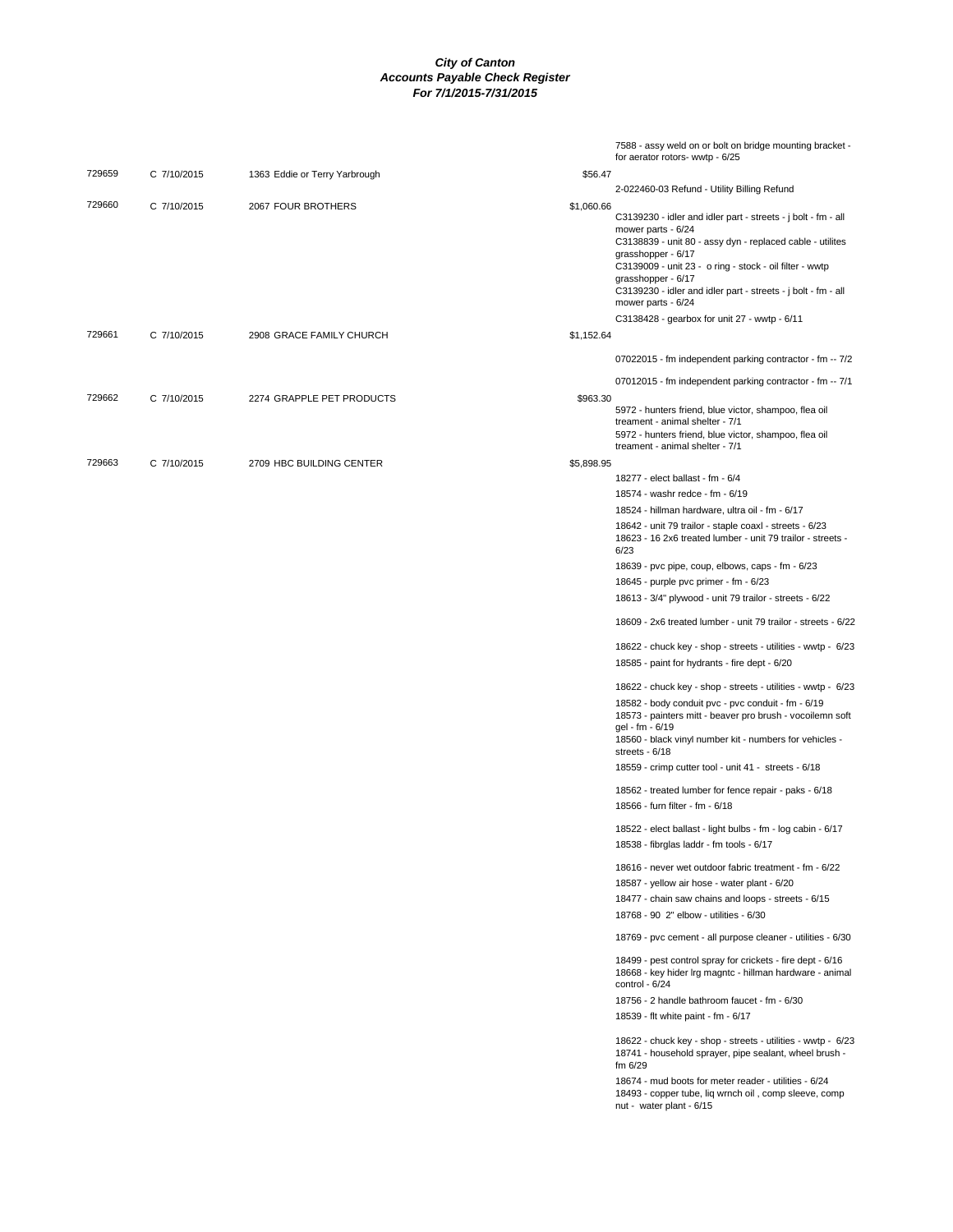# City of Canton
## Accounts Payable Check Register
### For 7/1/2015-7/31/2015

| Check # | Date | Vendor | Amount | Description |
|---|---|---|---|---|
| | | | | 7588 - assy weld on or bolt on bridge mounting bracket - for aerator rotors- wwtp - 6/25 |
| 729659 | C 7/10/2015 | 1363 Eddie or Terry Yarbrough | $56.47 | |
| | | | | 2-022460-03 Refund - Utility Billing Refund |
| 729660 | C 7/10/2015 | 2067 FOUR BROTHERS | $1,060.66 | |
| | | | | C3139230 - idler and idler part - streets - j bolt - fm - all mower parts - 6/24 |
| | | | | C3138839 - unit 80 - assy dyn - replaced cable - utilites grasshopper - 6/17 |
| | | | | C3139009 - unit 23 - o ring - stock - oil filter - wwtp grasshopper - 6/17 |
| | | | | C3139230 - idler and idler part - streets - j bolt - fm - all mower parts - 6/24 |
| | | | | C3138428 - gearbox for unit 27 - wwtp - 6/11 |
| 729661 | C 7/10/2015 | 2908 GRACE FAMILY CHURCH | $1,152.64 | |
| | | | | 07022015 - fm independent parking contractor - fm -- 7/2 |
| | | | | 07012015 - fm independent parking contractor - fm -- 7/1 |
| 729662 | C 7/10/2015 | 2274 GRAPPLE PET PRODUCTS | $963.30 | |
| | | | | 5972 - hunters friend, blue victor, shampoo, flea oil treament - animal shelter - 7/1 |
| | | | | 5972 - hunters friend, blue victor, shampoo, flea oil treament - animal shelter - 7/1 |
| 729663 | C 7/10/2015 | 2709 HBC BUILDING CENTER | $5,898.95 | |
| | | | | 18277 - elect ballast - fm - 6/4 |
| | | | | 18574 - washr redce - fm - 6/19 |
| | | | | 18524 - hillman hardware, ultra oil - fm - 6/17 |
| | | | | 18642 - unit 79 trailor - staple coaxl - streets - 6/23 |
| | | | | 18623 - 16 2x6 treated lumber - unit 79 trailor - streets - 6/23 |
| | | | | 18639 - pvc pipe, coup, elbows, caps - fm - 6/23 |
| | | | | 18645 - purple pvc primer - fm - 6/23 |
| | | | | 18613 - 3/4" plywood - unit 79 trailor - streets - 6/22 |
| | | | | 18609 - 2x6 treated lumber - unit 79 trailor - streets - 6/22 |
| | | | | 18622 - chuck key - shop - streets - utilities - wwtp - 6/23 |
| | | | | 18585 - paint for hydrants - fire dept - 6/20 |
| | | | | 18622 - chuck key - shop - streets - utilities - wwtp - 6/23 |
| | | | | 18582 - body conduit pvc - pvc conduit - fm - 6/19 |
| | | | | 18573 - painters mitt - beaver pro brush - vocoilemn soft gel - fm - 6/19 |
| | | | | 18560 - black vinyl number kit - numbers for vehicles - streets - 6/18 |
| | | | | 18559 - crimp cutter tool - unit 41 - streets - 6/18 |
| | | | | 18562 - treated lumber for fence repair - paks - 6/18 |
| | | | | 18566 - furn filter - fm - 6/18 |
| | | | | 18522 - elect ballast - light bulbs - fm - log cabin - 6/17 |
| | | | | 18538 - fibrglas laddr - fm tools - 6/17 |
| | | | | 18616 - never wet outdoor fabric treatment - fm - 6/22 |
| | | | | 18587 - yellow air hose - water plant - 6/20 |
| | | | | 18477 - chain saw chains and loops - streets - 6/15 |
| | | | | 18768 - 90 2" elbow - utilities - 6/30 |
| | | | | 18769 - pvc cement - all purpose cleaner - utilities - 6/30 |
| | | | | 18499 - pest control spray for crickets - fire dept - 6/16 |
| | | | | 18668 - key hider lrg magntc - hillman hardware - animal control - 6/24 |
| | | | | 18756 - 2 handle bathroom faucet - fm - 6/30 |
| | | | | 18539 - flt white paint - fm - 6/17 |
| | | | | 18622 - chuck key - shop - streets - utilities - wwtp - 6/23 |
| | | | | 18741 - household sprayer, pipe sealant, wheel brush - fm 6/29 |
| | | | | 18674 - mud boots for meter reader - utilities - 6/24 |
| | | | | 18493 - copper tube, liq wrnch oil , comp sleeve, comp nut - water plant - 6/15 |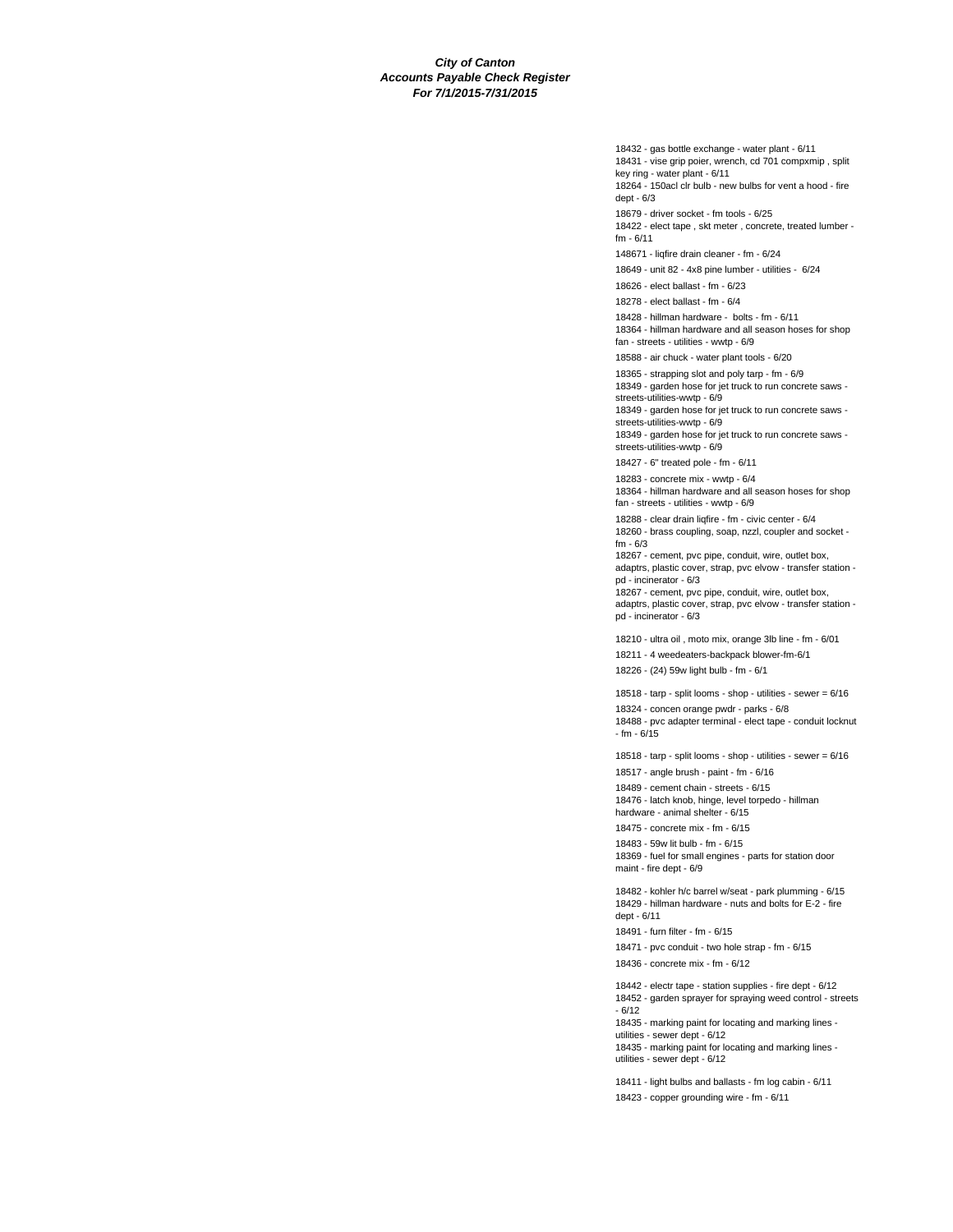***City of Canton***
***Accounts Payable Check Register***
***For 7/1/2015-7/31/2015***

18432 - gas bottle exchange - water plant - 6/11

18431 - vise grip poier, wrench, cd 701 compxmip , split key ring - water plant - 6/11

18264 - 150acl clr bulb - new bulbs for vent a hood - fire dept - 6/3

18679 - driver socket - fm tools - 6/25

18422 - elect tape , skt meter , concrete, treated lumber - fm - 6/11

148671 - liqfire drain cleaner - fm - 6/24

18649 - unit 82 - 4x8 pine lumber - utilities - 6/24

18626 - elect ballast - fm - 6/23

18278 - elect ballast - fm - 6/4

18428 - hillman hardware - bolts - fm - 6/11

18364 - hillman hardware and all season hoses for shop fan - streets - utilities - wwtp - 6/9

18588 - air chuck - water plant tools - 6/20

18365 - strapping slot and poly tarp - fm - 6/9

18349 - garden hose for jet truck to run concrete saws - streets-utilities-wwtp - 6/9

18349 - garden hose for jet truck to run concrete saws - streets-utilities-wwtp - 6/9

18349 - garden hose for jet truck to run concrete saws - streets-utilities-wwtp - 6/9

18427 - 6" treated pole - fm - 6/11

18283 - concrete mix - wwtp - 6/4

18364 - hillman hardware and all season hoses for shop fan - streets - utilities - wwtp - 6/9

18288 - clear drain liqfire - fm - civic center - 6/4

18260 - brass coupling, soap, nzzl, coupler and socket - fm - 6/3

18267 - cement, pvc pipe, conduit, wire, outlet box, adaptrs, plastic cover, strap, pvc elvow - transfer station - pd - incinerator - 6/3

18267 - cement, pvc pipe, conduit, wire, outlet box, adaptrs, plastic cover, strap, pvc elvow - transfer station - pd - incinerator - 6/3

18210 - ultra oil , moto mix, orange 3lb line - fm - 6/01

18211 - 4 weedeaters-backpack blower-fm-6/1

18226 - (24) 59w light bulb - fm - 6/1

18518 - tarp - split looms - shop - utilities - sewer = 6/16

18324 - concen orange pwdr - parks - 6/8

18488 - pvc adapter terminal - elect tape - conduit locknut - fm - 6/15

18518 - tarp - split looms - shop - utilities - sewer = 6/16

18517 - angle brush - paint - fm - 6/16

18489 - cement chain - streets - 6/15

18476 - latch knob, hinge, level torpedo - hillman hardware - animal shelter - 6/15

18475 - concrete mix - fm - 6/15

18483 - 59w lit bulb - fm - 6/15

18369 - fuel for small engines - parts for station door maint - fire dept - 6/9

18482 - kohler h/c barrel w/seat - park plumming - 6/15

18429 - hillman hardware - nuts and bolts for E-2 - fire dept - 6/11

18491 - furn filter - fm - 6/15

18471 - pvc conduit - two hole strap - fm - 6/15

18436 - concrete mix - fm - 6/12

18442 - electr tape - station supplies - fire dept - 6/12

18452 - garden sprayer for spraying weed control - streets - 6/12

18435 - marking paint for locating and marking lines - utilities - sewer dept - 6/12

18435 - marking paint for locating and marking lines - utilities - sewer dept - 6/12

18411 - light bulbs and ballasts - fm log cabin - 6/11

18423 - copper grounding wire - fm - 6/11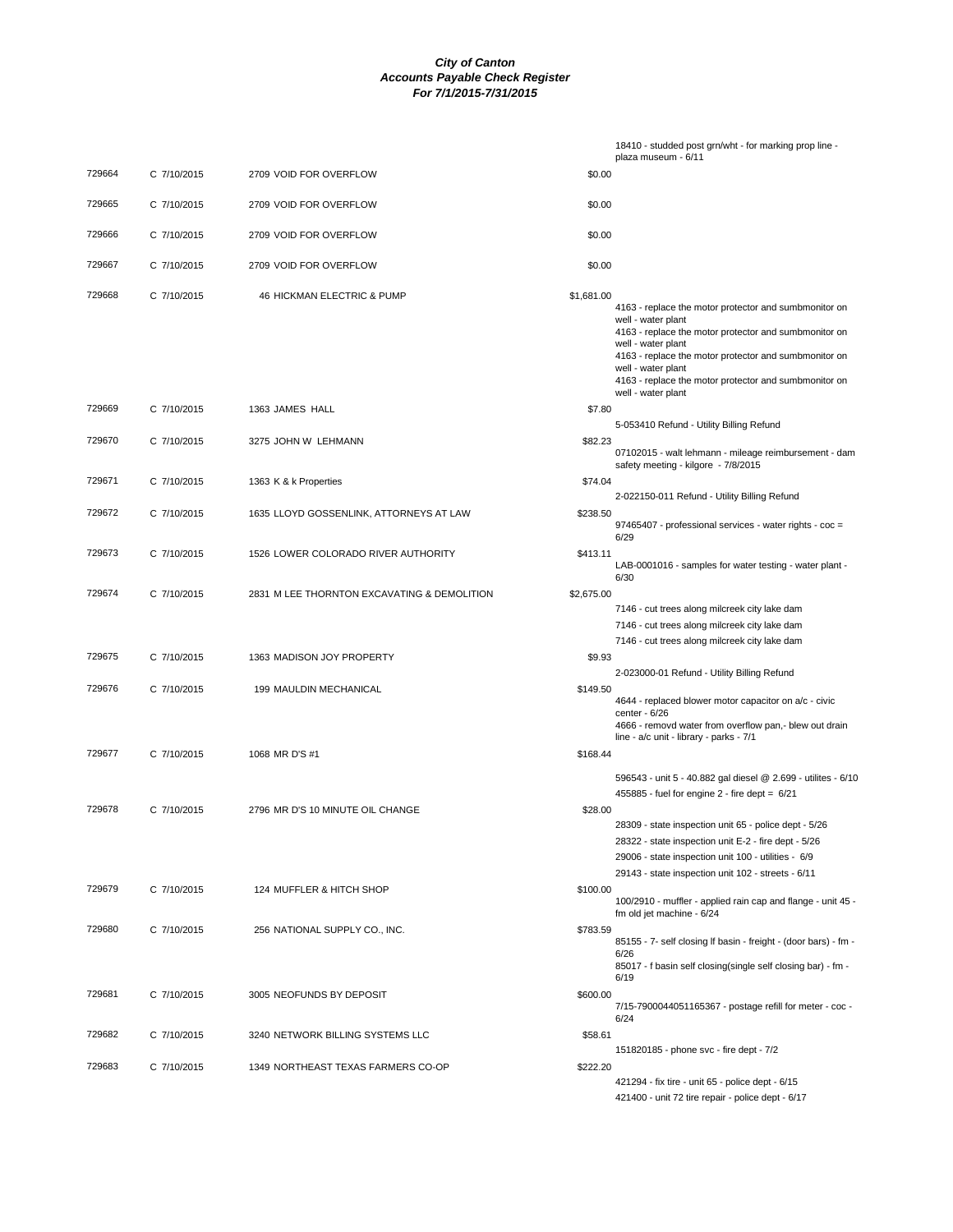***City of Canton***
***Accounts Payable Check Register***
***For 7/1/2015-7/31/2015***

| Check # | Date | Vendor | Amount | Description |
|---|---|---|---|---|
| | | | | 18410 - studded post grn/wht - for marking prop line - plaza museum - 6/11 |
| 729664 | C 7/10/2015 | 2709 VOID FOR OVERFLOW | $0.00 | |
| 729665 | C 7/10/2015 | 2709 VOID FOR OVERFLOW | $0.00 | |
| 729666 | C 7/10/2015 | 2709 VOID FOR OVERFLOW | $0.00 | |
| 729667 | C 7/10/2015 | 2709 VOID FOR OVERFLOW | $0.00 | |
| 729668 | C 7/10/2015 | 46 HICKMAN ELECTRIC & PUMP | $1,681.00 | |
| | | | | 4163 - replace the motor protector and sumbmonitor on well - water plant |
| | | | | 4163 - replace the motor protector and sumbmonitor on well - water plant |
| | | | | 4163 - replace the motor protector and sumbmonitor on well - water plant |
| | | | | 4163 - replace the motor protector and sumbmonitor on well - water plant |
| 729669 | C 7/10/2015 | 1363 JAMES HALL | $7.80 | |
| | | | | 5-053410 Refund - Utility Billing Refund |
| 729670 | C 7/10/2015 | 3275 JOHN W LEHMANN | $82.23 | |
| | | | | 07102015 - walt lehmann - mileage reimbursement - dam safety meeting - kilgore - 7/8/2015 |
| 729671 | C 7/10/2015 | 1363 K & k Properties | $74.04 | |
| | | | | 2-022150-011 Refund - Utility Billing Refund |
| 729672 | C 7/10/2015 | 1635 LLOYD GOSSENLINK, ATTORNEYS AT LAW | $238.50 | |
| | | | | 97465407 - professional services - water rights - coc = 6/29 |
| 729673 | C 7/10/2015 | 1526 LOWER COLORADO RIVER AUTHORITY | $413.11 | |
| | | | | LAB-0001016 - samples for water testing - water plant - 6/30 |
| 729674 | C 7/10/2015 | 2831 M LEE THORNTON EXCAVATING & DEMOLITION | $2,675.00 | |
| | | | | 7146 - cut trees along milcreek city lake dam |
| | | | | 7146 - cut trees along milcreek city lake dam |
| | | | | 7146 - cut trees along milcreek city lake dam |
| 729675 | C 7/10/2015 | 1363 MADISON JOY PROPERTY | $9.93 | |
| | | | | 2-023000-01 Refund - Utility Billing Refund |
| 729676 | C 7/10/2015 | 199 MAULDIN MECHANICAL | $149.50 | |
| | | | | 4644 - replaced blower motor capacitor on a/c - civic center - 6/26 |
| | | | | 4666 - removd water from overflow pan,- blew out drain line - a/c unit - library - parks - 7/1 |
| 729677 | C 7/10/2015 | 1068 MR D'S #1 | $168.44 | |
| | | | | 596543 - unit 5 - 40.882 gal diesel @ 2.699 - utilites - 6/10 |
| | | | | 455885 - fuel for engine 2 - fire dept = 6/21 |
| 729678 | C 7/10/2015 | 2796 MR D'S 10 MINUTE OIL CHANGE | $28.00 | |
| | | | | 28309 - state inspection unit 65 - police dept - 5/26 |
| | | | | 28322 - state inspection unit E-2 - fire dept - 5/26 |
| | | | | 29006 - state inspection unit 100 - utilities - 6/9 |
| | | | | 29143 - state inspection unit 102 - streets - 6/11 |
| 729679 | C 7/10/2015 | 124 MUFFLER & HITCH SHOP | $100.00 | |
| | | | | 100/2910 - muffler - applied rain cap and flange - unit 45 - fm old jet machine - 6/24 |
| 729680 | C 7/10/2015 | 256 NATIONAL SUPPLY CO., INC. | $783.59 | |
| | | | | 85155 - 7- self closing lf basin - freight - (door bars) - fm - 6/26 |
| | | | | 85017 - f basin self closing(single self closing bar) - fm - 6/19 |
| 729681 | C 7/10/2015 | 3005 NEOFUNDS BY DEPOSIT | $600.00 | |
| | | | | 7/15-7900044051165367 - postage refill for meter - coc - 6/24 |
| 729682 | C 7/10/2015 | 3240 NETWORK BILLING SYSTEMS LLC | $58.61 | |
| | | | | 151820185 - phone svc - fire dept - 7/2 |
| 729683 | C 7/10/2015 | 1349 NORTHEAST TEXAS FARMERS CO-OP | $222.20 | |
| | | | | 421294 - fix tire - unit 65 - police dept - 6/15 |
| | | | | 421400 - unit 72 tire repair - police dept - 6/17 |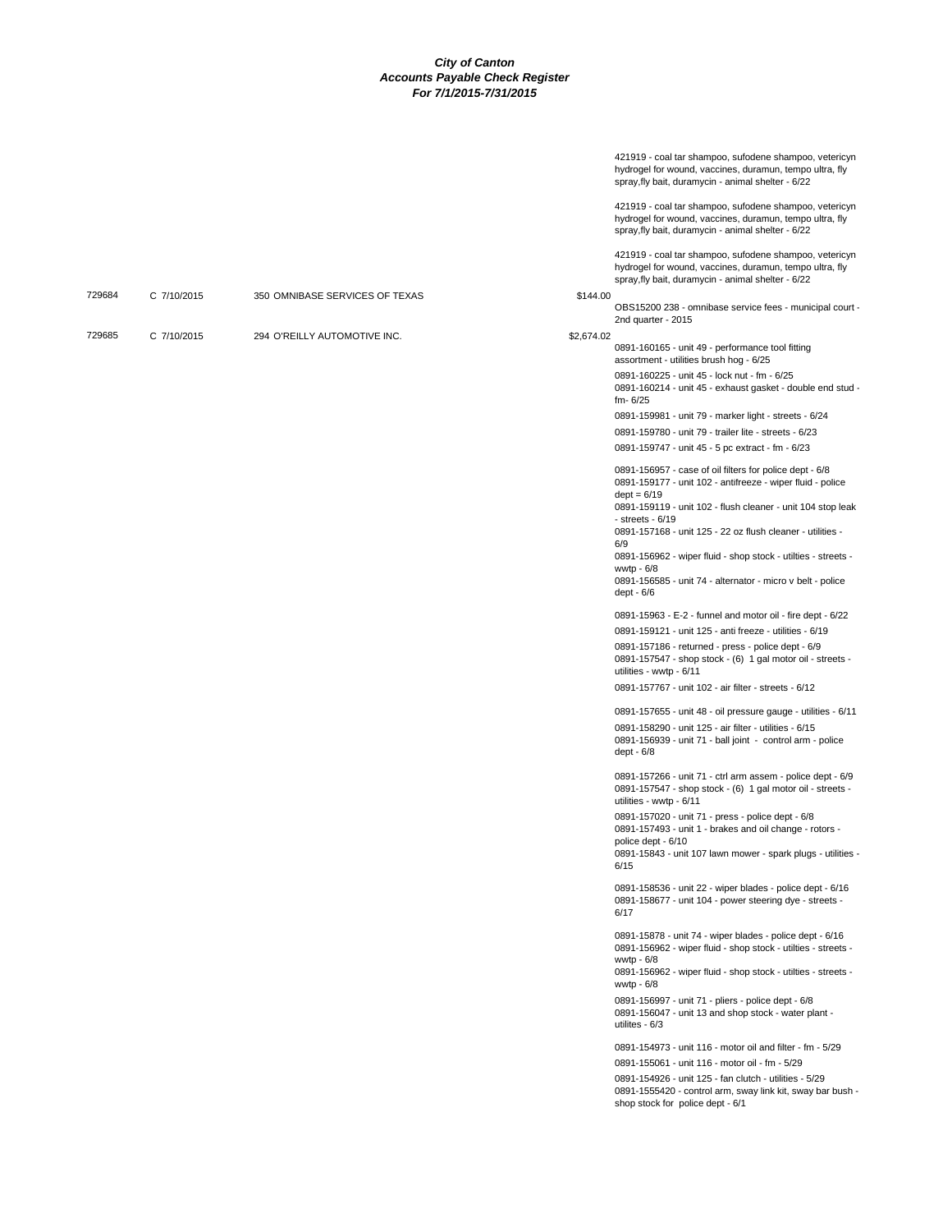# City of Canton
## Accounts Payable Check Register
### For 7/1/2015-7/31/2015

| Check | Date | Vendor | Amount | Description |
|---|---|---|---|---|
| | | | | 421919 - coal tar shampoo, sufodene shampoo, vetericyn hydrogel for wound, vaccines, duramun, tempo ultra, fly spray,fly bait, duramycin - animal shelter - 6/22 |
| | | | | 421919 - coal tar shampoo, sufodene shampoo, vetericyn hydrogel for wound, vaccines, duramun, tempo ultra, fly spray,fly bait, duramycin - animal shelter - 6/22 |
| | | | | 421919 - coal tar shampoo, sufodene shampoo, vetericyn hydrogel for wound, vaccines, duramun, tempo ultra, fly spray,fly bait, duramycin - animal shelter - 6/22 |
| 729684 | C 7/10/2015 | 350 OMNIBASE SERVICES OF TEXAS | $144.00 | OBS15200 238 - omnibase service fees - municipal court - 2nd quarter - 2015 |
| 729685 | C 7/10/2015 | 294 O'REILLY AUTOMOTIVE INC. | $2,674.02 | 0891-160165 - unit 49 - performance tool fitting assortment - utilities brush hog - 6/25 |
| | | | | 0891-160225 - unit 45 - lock nut - fm - 6/25 |
| | | | | 0891-160214 - unit 45 - exhaust gasket - double end stud - fm- 6/25 |
| | | | | 0891-159981 - unit 79 - marker light - streets - 6/24 |
| | | | | 0891-159780 - unit 79 - trailer lite - streets - 6/23 |
| | | | | 0891-159747 - unit 45 - 5 pc extract - fm - 6/23 |
| | | | | 0891-156957 - case of oil filters for police dept - 6/8 |
| | | | | 0891-159177 - unit 102 - antifreeze - wiper fluid - police dept = 6/19 |
| | | | | 0891-159119 - unit 102 - flush cleaner - unit 104 stop leak - streets - 6/19 |
| | | | | 0891-157168 - unit 125 - 22 oz flush cleaner - utilities - 6/9 |
| | | | | 0891-156962 - wiper fluid - shop stock - utilties - streets - wwtp - 6/8 |
| | | | | 0891-156585 - unit 74 - alternator - micro v belt - police dept - 6/6 |
| | | | | 0891-15963 - E-2 - funnel and motor oil - fire dept - 6/22 |
| | | | | 0891-159121 - unit 125 - anti freeze - utilities - 6/19 |
| | | | | 0891-157186 - returned - press - police dept - 6/9 |
| | | | | 0891-157547 - shop stock - (6) 1 gal motor oil - streets - utilities - wwtp - 6/11 |
| | | | | 0891-157767 - unit 102 - air filter - streets - 6/12 |
| | | | | 0891-157655 - unit 48 - oil pressure gauge - utilities - 6/11 |
| | | | | 0891-158290 - unit 125 - air filter - utilities - 6/15 |
| | | | | 0891-156939 - unit 71 - ball joint - control arm - police dept - 6/8 |
| | | | | 0891-157266 - unit 71 - ctrl arm assem - police dept - 6/9 |
| | | | | 0891-157547 - shop stock - (6) 1 gal motor oil - streets - utilities - wwtp - 6/11 |
| | | | | 0891-157020 - unit 71 - press - police dept - 6/8 |
| | | | | 0891-157493 - unit 1 - brakes and oil change - rotors - police dept - 6/10 |
| | | | | 0891-15843 - unit 107 lawn mower - spark plugs - utilities - 6/15 |
| | | | | 0891-158536 - unit 22 - wiper blades - police dept - 6/16 |
| | | | | 0891-158677 - unit 104 - power steering dye - streets - 6/17 |
| | | | | 0891-15878 - unit 74 - wiper blades - police dept - 6/16 |
| | | | | 0891-156962 - wiper fluid - shop stock - utilties - streets - wwtp - 6/8 |
| | | | | 0891-156962 - wiper fluid - shop stock - utilties - streets - wwtp - 6/8 |
| | | | | 0891-156997 - unit 71 - pliers - police dept - 6/8 |
| | | | | 0891-156047 - unit 13 and shop stock - water plant - utilites - 6/3 |
| | | | | 0891-154973 - unit 116 - motor oil and filter - fm - 5/29 |
| | | | | 0891-155061 - unit 116 - motor oil - fm - 5/29 |
| | | | | 0891-154926 - unit 125 - fan clutch - utilities - 5/29 |
| | | | | 0891-1555420 - control arm, sway link kit, sway bar bush - shop stock for police dept - 6/1 |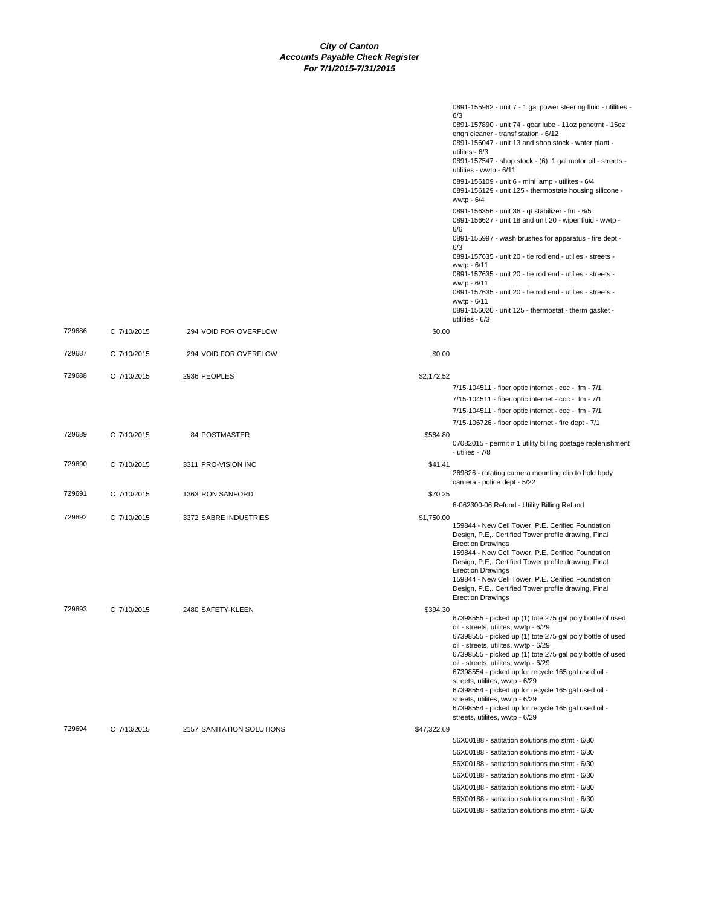***City of Canton***
***Accounts Payable Check Register***
***For 7/1/2015-7/31/2015***

| Check # | Date | Vendor | Amount | Description |
|---|---|---|---|---|
| | | | | 0891-155962 - unit 7 - 1 gal power steering fluid - utilities - 6/3 |
| | | | | 0891-157890 - unit 74 - gear lube - 11oz penetrnt - 15oz engn cleaner - transf station - 6/12 |
| | | | | 0891-156047 - unit 13 and shop stock - water plant - utilites - 6/3 |
| | | | | 0891-157547 - shop stock - (6) 1 gal motor oil - streets - utilities - wwtp - 6/11 |
| | | | | 0891-156109 - unit 6 - mini lamp - utilites - 6/4 |
| | | | | 0891-156129 - unit 125 - thermostate housing silicone - wwtp - 6/4 |
| | | | | 0891-156356 - unit 36 - qt stabilizer - fm - 6/5 |
| | | | | 0891-156627 - unit 18 and unit 20 - wiper fluid - wwtp - 6/6 |
| | | | | 0891-155997 - wash brushes for apparatus - fire dept - 6/3 |
| | | | | 0891-157635 - unit 20 - tie rod end - utilies - streets - wwtp - 6/11 |
| | | | | 0891-157635 - unit 20 - tie rod end - utilies - streets - wwtp - 6/11 |
| | | | | 0891-157635 - unit 20 - tie rod end - utilies - streets - wwtp - 6/11 |
| | | | | 0891-156020 - unit 125 - thermostat - therm gasket - utilities - 6/3 |
| 729686 | C 7/10/2015 | 294 VOID FOR OVERFLOW | $0.00 | |
| 729687 | C 7/10/2015 | 294 VOID FOR OVERFLOW | $0.00 | |
| 729688 | C 7/10/2015 | 2936 PEOPLES | $2,172.52 | |
| | | | | 7/15-104511 - fiber optic internet - coc - fm - 7/1 |
| | | | | 7/15-104511 - fiber optic internet - coc - fm - 7/1 |
| | | | | 7/15-104511 - fiber optic internet - coc - fm - 7/1 |
| | | | | 7/15-106726 - fiber optic internet - fire dept - 7/1 |
| 729689 | C 7/10/2015 | 84 POSTMASTER | $584.80 | |
| | | | | 07082015 - permit # 1 utility billing postage replenishment - utilies - 7/8 |
| 729690 | C 7/10/2015 | 3311 PRO-VISION INC | $41.41 | |
| | | | | 269826 - rotating camera mounting clip to hold body camera - police dept - 5/22 |
| 729691 | C 7/10/2015 | 1363 RON SANFORD | $70.25 | |
| | | | | 6-062300-06 Refund - Utility Billing Refund |
| 729692 | C 7/10/2015 | 3372 SABRE INDUSTRIES | $1,750.00 | |
| | | | | 159844 - New Cell Tower, P.E. Certified Foundation Design, P.E,. Certified Tower profile drawing, Final Erection Drawings |
| | | | | 159844 - New Cell Tower, P.E. Certified Foundation Design, P.E,. Certified Tower profile drawing, Final Erection Drawings |
| | | | | 159844 - New Cell Tower, P.E. Certified Foundation Design, P.E,. Certified Tower profile drawing, Final Erection Drawings |
| 729693 | C 7/10/2015 | 2480 SAFETY-KLEEN | $394.30 | |
| | | | | 67398555 - picked up (1) tote 275 gal poly bottle of used oil - streets, utilites, wwtp - 6/29 |
| | | | | 67398555 - picked up (1) tote 275 gal poly bottle of used oil - streets, utilites, wwtp - 6/29 |
| | | | | 67398555 - picked up (1) tote 275 gal poly bottle of used oil - streets, utilites, wwtp - 6/29 |
| | | | | 67398554 - picked up for recycle 165 gal used oil - streets, utilites, wwtp - 6/29 |
| | | | | 67398554 - picked up for recycle 165 gal used oil - streets, utilites, wwtp - 6/29 |
| | | | | 67398554 - picked up for recycle 165 gal used oil - streets, utilites, wwtp - 6/29 |
| 729694 | C 7/10/2015 | 2157 SANITATION SOLUTIONS | $47,322.69 | |
| | | | | 56X00188 - satitation solutions mo stmt - 6/30 |
| | | | | 56X00188 - satitation solutions mo stmt - 6/30 |
| | | | | 56X00188 - satitation solutions mo stmt - 6/30 |
| | | | | 56X00188 - satitation solutions mo stmt - 6/30 |
| | | | | 56X00188 - satitation solutions mo stmt - 6/30 |
| | | | | 56X00188 - satitation solutions mo stmt - 6/30 |
| | | | | 56X00188 - satitation solutions mo stmt - 6/30 |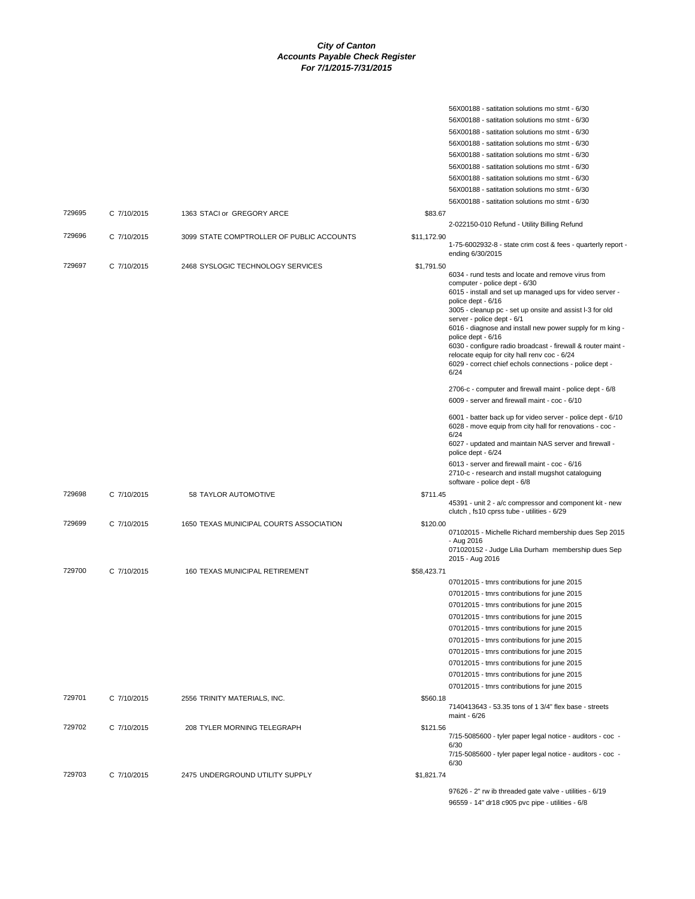# City of Canton
## Accounts Payable Check Register
### For 7/1/2015-7/31/2015

| Check # | Date | Vendor | Amount | Description |
|---|---|---|---|---|
| | | | | 56X00188 - satitation solutions mo stmt - 6/30 |
| | | | | 56X00188 - satitation solutions mo stmt - 6/30 |
| | | | | 56X00188 - satitation solutions mo stmt - 6/30 |
| | | | | 56X00188 - satitation solutions mo stmt - 6/30 |
| | | | | 56X00188 - satitation solutions mo stmt - 6/30 |
| | | | | 56X00188 - satitation solutions mo stmt - 6/30 |
| | | | | 56X00188 - satitation solutions mo stmt - 6/30 |
| | | | | 56X00188 - satitation solutions mo stmt - 6/30 |
| | | | | 56X00188 - satitation solutions mo stmt - 6/30 |
| 729695 | C 7/10/2015 | 1363 STACI or GREGORY ARCE | $83.67 | |
| | | | | 2-022150-010 Refund - Utility Billing Refund |
| 729696 | C 7/10/2015 | 3099 STATE COMPTROLLER OF PUBLIC ACCOUNTS | $11,172.90 | |
| | | | | 1-75-6002932-8 - state crim cost & fees - quarterly report - ending 6/30/2015 |
| 729697 | C 7/10/2015 | 2468 SYSLOGIC TECHNOLOGY SERVICES | $1,791.50 | |
| | | | | 6034 - rund tests and locate and remove virus from computer - police dept - 6/30 |
| | | | | 6015 - install and set up managed ups for video server - police dept - 6/16 |
| | | | | 3005 - cleanup pc - set up onsite and assist l-3 for old server - police dept - 6/1 |
| | | | | 6016 - diagnose and install new power supply for m king - police dept - 6/16 |
| | | | | 6030 - configure radio broadcast - firewall & router maint - relocate equip for city hall renv coc - 6/24 |
| | | | | 6029 - correct chief echols connections - police dept - 6/24 |
| | | | | 2706-c - computer and firewall maint - police dept - 6/8 |
| | | | | 6009 - server and firewall maint - coc - 6/10 |
| | | | | 6001 - batter back up for video server - police dept - 6/10 |
| | | | | 6028 - move equip from city hall for renovations - coc - 6/24 |
| | | | | 6027 - updated and maintain NAS server and firewall - police dept - 6/24 |
| | | | | 6013 - server and firewall maint - coc - 6/16 |
| | | | | 2710-c - research and install mugshot cataloguing software - police dept - 6/8 |
| 729698 | C 7/10/2015 | 58 TAYLOR AUTOMOTIVE | $711.45 | |
| | | | | 45391 - unit 2 - a/c compressor and component kit - new clutch , fs10 cprss tube - utilities - 6/29 |
| 729699 | C 7/10/2015 | 1650 TEXAS MUNICIPAL COURTS ASSOCIATION | $120.00 | |
| | | | | 07102015 - Michelle Richard membership dues Sep 2015 - Aug 2016 |
| | | | | 071020152 - Judge Lilia Durham membership dues Sep 2015 - Aug 2016 |
| 729700 | C 7/10/2015 | 160 TEXAS MUNICIPAL RETIREMENT | $58,423.71 | |
| | | | | 07012015 - tmrs contributions for june 2015 |
| | | | | 07012015 - tmrs contributions for june 2015 |
| | | | | 07012015 - tmrs contributions for june 2015 |
| | | | | 07012015 - tmrs contributions for june 2015 |
| | | | | 07012015 - tmrs contributions for june 2015 |
| | | | | 07012015 - tmrs contributions for june 2015 |
| | | | | 07012015 - tmrs contributions for june 2015 |
| | | | | 07012015 - tmrs contributions for june 2015 |
| | | | | 07012015 - tmrs contributions for june 2015 |
| | | | | 07012015 - tmrs contributions for june 2015 |
| 729701 | C 7/10/2015 | 2556 TRINITY MATERIALS, INC. | $560.18 | |
| | | | | 7140413643 - 53.35 tons of 1 3/4" flex base - streets maint - 6/26 |
| 729702 | C 7/10/2015 | 208 TYLER MORNING TELEGRAPH | $121.56 | |
| | | | | 7/15-5085600 - tyler paper legal notice - auditors - coc - 6/30 |
| | | | | 7/15-5085600 - tyler paper legal notice - auditors - coc - 6/30 |
| 729703 | C 7/10/2015 | 2475 UNDERGROUND UTILITY SUPPLY | $1,821.74 | |
| | | | | 97626 - 2" rw ib threaded gate valve - utilities - 6/19 |
| | | | | 96559 - 14" dr18 c905 pvc pipe - utilities - 6/8 |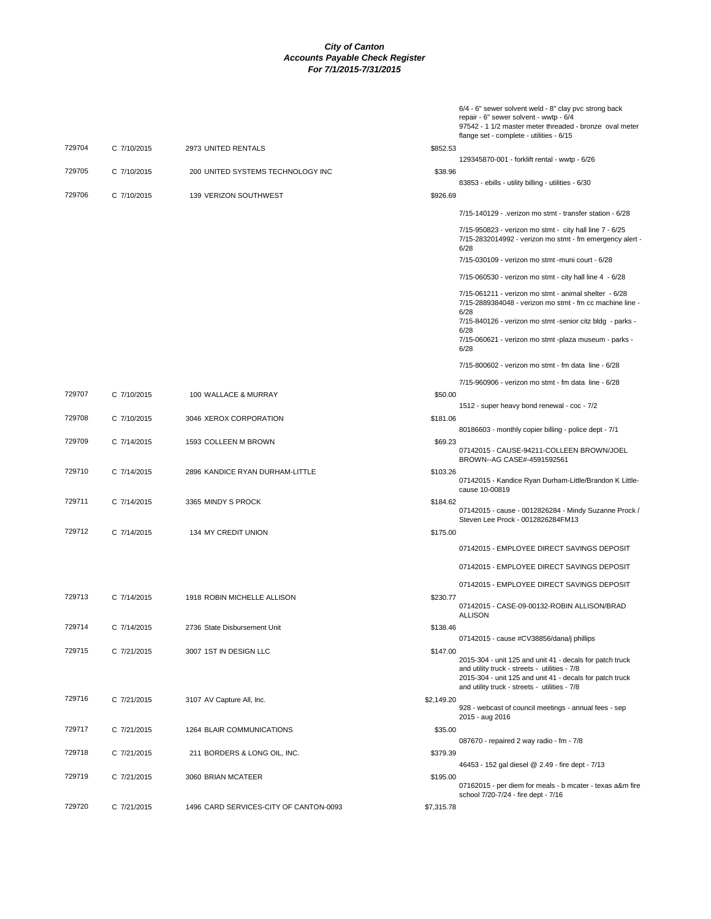# City of Canton
## Accounts Payable Check Register
### For 7/1/2015-7/31/2015

| Check # | Date | Vendor | Amount | Description |
|---|---|---|---|---|
| | | | | 6/4 - 6" sewer solvent weld - 8" clay pvc strong back repair - 6" sewer solvent - wwtp - 6/4 |
| | | | | 97542 - 1 1/2 master meter threaded - bronze oval meter flange set - complete - utilities - 6/15 |
| 729704 | C 7/10/2015 | 2973 UNITED RENTALS | $852.53 | |
| | | | | 129345870-001 - forklift rental - wwtp - 6/26 |
| 729705 | C 7/10/2015 | 200 UNITED SYSTEMS TECHNOLOGY INC | $38.96 | |
| | | | | 83853 - ebills - utility billing - utilities - 6/30 |
| 729706 | C 7/10/2015 | 139 VERIZON SOUTHWEST | $926.69 | |
| | | | | 7/15-140129 - .verizon mo stmt - transfer station - 6/28 |
| | | | | 7/15-950823 - verizon mo stmt - city hall line 7 - 6/25 |
| | | | | 7/15-2832014992 - verizon mo stmt - fm emergency alert - 6/28 |
| | | | | 7/15-030109 - verizon mo stmt -muni court - 6/28 |
| | | | | 7/15-060530 - verizon mo stmt - city hall line 4 - 6/28 |
| | | | | 7/15-061211 - verizon mo stmt - animal shelter - 6/28 |
| | | | | 7/15-2889384048 - verizon mo stmt - fm cc machine line - 6/28 |
| | | | | 7/15-840126 - verizon mo stmt -senior citz bldg - parks - 6/28 |
| | | | | 7/15-060621 - verizon mo stmt -plaza museum - parks - 6/28 |
| | | | | 7/15-800602 - verizon mo stmt - fm data line - 6/28 |
| | | | | 7/15-960906 - verizon mo stmt - fm data line - 6/28 |
| 729707 | C 7/10/2015 | 100 WALLACE & MURRAY | $50.00 | |
| | | | | 1512 - super heavy bond renewal - coc - 7/2 |
| 729708 | C 7/10/2015 | 3046 XEROX CORPORATION | $181.06 | |
| | | | | 80186603 - monthly copier billing - police dept - 7/1 |
| 729709 | C 7/14/2015 | 1593 COLLEEN M BROWN | $69.23 | |
| | | | | 07142015 - CAUSE-94211-COLLEEN BROWN/JOEL BROWN--AG CASE#-4591592561 |
| 729710 | C 7/14/2015 | 2896 KANDICE RYAN DURHAM-LITTLE | $103.26 | |
| | | | | 07142015 - Kandice Ryan Durham-Little/Brandon K Little-cause 10-00819 |
| 729711 | C 7/14/2015 | 3365 MINDY S PROCK | $184.62 | |
| | | | | 07142015 - cause - 0012826284 - Mindy Suzanne Prock / Steven Lee Prock - 0012826284FM13 |
| 729712 | C 7/14/2015 | 134 MY CREDIT UNION | $175.00 | |
| | | | | 07142015 - EMPLOYEE DIRECT SAVINGS DEPOSIT |
| | | | | 07142015 - EMPLOYEE DIRECT SAVINGS DEPOSIT |
| | | | | 07142015 - EMPLOYEE DIRECT SAVINGS DEPOSIT |
| 729713 | C 7/14/2015 | 1918 ROBIN MICHELLE ALLISON | $230.77 | |
| | | | | 07142015 - CASE-09-00132-ROBIN ALLISON/BRAD ALLISON |
| 729714 | C 7/14/2015 | 2736 State Disbursement Unit | $138.46 | |
| | | | | 07142015 - cause #CV38856/dana/j phillips |
| 729715 | C 7/21/2015 | 3007 1ST IN DESIGN LLC | $147.00 | |
| | | | | 2015-304 - unit 125 and unit 41 - decals for patch truck and utility truck - streets - utilities - 7/8 |
| | | | | 2015-304 - unit 125 and unit 41 - decals for patch truck and utility truck - streets - utilities - 7/8 |
| 729716 | C 7/21/2015 | 3107 AV Capture All, Inc. | $2,149.20 | |
| | | | | 928 - webcast of council meetings - annual fees - sep 2015 - aug 2016 |
| 729717 | C 7/21/2015 | 1264 BLAIR COMMUNICATIONS | $35.00 | |
| | | | | 087670 - repaired 2 way radio - fm - 7/8 |
| 729718 | C 7/21/2015 | 211 BORDERS & LONG OIL, INC. | $379.39 | |
| | | | | 46453 - 152 gal diesel @ 2.49 - fire dept - 7/13 |
| 729719 | C 7/21/2015 | 3060 BRIAN MCATEER | $195.00 | |
| | | | | 07162015 - per diem for meals - b mcater - texas a&m fire school 7/20-7/24 - fire dept - 7/16 |
| 729720 | C 7/21/2015 | 1496 CARD SERVICES-CITY OF CANTON-0093 | $7,315.78 | |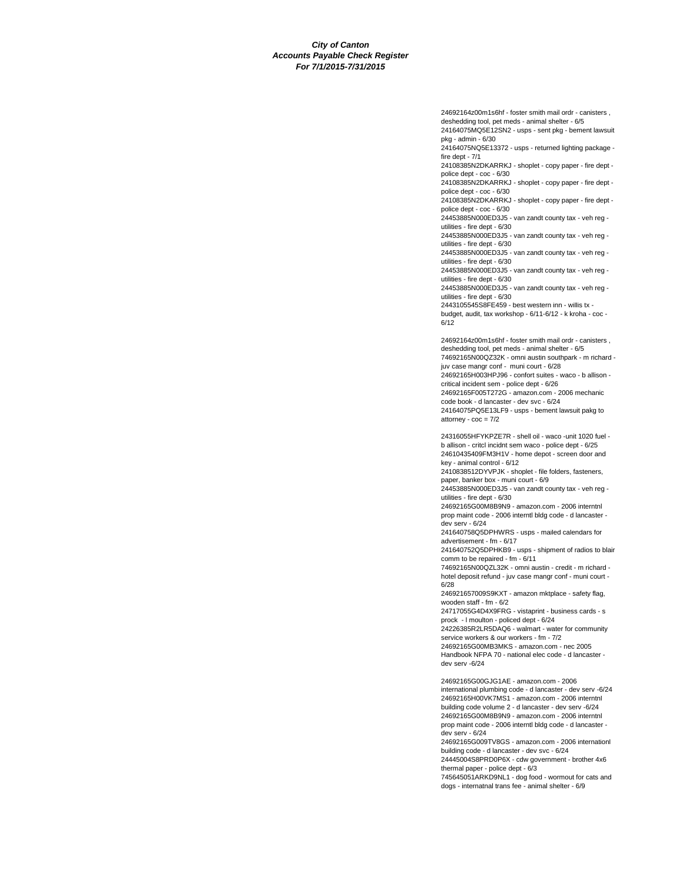**City of Canton**
**Accounts Payable Check Register**
**For 7/1/2015-7/31/2015**

24692164z00m1s6hf - foster smith mail ordr - canisters , deshedding tool, pet meds - animal shelter - 6/5
24164075MQ5E12SN2 - usps - sent pkg - bement lawsuit pkg - admin - 6/30
24164075NQ5E13372 - usps - returned lighting package - fire dept - 7/1
24108385N2DKARRKJ - shoplet - copy paper - fire dept - police dept - coc - 6/30
24108385N2DKARRKJ - shoplet - copy paper - fire dept - police dept - coc - 6/30
24108385N2DKARRKJ - shoplet - copy paper - fire dept - police dept - coc - 6/30
24453885N000ED3J5 - van zandt county tax - veh reg - utilities - fire dept - 6/30
24453885N000ED3J5 - van zandt county tax - veh reg - utilities - fire dept - 6/30
24453885N000ED3J5 - van zandt county tax - veh reg - utilities - fire dept - 6/30
24453885N000ED3J5 - van zandt county tax - veh reg - utilities - fire dept - 6/30
24453885N000ED3J5 - van zandt county tax - veh reg - utilities - fire dept - 6/30
2443105545S8FE459 - best western inn - willis tx - budget, audit, tax workshop - 6/11-6/12 - k kroha - coc - 6/12

24692164z00m1s6hf - foster smith mail ordr - canisters , deshedding tool, pet meds - animal shelter - 6/5
74692165N00QZ32K - omni austin southpark - m richard - juv case mangr conf - muni court - 6/28
24692165H003HPJ96 - confort suites - waco - b allison - critical incident sem - police dept - 6/26
24692165F005T272G - amazon.com - 2006 mechanic code book - d lancaster - dev svc - 6/24
24164075PQ5E13LF9 - usps - bement lawsuit pakg to attorney - coc = 7/2

24316055HFYKPZE7R - shell oil - waco -unit 1020 fuel - b allison - critcl incidnt sem waco - police dept - 6/25
24610435409FM3H1V - home depot - screen door and key - animal control - 6/12
2410838512DYVPJK - shoplet - file folders, fasteners, paper, banker box - muni court - 6/9
24453885N000ED3J5 - van zandt county tax - veh reg - utilities - fire dept - 6/30
24692165G00M8B9N9 - amazon.com - 2006 interntnl prop maint code - 2006 interntl bldg code - d lancaster - dev serv - 6/24
241640758Q5DPHWRS - usps - mailed calendars for advertisement - fm - 6/17
241640752Q5DPHKB9 - usps - shipment of radios to blair comm to be repaired - fm - 6/11
74692165N00QZL32K - omni austin - credit - m richard - hotel deposit refund - juv case mangr conf - muni court - 6/28
246921657009S9KXT - amazon mktplace - safety flag, wooden staff - fm - 6/2
24717055G4D4X9FRG - vistaprint - business cards - s prock - l moulton - policed dept - 6/24
24226385R2LR5DAQ6 - walmart - water for community service workers & our workers - fm - 7/2
24692165G00MB3MKS - amazon.com - nec 2005 Handbook NFPA 70 - national elec code - d lancaster - dev serv -6/24

24692165G00GJG1AE - amazon.com - 2006 international plumbing code - d lancaster - dev serv -6/24
24692165H00VK7MS1 - amazon.com - 2006 interntnl building code volume 2 - d lancaster - dev serv -6/24
24692165G00M8B9N9 - amazon.com - 2006 interntnl prop maint code - 2006 interntl bldg code - d lancaster - dev serv - 6/24
24692165G009TV8GS - amazon.com - 2006 internationl building code - d lancaster - dev svc - 6/24
24445004S8PRD0P6X - cdw government - brother 4x6 thermal paper - police dept - 6/3
745645051ARKD9NL1 - dog food - wormout for cats and dogs - internatnal trans fee - animal shelter - 6/9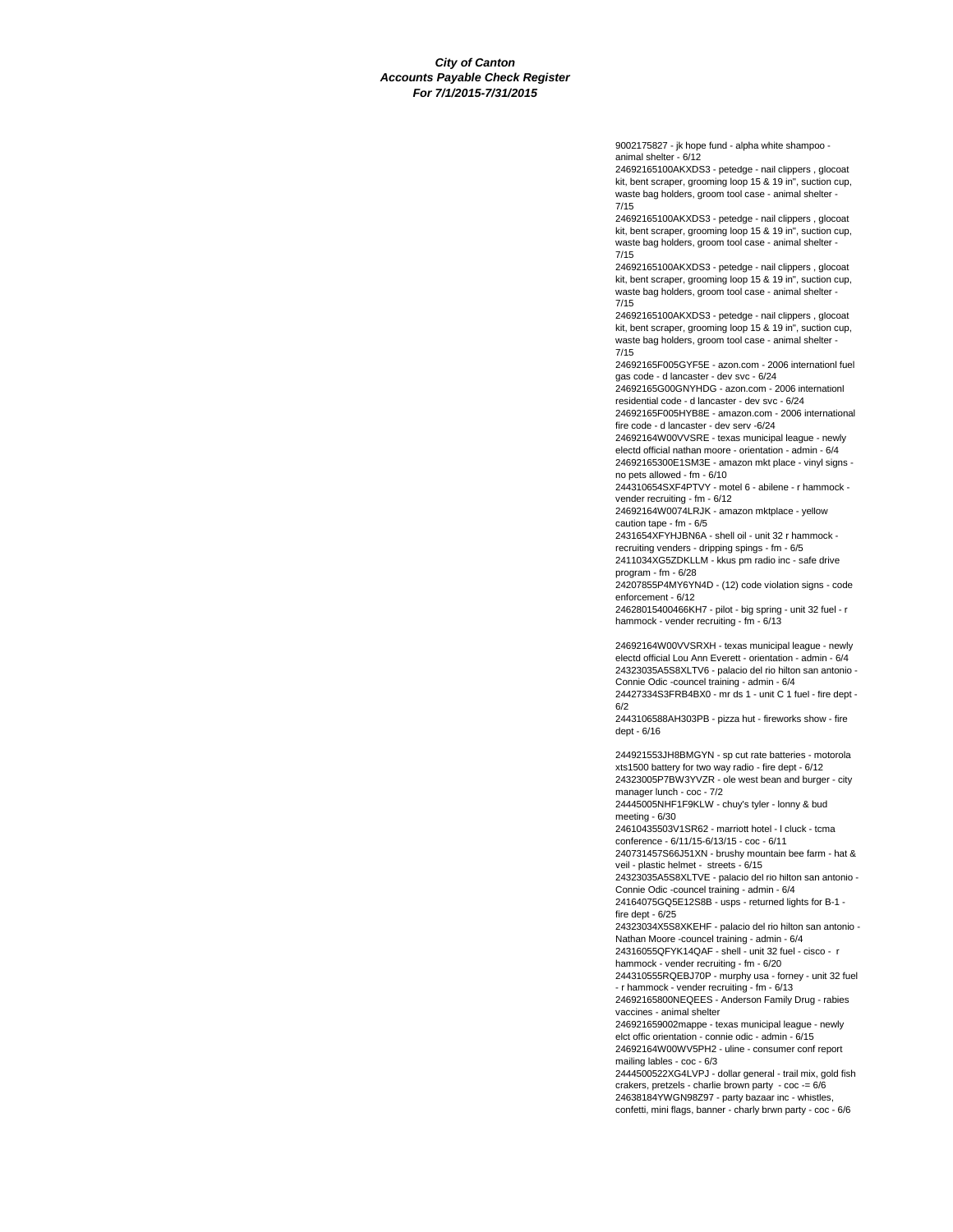***City of Canton***
***Accounts Payable Check Register***
***For 7/1/2015-7/31/2015***

9002175827 - jk hope fund - alpha white shampoo - animal shelter - 6/12

24692165100AKXDS3 - petedge - nail clippers , glocoat kit, bent scraper, grooming loop 15 & 19 in", suction cup, waste bag holders, groom tool case - animal shelter - 7/15

24692165100AKXDS3 - petedge - nail clippers , glocoat kit, bent scraper, grooming loop 15 & 19 in", suction cup, waste bag holders, groom tool case - animal shelter - 7/15

24692165100AKXDS3 - petedge - nail clippers , glocoat kit, bent scraper, grooming loop 15 & 19 in", suction cup, waste bag holders, groom tool case - animal shelter - 7/15

24692165100AKXDS3 - petedge - nail clippers , glocoat kit, bent scraper, grooming loop 15 & 19 in", suction cup, waste bag holders, groom tool case - animal shelter - 7/15

24692165F005GYF5E - azon.com - 2006 internationl fuel gas code - d lancaster - dev svc - 6/24

24692165G00GNYHDG - azon.com - 2006 internationl residential code - d lancaster - dev svc - 6/24

24692165F005HYB8E - amazon.com - 2006 international fire code - d lancaster - dev serv -6/24

24692164W00VVSRE - texas municipal league - newly electd official nathan moore - orientation - admin - 6/4

24692165300E1SM3E - amazon mkt place - vinyl signs - no pets allowed - fm - 6/10

244310654SXF4PTVY - motel 6 - abilene - r hammock - vender recruiting - fm - 6/12

24692164W0074LRJK - amazon mktplace - yellow caution tape - fm - 6/5

2431654XFYHJBN6A - shell oil - unit 32 r hammock - recruiting venders - dripping spings - fm - 6/5

2411034XG5ZDKLLM - kkus pm radio inc - safe drive program - fm - 6/28

24207855P4MY6YN4D - (12) code violation signs - code enforcement - 6/12

24628015400466KH7 - pilot - big spring - unit 32 fuel - r hammock - vender recruiting - fm - 6/13

24692164W00VVSRXH - texas municipal league - newly electd official Lou Ann Everett - orientation - admin - 6/4

24323035A5S8XLTV6 - palacio del rio hilton san antonio - Connie Odic -councel training - admin - 6/4

24427334S3FRB4BX0 - mr ds 1 - unit C 1 fuel - fire dept - 6/2

2443106588AH303PB - pizza hut - fireworks show - fire dept - 6/16

244921553JH8BMGYN - sp cut rate batteries - motorola xts1500 battery for two way radio - fire dept - 6/12

24323005P7BW3YVZR - ole west bean and burger - city manager lunch - coc - 7/2

24445005NHF1F9KLW - chuy's tyler - lonny & bud meeting - 6/30

24610435503V1SR62 - marriott hotel - l cluck - tcma conference - 6/11/15-6/13/15 - coc - 6/11

240731457S66J51XN - brushy mountain bee farm - hat & veil - plastic helmet - streets - 6/15

24323035A5S8XLTVE - palacio del rio hilton san antonio - Connie Odic -councel training - admin - 6/4

24164075GQ5E12S8B - usps - returned lights for B-1 - fire dept - 6/25

24323034X5S8XKEHF - palacio del rio hilton san antonio - Nathan Moore -councel training - admin - 6/4

24316055QFYK14QAF - shell - unit 32 fuel - cisco - r hammock - vender recruiting - fm - 6/20

244310555RQEBJ70P - murphy usa - forney - unit 32 fuel - r hammock - vender recruiting - fm - 6/13

24692165800NEQEES - Anderson Family Drug - rabies vaccines - animal shelter

246921659002mappe - texas municipal league - newly elct offic orientation - connie odic - admin - 6/15

24692164W00WV5PH2 - uline - consumer conf report mailing lables - coc - 6/3

2444500522XG4LVPJ - dollar general - trail mix, gold fish crakers, pretzels - charlie brown party - coc -= 6/6

24638184YWGN98Z97 - party bazaar inc - whistles, confetti, mini flags, banner - charly brwn party - coc - 6/6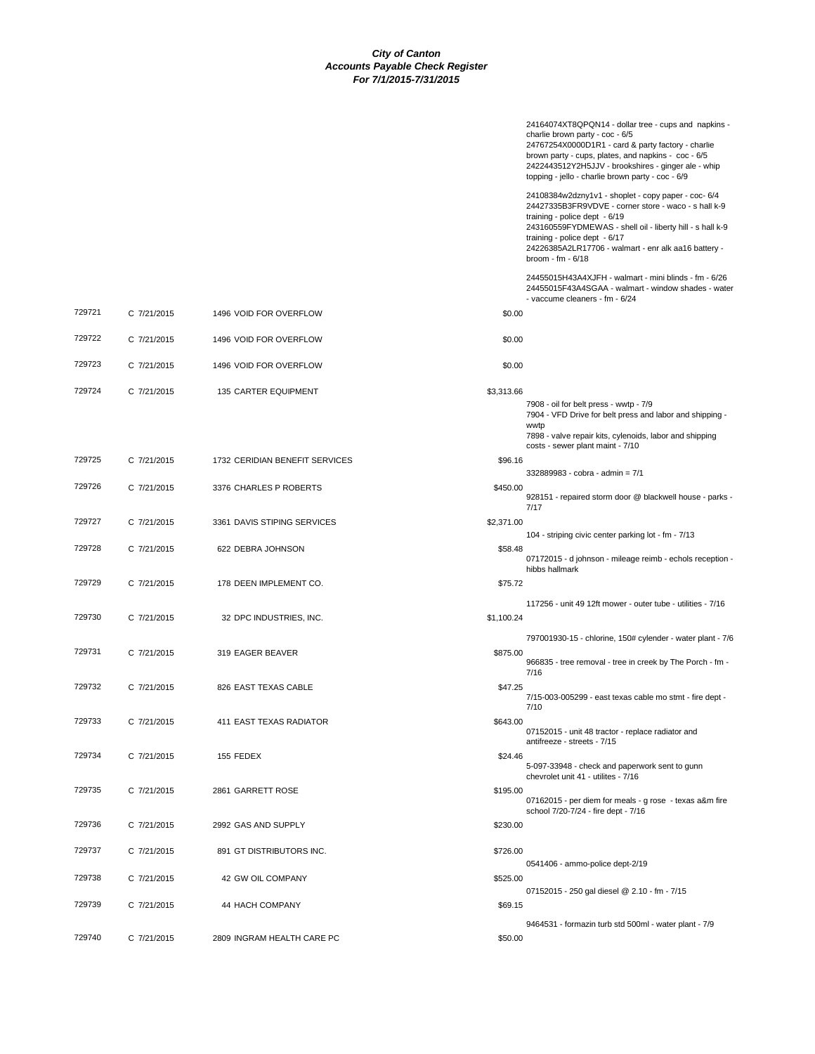**City of Canton**
**Accounts Payable Check Register**
**For 7/1/2015-7/31/2015**

| Check # | Date | Vendor | Amount | Description |
|---|---|---|---|---|
| | | | | 24164074XT8QPQN14 - dollar tree - cups and napkins - charlie brown party - coc - 6/5<br>24767254X0000D1R1 - card & party factory - charlie brown party - cups, plates, and napkins - coc - 6/5<br>2422443512Y2H5JJV - brookshires - ginger ale - whip topping - jello - charlie brown party - coc - 6/9 |
| | | | | 24108384w2dzny1v1 - shoplet - copy paper - coc- 6/4<br>24427335B3FR9VDVE - corner store - waco - s hall k-9 training - police dept - 6/19<br>243160559FYDMEWAS - shell oil - liberty hill - s hall k-9 training - police dept - 6/17<br>24226385A2LR17706 - walmart - enr alk aa16 battery - broom - fm - 6/18 |
| | | | | 24455015H43A4XJFH - walmart - mini blinds - fm - 6/26<br>24455015F43A4SGAA - walmart - window shades - water - vaccume cleaners - fm - 6/24 |
| 729721 | C 7/21/2015 | 1496 VOID FOR OVERFLOW | $0.00 | |
| 729722 | C 7/21/2015 | 1496 VOID FOR OVERFLOW | $0.00 | |
| 729723 | C 7/21/2015 | 1496 VOID FOR OVERFLOW | $0.00 | |
| 729724 | C 7/21/2015 | 135 CARTER EQUIPMENT | $3,313.66 | 7908 - oil for belt press - wwtp - 7/9<br>7904 - VFD Drive for belt press and labor and shipping - wwtp<br>7898 - valve repair kits, cylenoids, labor and shipping costs - sewer plant maint - 7/10 |
| 729725 | C 7/21/2015 | 1732 CERIDIAN BENEFIT SERVICES | $96.16 | 332889983 - cobra - admin = 7/1 |
| 729726 | C 7/21/2015 | 3376 CHARLES P ROBERTS | $450.00 | 928151 - repaired storm door @ blackwell house - parks - 7/17 |
| 729727 | C 7/21/2015 | 3361 DAVIS STIPING SERVICES | $2,371.00 | 104 - striping civic center parking lot - fm - 7/13 |
| 729728 | C 7/21/2015 | 622 DEBRA JOHNSON | $58.48 | 07172015 - d johnson - mileage reimb - echols reception - hibbs hallmark |
| 729729 | C 7/21/2015 | 178 DEEN IMPLEMENT CO. | $75.72 | 117256 - unit 49 12ft mower - outer tube - utilities - 7/16 |
| 729730 | C 7/21/2015 | 32 DPC INDUSTRIES, INC. | $1,100.24 | 797001930-15 - chlorine, 150# cylender - water plant - 7/6 |
| 729731 | C 7/21/2015 | 319 EAGER BEAVER | $875.00 | 966835 - tree removal - tree in creek by The Porch - fm - 7/16 |
| 729732 | C 7/21/2015 | 826 EAST TEXAS CABLE | $47.25 | 7/15-003-005299 - east texas cable mo stmt - fire dept - 7/10 |
| 729733 | C 7/21/2015 | 411 EAST TEXAS RADIATOR | $643.00 | 07152015 - unit 48 tractor - replace radiator and antifreeze - streets - 7/15 |
| 729734 | C 7/21/2015 | 155 FEDEX | $24.46 | 5-097-33948 - check and paperwork sent to gunn chevrolet unit 41 - utilites - 7/16 |
| 729735 | C 7/21/2015 | 2861 GARRETT ROSE | $195.00 | 07162015 - per diem for meals - g rose - texas a&m fire school 7/20-7/24 - fire dept - 7/16 |
| 729736 | C 7/21/2015 | 2992 GAS AND SUPPLY | $230.00 | |
| 729737 | C 7/21/2015 | 891 GT DISTRIBUTORS INC. | $726.00 | 0541406 - ammo-police dept-2/19 |
| 729738 | C 7/21/2015 | 42 GW OIL COMPANY | $525.00 | 07152015 - 250 gal diesel @ 2.10 - fm - 7/15 |
| 729739 | C 7/21/2015 | 44 HACH COMPANY | $69.15 | 9464531 - formazin turb std 500ml - water plant - 7/9 |
| 729740 | C 7/21/2015 | 2809 INGRAM HEALTH CARE PC | $50.00 | |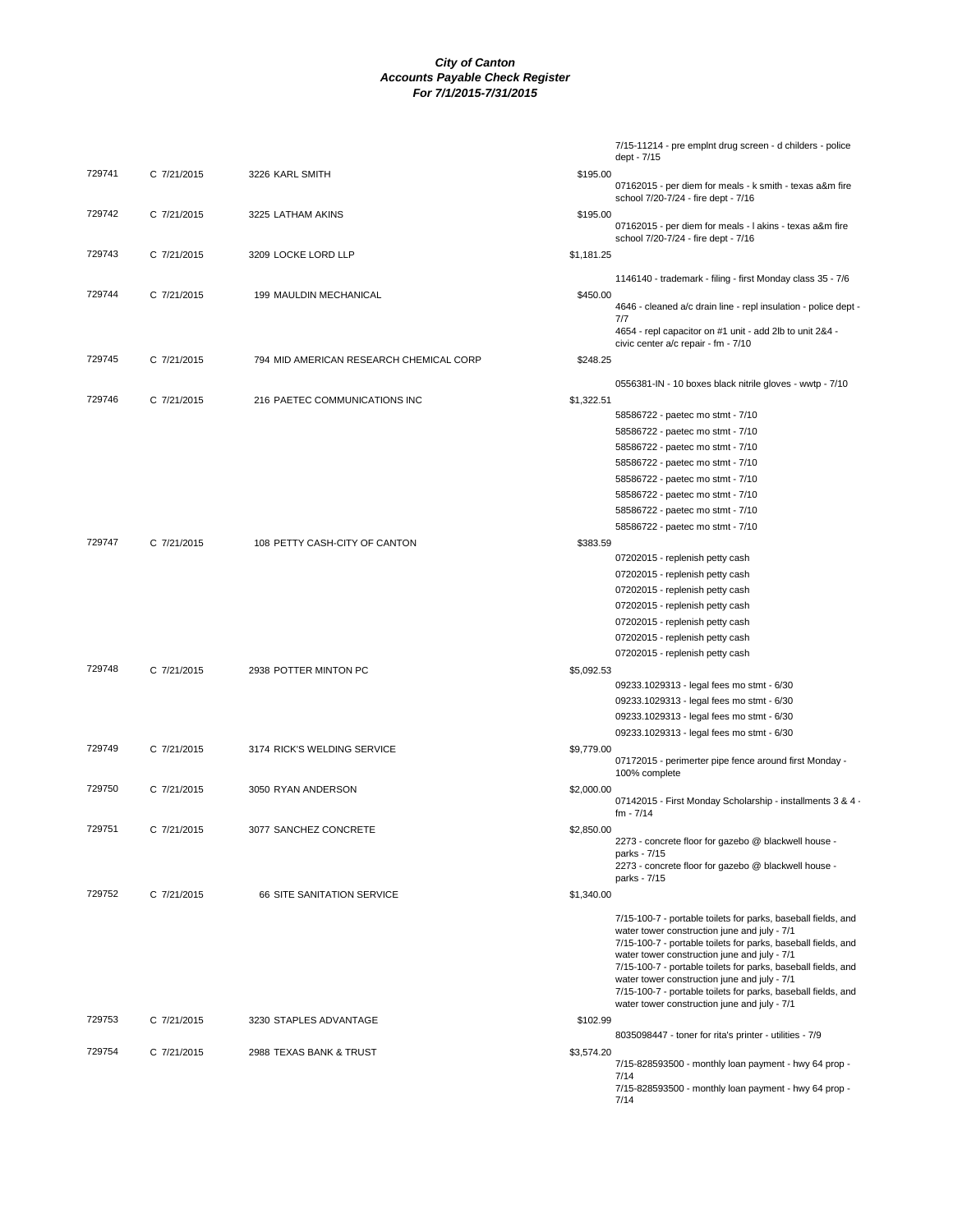**City of Canton**
**Accounts Payable Check Register**
**For 7/1/2015-7/31/2015**

| Check | Date | Vendor | Amount | Description |
|---|---|---|---|---|
| | | | | 7/15-11214 - pre emplnt drug screen - d childers - police dept - 7/15 |
| 729741 | C 7/21/2015 | 3226 KARL SMITH | $195.00 | 07162015 - per diem for meals - k smith - texas a&m fire school 7/20-7/24 - fire dept - 7/16 |
| 729742 | C 7/21/2015 | 3225 LATHAM AKINS | $195.00 | 07162015 - per diem for meals - l akins - texas a&m fire school 7/20-7/24 - fire dept - 7/16 |
| 729743 | C 7/21/2015 | 3209 LOCKE LORD LLP | $1,181.25 | 1146140 - trademark - filing - first Monday class 35 - 7/6 |
| 729744 | C 7/21/2015 | 199 MAULDIN MECHANICAL | $450.00 | 4646 - cleaned a/c drain line - repl insulation - police dept - 7/7 |
| | | | | 4654 - repl capacitor on #1 unit - add 2lb to unit 2&4 - civic center a/c repair - fm - 7/10 |
| 729745 | C 7/21/2015 | 794 MID AMERICAN RESEARCH CHEMICAL CORP | $248.25 | 0556381-IN - 10 boxes black nitrile gloves - wwtp - 7/10 |
| 729746 | C 7/21/2015 | 216 PAETEC COMMUNICATIONS INC | $1,322.51 | 58586722 - paetec mo stmt - 7/10 |
| | | | | 58586722 - paetec mo stmt - 7/10 |
| | | | | 58586722 - paetec mo stmt - 7/10 |
| | | | | 58586722 - paetec mo stmt - 7/10 |
| | | | | 58586722 - paetec mo stmt - 7/10 |
| | | | | 58586722 - paetec mo stmt - 7/10 |
| | | | | 58586722 - paetec mo stmt - 7/10 |
| | | | | 58586722 - paetec mo stmt - 7/10 |
| 729747 | C 7/21/2015 | 108 PETTY CASH-CITY OF CANTON | $383.59 | 07202015 - replenish petty cash |
| | | | | 07202015 - replenish petty cash |
| | | | | 07202015 - replenish petty cash |
| | | | | 07202015 - replenish petty cash |
| | | | | 07202015 - replenish petty cash |
| | | | | 07202015 - replenish petty cash |
| | | | | 07202015 - replenish petty cash |
| 729748 | C 7/21/2015 | 2938 POTTER MINTON PC | $5,092.53 | 09233.1029313 - legal fees mo stmt - 6/30 |
| | | | | 09233.1029313 - legal fees mo stmt - 6/30 |
| | | | | 09233.1029313 - legal fees mo stmt - 6/30 |
| | | | | 09233.1029313 - legal fees mo stmt - 6/30 |
| 729749 | C 7/21/2015 | 3174 RICK'S WELDING SERVICE | $9,779.00 | 07172015 - perimerter pipe fence around first Monday - 100% complete |
| 729750 | C 7/21/2015 | 3050 RYAN ANDERSON | $2,000.00 | 07142015 - First Monday Scholarship - installments 3 & 4 - fm - 7/14 |
| 729751 | C 7/21/2015 | 3077 SANCHEZ CONCRETE | $2,850.00 | 2273 - concrete floor for gazebo @ blackwell house - parks - 7/15 |
| | | | | 2273 - concrete floor for gazebo @ blackwell house - parks - 7/15 |
| 729752 | C 7/21/2015 | 66 SITE SANITATION SERVICE | $1,340.00 | 7/15-100-7 - portable toilets for parks, baseball fields, and water tower construction june and july - 7/1 |
| | | | | 7/15-100-7 - portable toilets for parks, baseball fields, and water tower construction june and july - 7/1 |
| | | | | 7/15-100-7 - portable toilets for parks, baseball fields, and water tower construction june and july - 7/1 |
| | | | | 7/15-100-7 - portable toilets for parks, baseball fields, and water tower construction june and july - 7/1 |
| 729753 | C 7/21/2015 | 3230 STAPLES ADVANTAGE | $102.99 | 8035098447 - toner for rita's printer - utilities - 7/9 |
| 729754 | C 7/21/2015 | 2988 TEXAS BANK & TRUST | $3,574.20 | 7/15-828593500 - monthly loan payment - hwy 64 prop - 7/14 |
| | | | | 7/15-828593500 - monthly loan payment - hwy 64 prop - 7/14 |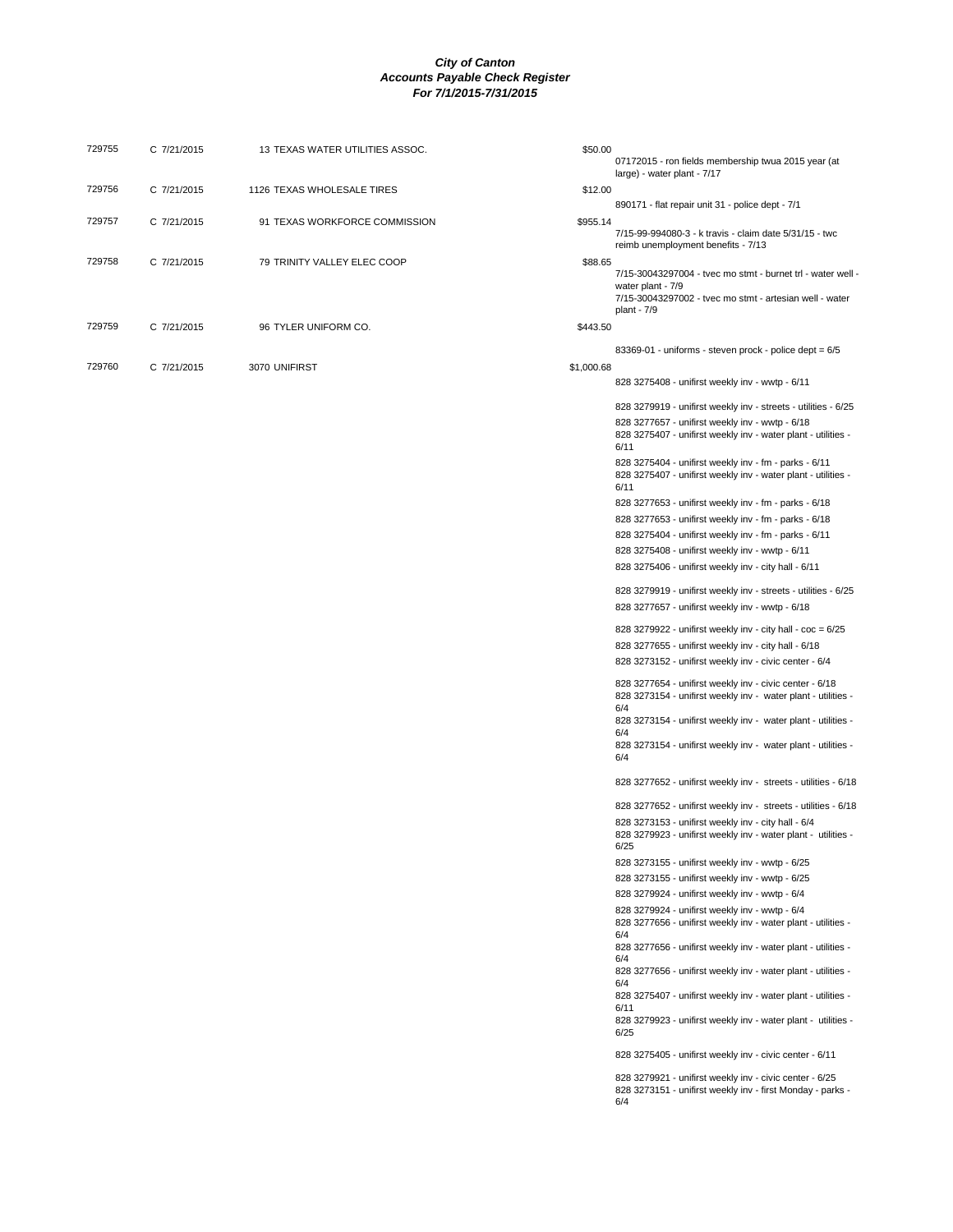***City of Canton***
***Accounts Payable Check Register***
***For 7/1/2015-7/31/2015***

| | | | | |
|---|---|---|---|---|
| 729755 | C 7/21/2015 | 13 TEXAS WATER UTILITIES ASSOC. | $50.00 | 07172015 - ron fields membership twua 2015 year (at large) - water plant - 7/17 |
| 729756 | C 7/21/2015 | 1126 TEXAS WHOLESALE TIRES | $12.00 | 890171 - flat repair unit 31 - police dept - 7/1 |
| 729757 | C 7/21/2015 | 91 TEXAS WORKFORCE COMMISSION | $955.14 | 7/15-99-994080-3 - k travis - claim date 5/31/15 - twc reimb unemployment benefits - 7/13 |
| 729758 | C 7/21/2015 | 79 TRINITY VALLEY ELEC COOP | $88.65 | 7/15-30043297004 - tvec mo stmt - burnet trl - water well - water plant - 7/9 |
| | | | | 7/15-30043297002 - tvec mo stmt - artesian well - water plant - 7/9 |
| 729759 | C 7/21/2015 | 96 TYLER UNIFORM CO. | $443.50 | 83369-01 - uniforms - steven prock - police dept = 6/5 |
| 729760 | C 7/21/2015 | 3070 UNIFIRST | $1,000.68 | 828 3275408 - unifirst weekly inv - wwtp - 6/11 |
| | | | | 828 3279919 - unifirst weekly inv - streets - utilities - 6/25 |
| | | | | 828 3277657 - unifirst weekly inv - wwtp - 6/18 |
| | | | | 828 3275407 - unifirst weekly inv - water plant - utilities - 6/11 |
| | | | | 828 3275404 - unifirst weekly inv - fm - parks - 6/11 |
| | | | | 828 3275407 - unifirst weekly inv - water plant - utilities - 6/11 |
| | | | | 828 3277653 - unifirst weekly inv - fm - parks - 6/18 |
| | | | | 828 3277653 - unifirst weekly inv - fm - parks - 6/18 |
| | | | | 828 3275404 - unifirst weekly inv - fm - parks - 6/11 |
| | | | | 828 3275408 - unifirst weekly inv - wwtp - 6/11 |
| | | | | 828 3275406 - unifirst weekly inv - city hall - 6/11 |
| | | | | 828 3279919 - unifirst weekly inv - streets - utilities - 6/25 |
| | | | | 828 3277657 - unifirst weekly inv - wwtp - 6/18 |
| | | | | 828 3279922 - unifirst weekly inv - city hall - coc = 6/25 |
| | | | | 828 3277655 - unifirst weekly inv - city hall - 6/18 |
| | | | | 828 3273152 - unifirst weekly inv - civic center - 6/4 |
| | | | | 828 3277654 - unifirst weekly inv - civic center - 6/18 |
| | | | | 828 3273154 - unifirst weekly inv - water plant - utilities - 6/4 |
| | | | | 828 3273154 - unifirst weekly inv - water plant - utilities - 6/4 |
| | | | | 828 3273154 - unifirst weekly inv - water plant - utilities - 6/4 |
| | | | | 828 3277652 - unifirst weekly inv - streets - utilities - 6/18 |
| | | | | 828 3277652 - unifirst weekly inv - streets - utilities - 6/18 |
| | | | | 828 3273153 - unifirst weekly inv - city hall - 6/4 |
| | | | | 828 3279923 - unifirst weekly inv - water plant - utilities - 6/25 |
| | | | | 828 3273155 - unifirst weekly inv - wwtp - 6/25 |
| | | | | 828 3273155 - unifirst weekly inv - wwtp - 6/25 |
| | | | | 828 3279924 - unifirst weekly inv - wwtp - 6/4 |
| | | | | 828 3279924 - unifirst weekly inv - wwtp - 6/4 |
| | | | | 828 3277656 - unifirst weekly inv - water plant - utilities - 6/4 |
| | | | | 828 3277656 - unifirst weekly inv - water plant - utilities - 6/4 |
| | | | | 828 3277656 - unifirst weekly inv - water plant - utilities - 6/4 |
| | | | | 828 3275407 - unifirst weekly inv - water plant - utilities - 6/11 |
| | | | | 828 3279923 - unifirst weekly inv - water plant - utilities - 6/25 |
| | | | | 828 3275405 - unifirst weekly inv - civic center - 6/11 |
| | | | | 828 3279921 - unifirst weekly inv - civic center - 6/25 |
| | | | | 828 3273151 - unifirst weekly inv - first Monday - parks - 6/4 |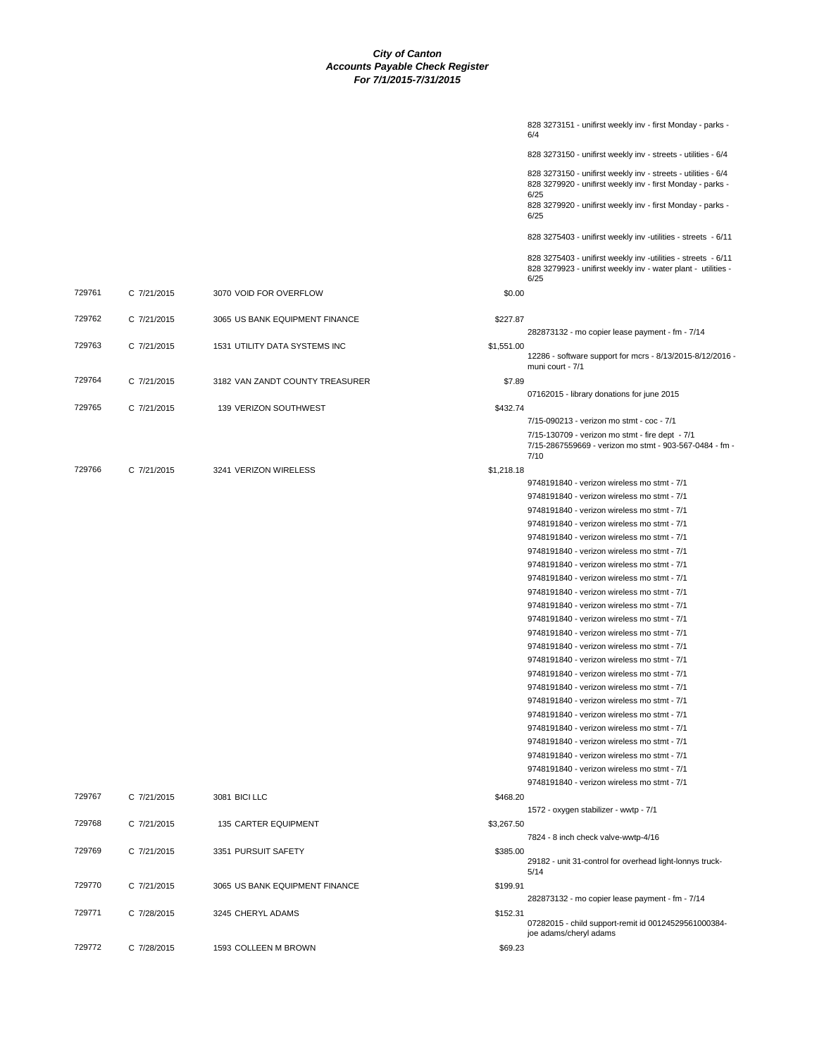# City of Canton
## Accounts Payable Check Register
### For 7/1/2015-7/31/2015

| Check # | Type/Date | Vendor | Amount | Description |
|---|---|---|---|---|
| | | | | 828 3273151 - unifirst weekly inv - first Monday - parks - 6/4 |
| | | | | 828 3273150 - unifirst weekly inv - streets - utilities - 6/4 |
| | | | | 828 3273150 - unifirst weekly inv - streets - utilities - 6/4 |
| | | | | 828 3279920 - unifirst weekly inv - first Monday - parks - 6/25 |
| | | | | 828 3279920 - unifirst weekly inv - first Monday - parks - 6/25 |
| | | | | 828 3275403 - unifirst weekly inv -utilities - streets - 6/11 |
| | | | | 828 3275403 - unifirst weekly inv -utilities - streets - 6/11 |
| | | | | 828 3279923 - unifirst weekly inv - water plant - utilities - 6/25 |
| 729761 | C 7/21/2015 | 3070 VOID FOR OVERFLOW | $0.00 | |
| 729762 | C 7/21/2015 | 3065 US BANK EQUIPMENT FINANCE | $227.87 | 282873132 - mo copier lease payment - fm - 7/14 |
| 729763 | C 7/21/2015 | 1531 UTILITY DATA SYSTEMS INC | $1,551.00 | 12286 - software support for mcrs - 8/13/2015-8/12/2016 - muni court - 7/1 |
| 729764 | C 7/21/2015 | 3182 VAN ZANDT COUNTY TREASURER | $7.89 | 07162015 - library donations for june 2015 |
| 729765 | C 7/21/2015 | 139 VERIZON SOUTHWEST | $432.74 | 7/15-090213 - verizon mo stmt - coc - 7/1 |
| | | | | 7/15-130709 - verizon mo stmt - fire dept - 7/1 |
| | | | | 7/15-2867559669 - verizon mo stmt - 903-567-0484 - fm - 7/10 |
| 729766 | C 7/21/2015 | 3241 VERIZON WIRELESS | $1,218.18 | 9748191840 - verizon wireless mo stmt - 7/1 |
| | | | | 9748191840 - verizon wireless mo stmt - 7/1 |
| | | | | 9748191840 - verizon wireless mo stmt - 7/1 |
| | | | | 9748191840 - verizon wireless mo stmt - 7/1 |
| | | | | 9748191840 - verizon wireless mo stmt - 7/1 |
| | | | | 9748191840 - verizon wireless mo stmt - 7/1 |
| | | | | 9748191840 - verizon wireless mo stmt - 7/1 |
| | | | | 9748191840 - verizon wireless mo stmt - 7/1 |
| | | | | 9748191840 - verizon wireless mo stmt - 7/1 |
| | | | | 9748191840 - verizon wireless mo stmt - 7/1 |
| | | | | 9748191840 - verizon wireless mo stmt - 7/1 |
| | | | | 9748191840 - verizon wireless mo stmt - 7/1 |
| | | | | 9748191840 - verizon wireless mo stmt - 7/1 |
| | | | | 9748191840 - verizon wireless mo stmt - 7/1 |
| | | | | 9748191840 - verizon wireless mo stmt - 7/1 |
| | | | | 9748191840 - verizon wireless mo stmt - 7/1 |
| | | | | 9748191840 - verizon wireless mo stmt - 7/1 |
| | | | | 9748191840 - verizon wireless mo stmt - 7/1 |
| | | | | 9748191840 - verizon wireless mo stmt - 7/1 |
| | | | | 9748191840 - verizon wireless mo stmt - 7/1 |
| | | | | 9748191840 - verizon wireless mo stmt - 7/1 |
| | | | | 9748191840 - verizon wireless mo stmt - 7/1 |
| | | | | 9748191840 - verizon wireless mo stmt - 7/1 |
| 729767 | C 7/21/2015 | 3081 BICI LLC | $468.20 | 1572 - oxygen stabilizer - wwtp - 7/1 |
| 729768 | C 7/21/2015 | 135 CARTER EQUIPMENT | $3,267.50 | 7824 - 8 inch check valve-wwtp-4/16 |
| 729769 | C 7/21/2015 | 3351 PURSUIT SAFETY | $385.00 | 29182 - unit 31-control for overhead light-lonnys truck-5/14 |
| 729770 | C 7/21/2015 | 3065 US BANK EQUIPMENT FINANCE | $199.91 | 282873132 - mo copier lease payment - fm - 7/14 |
| 729771 | C 7/28/2015 | 3245 CHERYL ADAMS | $152.31 | 07282015 - child support-remit id 00124529561000384-joe adams/cheryl adams |
| 729772 | C 7/28/2015 | 1593 COLLEEN M BROWN | $69.23 | |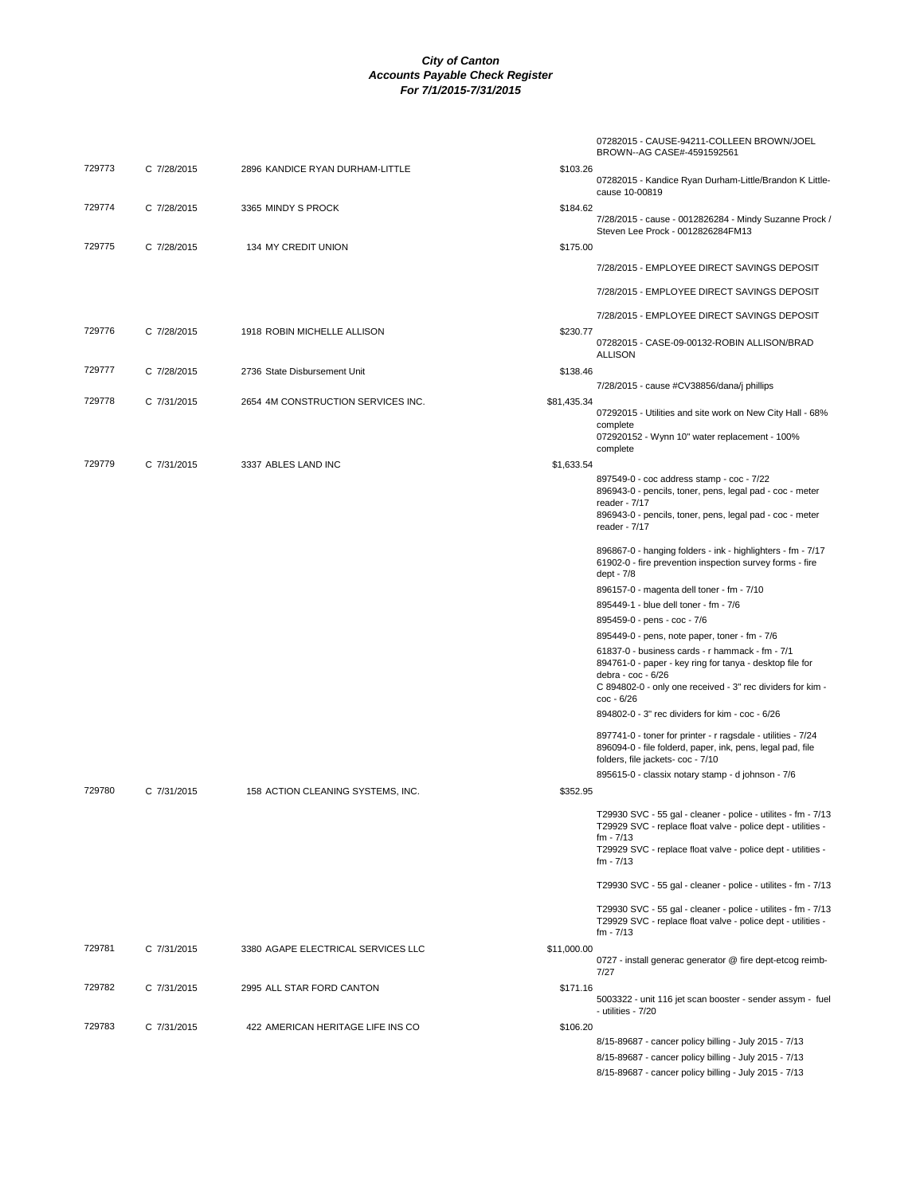**City of Canton**
**Accounts Payable Check Register**
**For 7/1/2015-7/31/2015**

| Check | Date | Vendor | Amount | Description |
|---|---|---|---|---|
| | | | | 07282015 - CAUSE-94211-COLLEEN BROWN/JOEL BROWN--AG CASE#-4591592561 |
| 729773 | C 7/28/2015 | 2896 KANDICE RYAN DURHAM-LITTLE | $103.26 | 07282015 - Kandice Ryan Durham-Little/Brandon K Little-cause 10-00819 |
| 729774 | C 7/28/2015 | 3365 MINDY S PROCK | $184.62 | 7/28/2015 - cause - 0012826284 - Mindy Suzanne Prock / Steven Lee Prock - 0012826284FM13 |
| 729775 | C 7/28/2015 | 134 MY CREDIT UNION | $175.00 | 7/28/2015 - EMPLOYEE DIRECT SAVINGS DEPOSIT |
| | | | | 7/28/2015 - EMPLOYEE DIRECT SAVINGS DEPOSIT |
| | | | | 7/28/2015 - EMPLOYEE DIRECT SAVINGS DEPOSIT |
| 729776 | C 7/28/2015 | 1918 ROBIN MICHELLE ALLISON | $230.77 | 07282015 - CASE-09-00132-ROBIN ALLISON/BRAD ALLISON |
| 729777 | C 7/28/2015 | 2736 State Disbursement Unit | $138.46 | 7/28/2015 - cause #CV38856/dana/j phillips |
| 729778 | C 7/31/2015 | 2654 4M CONSTRUCTION SERVICES INC. | $81,435.34 | 07292015 - Utilities and site work on New City Hall - 68% complete |
| | | | | 072920152 - Wynn 10" water replacement - 100% complete |
| 729779 | C 7/31/2015 | 3337 ABLES LAND INC | $1,633.54 | 897549-0 - coc address stamp - coc - 7/22 |
| | | | | 896943-0 - pencils, toner, pens, legal pad - coc - meter reader - 7/17 |
| | | | | 896943-0 - pencils, toner, pens, legal pad - coc - meter reader - 7/17 |
| | | | | 896867-0 - hanging folders - ink - highlighters - fm - 7/17 |
| | | | | 61902-0 - fire prevention inspection survey forms - fire dept - 7/8 |
| | | | | 896157-0 - magenta dell toner - fm - 7/10 |
| | | | | 895449-1 - blue dell toner - fm - 7/6 |
| | | | | 895459-0 - pens - coc - 7/6 |
| | | | | 895449-0 - pens, note paper, toner - fm - 7/6 |
| | | | | 61837-0 - business cards - r hammack - fm - 7/1 |
| | | | | 894761-0 - paper - key ring for tanya - desktop file for debra - coc - 6/26 |
| | | | | C 894802-0 - only one received - 3" rec dividers for kim - coc - 6/26 |
| | | | | 894802-0 - 3" rec dividers for kim - coc - 6/26 |
| | | | | 897741-0 - toner for printer - r ragsdale - utilities - 7/24 |
| | | | | 896094-0 - file folderd, paper, ink, pens, legal pad, file folders, file jackets- coc - 7/10 |
| | | | | 895615-0 - classix notary stamp - d johnson - 7/6 |
| 729780 | C 7/31/2015 | 158 ACTION CLEANING SYSTEMS, INC. | $352.95 | T29930 SVC - 55 gal - cleaner - police - utilites - fm - 7/13 |
| | | | | T29929 SVC - replace float valve - police dept - utilities - fm - 7/13 |
| | | | | T29929 SVC - replace float valve - police dept - utilities - fm - 7/13 |
| | | | | T29930 SVC - 55 gal - cleaner - police - utilites - fm - 7/13 |
| | | | | T29930 SVC - 55 gal - cleaner - police - utilites - fm - 7/13 |
| | | | | T29929 SVC - replace float valve - police dept - utilities - fm - 7/13 |
| 729781 | C 7/31/2015 | 3380 AGAPE ELECTRICAL SERVICES LLC | $11,000.00 | 0727 - install generac generator @ fire dept-etcog reimb-7/27 |
| 729782 | C 7/31/2015 | 2995 ALL STAR FORD CANTON | $171.16 | 5003322 - unit 116 jet scan booster - sender assym - fuel - utilities - 7/20 |
| 729783 | C 7/31/2015 | 422 AMERICAN HERITAGE LIFE INS CO | $106.20 | 8/15-89687 - cancer policy billing - July 2015 - 7/13 |
| | | | | 8/15-89687 - cancer policy billing - July 2015 - 7/13 |
| | | | | 8/15-89687 - cancer policy billing - July 2015 - 7/13 |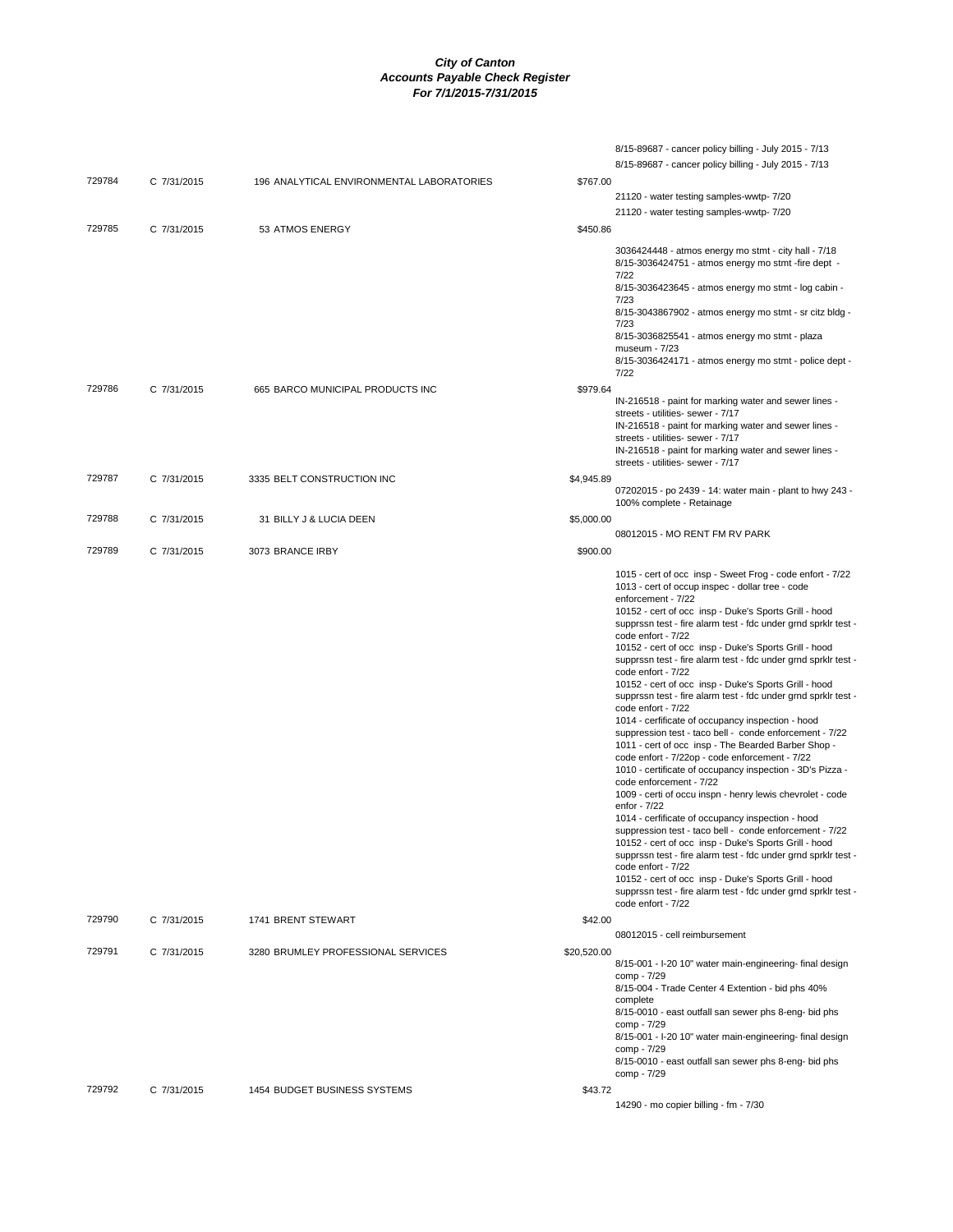***City of Canton***
***Accounts Payable Check Register***
***For 7/1/2015-7/31/2015***

| Check | Date | Vendor | Amount | Description |
|---|---|---|---|---|
| | | | | 8/15-89687 - cancer policy billing - July 2015 - 7/13 |
| | | | | 8/15-89687 - cancer policy billing - July 2015 - 7/13 |
| 729784 | C 7/31/2015 | 196 ANALYTICAL ENVIRONMENTAL LABORATORIES | $767.00 | |
| | | | | 21120 - water testing samples-wwtp- 7/20 |
| | | | | 21120 - water testing samples-wwtp- 7/20 |
| 729785 | C 7/31/2015 | 53 ATMOS ENERGY | $450.86 | |
| | | | | 3036424448 - atmos energy mo stmt - city hall - 7/18 |
| | | | | 8/15-3036424751 - atmos energy mo stmt -fire dept - 7/22 |
| | | | | 8/15-3036423645 - atmos energy mo stmt - log cabin - 7/23 |
| | | | | 8/15-3043867902 - atmos energy mo stmt - sr citz bldg - 7/23 |
| | | | | 8/15-3036825541 - atmos energy mo stmt - plaza museum - 7/23 |
| | | | | 8/15-3036424171 - atmos energy mo stmt - police dept - 7/22 |
| 729786 | C 7/31/2015 | 665 BARCO MUNICIPAL PRODUCTS INC | $979.64 | |
| | | | | IN-216518 - paint for marking water and sewer lines - streets - utilities- sewer - 7/17 |
| | | | | IN-216518 - paint for marking water and sewer lines - streets - utilities- sewer - 7/17 |
| | | | | IN-216518 - paint for marking water and sewer lines - streets - utilities- sewer - 7/17 |
| 729787 | C 7/31/2015 | 3335 BELT CONSTRUCTION INC | $4,945.89 | |
| | | | | 07202015 - po 2439 - 14: water main - plant to hwy 243 - 100% complete - Retainage |
| 729788 | C 7/31/2015 | 31 BILLY J & LUCIA DEEN | $5,000.00 | |
| | | | | 08012015 - MO RENT FM RV PARK |
| 729789 | C 7/31/2015 | 3073 BRANCE IRBY | $900.00 | |
| | | | | 1015 - cert of occ insp - Sweet Frog - code enfort - 7/22 |
| | | | | 1013 - cert of occup inspec - dollar tree - code enforcement - 7/22 |
| | | | | 10152 - cert of occ insp - Duke's Sports Grill - hood supprssn test - fire alarm test - fdc under grnd sprklr test - code enfort - 7/22 |
| | | | | 10152 - cert of occ insp - Duke's Sports Grill - hood supprssn test - fire alarm test - fdc under grnd sprklr test - code enfort - 7/22 |
| | | | | 10152 - cert of occ insp - Duke's Sports Grill - hood supprssn test - fire alarm test - fdc under grnd sprklr test - code enfort - 7/22 |
| | | | | 1014 - cerfificate of occupancy inspection - hood suppression test - taco bell - conde enforcement - 7/22 |
| | | | | 1011 - cert of occ insp - The Bearded Barber Shop - code enfort - 7/22op - code enforcement - 7/22 |
| | | | | 1010 - certificate of occupancy inspection - 3D's Pizza - code enforcement - 7/22 |
| | | | | 1009 - certi of occu inspn - henry lewis chevrolet - code enfor - 7/22 |
| | | | | 1014 - cerfificate of occupancy inspection - hood suppression test - taco bell - conde enforcement - 7/22 |
| | | | | 10152 - cert of occ insp - Duke's Sports Grill - hood supprssn test - fire alarm test - fdc under grnd sprklr test - code enfort - 7/22 |
| | | | | 10152 - cert of occ insp - Duke's Sports Grill - hood supprssn test - fire alarm test - fdc under grnd sprklr test - code enfort - 7/22 |
| 729790 | C 7/31/2015 | 1741 BRENT STEWART | $42.00 | |
| | | | | 08012015 - cell reimbursement |
| 729791 | C 7/31/2015 | 3280 BRUMLEY PROFESSIONAL SERVICES | $20,520.00 | |
| | | | | 8/15-001 - I-20 10" water main-engineering- final design comp - 7/29 |
| | | | | 8/15-004 - Trade Center 4 Extention - bid phs 40% complete |
| | | | | 8/15-0010 - east outfall san sewer phs 8-eng- bid phs comp - 7/29 |
| | | | | 8/15-001 - I-20 10" water main-engineering- final design comp - 7/29 |
| | | | | 8/15-0010 - east outfall san sewer phs 8-eng- bid phs comp - 7/29 |
| 729792 | C 7/31/2015 | 1454 BUDGET BUSINESS SYSTEMS | $43.72 | |
| | | | | 14290 - mo copier billing - fm - 7/30 |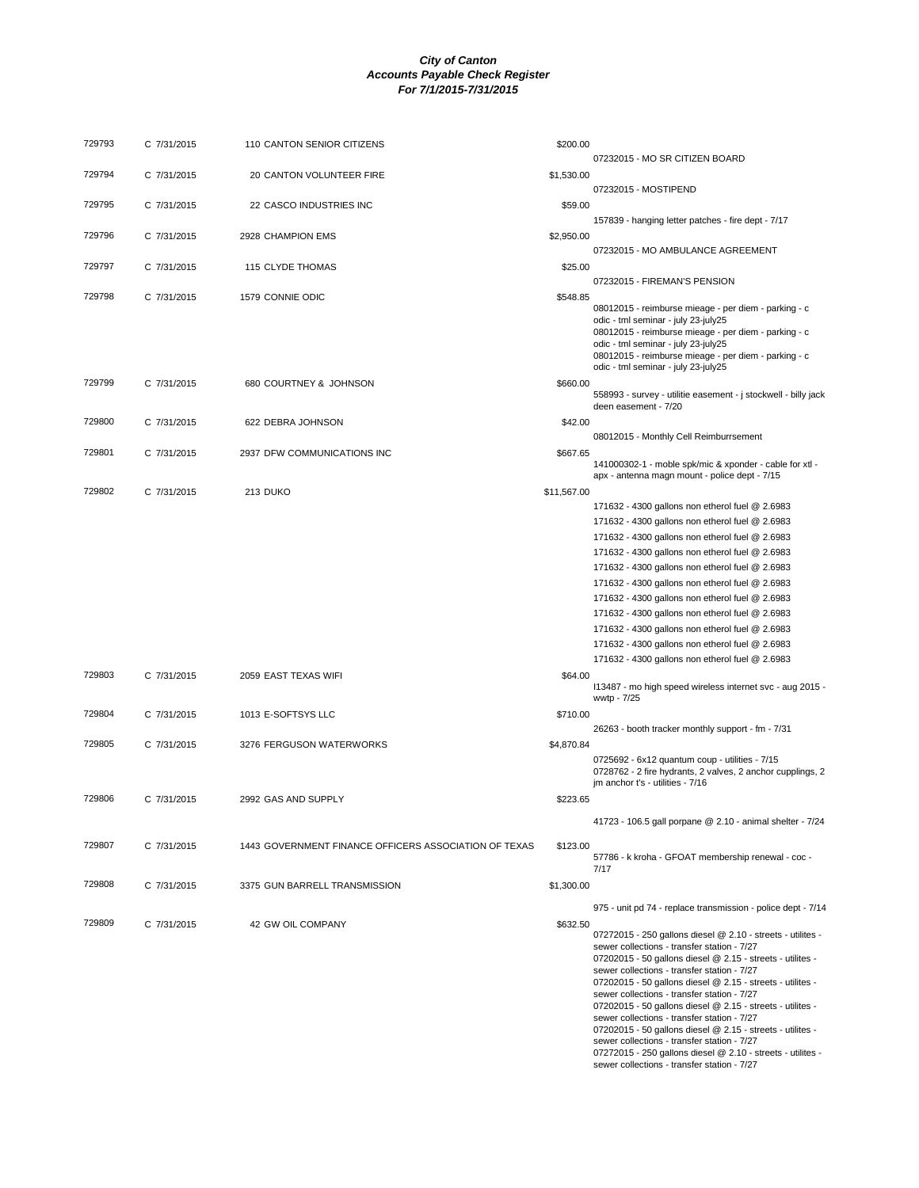# *City of Canton*
## *Accounts Payable Check Register*
### *For 7/1/2015-7/31/2015*

| Check | Date | Vendor | Amount | Description |
|---|---|---|---|---|
| 729793 | C 7/31/2015 | 110 CANTON SENIOR CITIZENS | $200.00 | 07232015 - MO SR CITIZEN BOARD |
| 729794 | C 7/31/2015 | 20 CANTON VOLUNTEER FIRE | $1,530.00 | 07232015 - MOSTIPEND |
| 729795 | C 7/31/2015 | 22 CASCO INDUSTRIES INC | $59.00 | 157839 - hanging letter patches - fire dept - 7/17 |
| 729796 | C 7/31/2015 | 2928 CHAMPION EMS | $2,950.00 | 07232015 - MO AMBULANCE AGREEMENT |
| 729797 | C 7/31/2015 | 115 CLYDE THOMAS | $25.00 | 07232015 - FIREMAN'S PENSION |
| 729798 | C 7/31/2015 | 1579 CONNIE ODIC | $548.85 | 08012015 - reimburse mieage - per diem - parking - c odic - tml seminar - july 23-july25 |
| | | | | 08012015 - reimburse mieage - per diem - parking - c odic - tml seminar - july 23-july25 |
| | | | | 08012015 - reimburse mieage - per diem - parking - c odic - tml seminar - july 23-july25 |
| 729799 | C 7/31/2015 | 680 COURTNEY & JOHNSON | $660.00 | 558993 - survey - utilitie easement - j stockwell - billy jack deen easement - 7/20 |
| 729800 | C 7/31/2015 | 622 DEBRA JOHNSON | $42.00 | 08012015 - Monthly Cell Reimburrsement |
| 729801 | C 7/31/2015 | 2937 DFW COMMUNICATIONS INC | $667.65 | 141000302-1 - moble spk/mic & xponder - cable for xtl - apx - antenna magn mount - police dept - 7/15 |
| 729802 | C 7/31/2015 | 213 DUKO | $11,567.00 | 171632 - 4300 gallons non etherol fuel @ 2.6983 |
| | | | | 171632 - 4300 gallons non etherol fuel @ 2.6983 |
| | | | | 171632 - 4300 gallons non etherol fuel @ 2.6983 |
| | | | | 171632 - 4300 gallons non etherol fuel @ 2.6983 |
| | | | | 171632 - 4300 gallons non etherol fuel @ 2.6983 |
| | | | | 171632 - 4300 gallons non etherol fuel @ 2.6983 |
| | | | | 171632 - 4300 gallons non etherol fuel @ 2.6983 |
| | | | | 171632 - 4300 gallons non etherol fuel @ 2.6983 |
| | | | | 171632 - 4300 gallons non etherol fuel @ 2.6983 |
| | | | | 171632 - 4300 gallons non etherol fuel @ 2.6983 |
| | | | | 171632 - 4300 gallons non etherol fuel @ 2.6983 |
| 729803 | C 7/31/2015 | 2059 EAST TEXAS WIFI | $64.00 | I13487 - mo high speed wireless internet svc - aug 2015 - wwtp - 7/25 |
| 729804 | C 7/31/2015 | 1013 E-SOFTSYS LLC | $710.00 | 26263 - booth tracker monthly support - fm - 7/31 |
| 729805 | C 7/31/2015 | 3276 FERGUSON WATERWORKS | $4,870.84 | 0725692 - 6x12 quantum coup - utilities - 7/15 |
| | | | | 0728762 - 2 fire hydrants, 2 valves, 2 anchor cupplings, 2 jm anchor t's - utilities - 7/16 |
| 729806 | C 7/31/2015 | 2992 GAS AND SUPPLY | $223.65 | 41723 - 106.5 gall porpane @ 2.10 - animal shelter - 7/24 |
| 729807 | C 7/31/2015 | 1443 GOVERNMENT FINANCE OFFICERS ASSOCIATION OF TEXAS | $123.00 | 57786 - k kroha - GFOAT membership renewal - coc - 7/17 |
| 729808 | C 7/31/2015 | 3375 GUN BARRELL TRANSMISSION | $1,300.00 | 975 - unit pd 74 - replace transmission - police dept - 7/14 |
| 729809 | C 7/31/2015 | 42 GW OIL COMPANY | $632.50 | 07272015 - 250 gallons diesel @ 2.10 - streets - utilites - sewer collections - transfer station - 7/27 |
| | | | | 07202015 - 50 gallons diesel @ 2.15 - streets - utilites - sewer collections - transfer station - 7/27 |
| | | | | 07202015 - 50 gallons diesel @ 2.15 - streets - utilites - sewer collections - transfer station - 7/27 |
| | | | | 07202015 - 50 gallons diesel @ 2.15 - streets - utilites - sewer collections - transfer station - 7/27 |
| | | | | 07202015 - 50 gallons diesel @ 2.15 - streets - utilites - sewer collections - transfer station - 7/27 |
| | | | | 07272015 - 250 gallons diesel @ 2.10 - streets - utilites - sewer collections - transfer station - 7/27 |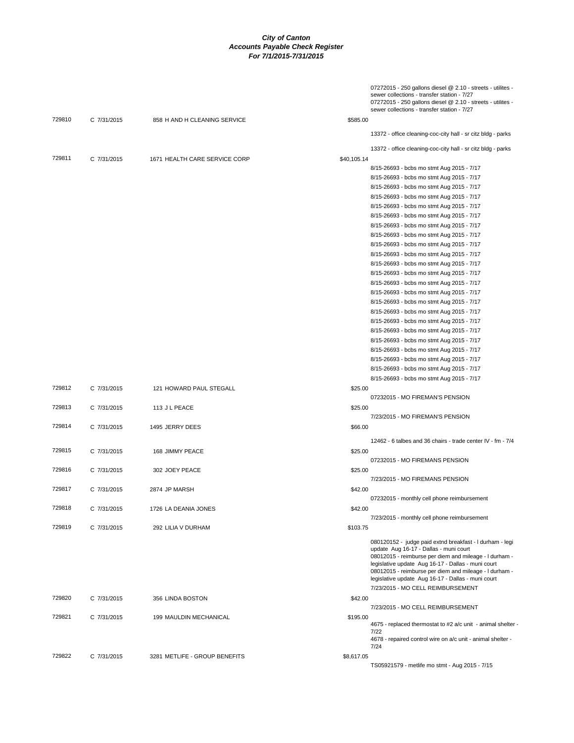**City of Canton**
**Accounts Payable Check Register**
**For 7/1/2015-7/31/2015**

| Check | Date | Vendor | Amount | Description |
|---|---|---|---|---|
| | | | | 07272015 - 250 gallons diesel @ 2.10 - streets - utilites - sewer collections - transfer station - 7/27 |
| | | | | 07272015 - 250 gallons diesel @ 2.10 - streets - utilites - sewer collections - transfer station - 7/27 |
| 729810 | C 7/31/2015 | 858 H AND H CLEANING SERVICE | $585.00 | |
| | | | | 13372 - office cleaning-coc-city hall - sr citz bldg - parks |
| | | | | 13372 - office cleaning-coc-city hall - sr citz bldg - parks |
| 729811 | C 7/31/2015 | 1671 HEALTH CARE SERVICE CORP | $40,105.14 | |
| | | | | 8/15-26693 - bcbs mo stmt Aug 2015 - 7/17 |
| | | | | 8/15-26693 - bcbs mo stmt Aug 2015 - 7/17 |
| | | | | 8/15-26693 - bcbs mo stmt Aug 2015 - 7/17 |
| | | | | 8/15-26693 - bcbs mo stmt Aug 2015 - 7/17 |
| | | | | 8/15-26693 - bcbs mo stmt Aug 2015 - 7/17 |
| | | | | 8/15-26693 - bcbs mo stmt Aug 2015 - 7/17 |
| | | | | 8/15-26693 - bcbs mo stmt Aug 2015 - 7/17 |
| | | | | 8/15-26693 - bcbs mo stmt Aug 2015 - 7/17 |
| | | | | 8/15-26693 - bcbs mo stmt Aug 2015 - 7/17 |
| | | | | 8/15-26693 - bcbs mo stmt Aug 2015 - 7/17 |
| | | | | 8/15-26693 - bcbs mo stmt Aug 2015 - 7/17 |
| | | | | 8/15-26693 - bcbs mo stmt Aug 2015 - 7/17 |
| | | | | 8/15-26693 - bcbs mo stmt Aug 2015 - 7/17 |
| | | | | 8/15-26693 - bcbs mo stmt Aug 2015 - 7/17 |
| | | | | 8/15-26693 - bcbs mo stmt Aug 2015 - 7/17 |
| | | | | 8/15-26693 - bcbs mo stmt Aug 2015 - 7/17 |
| | | | | 8/15-26693 - bcbs mo stmt Aug 2015 - 7/17 |
| | | | | 8/15-26693 - bcbs mo stmt Aug 2015 - 7/17 |
| | | | | 8/15-26693 - bcbs mo stmt Aug 2015 - 7/17 |
| | | | | 8/15-26693 - bcbs mo stmt Aug 2015 - 7/17 |
| | | | | 8/15-26693 - bcbs mo stmt Aug 2015 - 7/17 |
| | | | | 8/15-26693 - bcbs mo stmt Aug 2015 - 7/17 |
| | | | | 8/15-26693 - bcbs mo stmt Aug 2015 - 7/17 |
| 729812 | C 7/31/2015 | 121 HOWARD PAUL STEGALL | $25.00 | |
| | | | | 07232015 - MO FIREMAN'S PENSION |
| 729813 | C 7/31/2015 | 113 J L PEACE | $25.00 | |
| | | | | 7/23/2015 - MO FIREMAN'S PENSION |
| 729814 | C 7/31/2015 | 1495 JERRY DEES | $66.00 | |
| | | | | 12462 - 6 talbes and 36 chairs - trade center IV - fm - 7/4 |
| 729815 | C 7/31/2015 | 168 JIMMY PEACE | $25.00 | |
| | | | | 07232015 - MO FIREMANS PENSION |
| 729816 | C 7/31/2015 | 302 JOEY PEACE | $25.00 | |
| | | | | 7/23/2015 - MO FIREMANS PENSION |
| 729817 | C 7/31/2015 | 2874 JP MARSH | $42.00 | |
| | | | | 07232015 - monthly cell phone reimbursement |
| 729818 | C 7/31/2015 | 1726 LA DEANIA JONES | $42.00 | |
| | | | | 7/23/2015 - monthly cell phone reimbursement |
| 729819 | C 7/31/2015 | 292 LILIA V DURHAM | $103.75 | |
| | | | | 080120152 - judge paid extnd breakfast - l durham - legi update Aug 16-17 - Dallas - muni court |
| | | | | 08012015 - reimburse per diem and mileage - l durham - legislative update Aug 16-17 - Dallas - muni court |
| | | | | 08012015 - reimburse per diem and mileage - l durham - legislative update Aug 16-17 - Dallas - muni court |
| | | | | 7/23/2015 - MO CELL REIMBURSEMENT |
| 729820 | C 7/31/2015 | 356 LINDA BOSTON | $42.00 | |
| | | | | 7/23/2015 - MO CELL REIMBURSEMENT |
| 729821 | C 7/31/2015 | 199 MAULDIN MECHANICAL | $195.00 | |
| | | | | 4675 - replaced thermostat to #2 a/c unit - animal shelter - 7/22 |
| | | | | 4678 - repaired control wire on a/c unit - animal shelter - 7/24 |
| 729822 | C 7/31/2015 | 3281 METLIFE - GROUP BENEFITS | $8,617.05 | |
| | | | | TS05921579 - metlife mo stmt - Aug 2015 - 7/15 |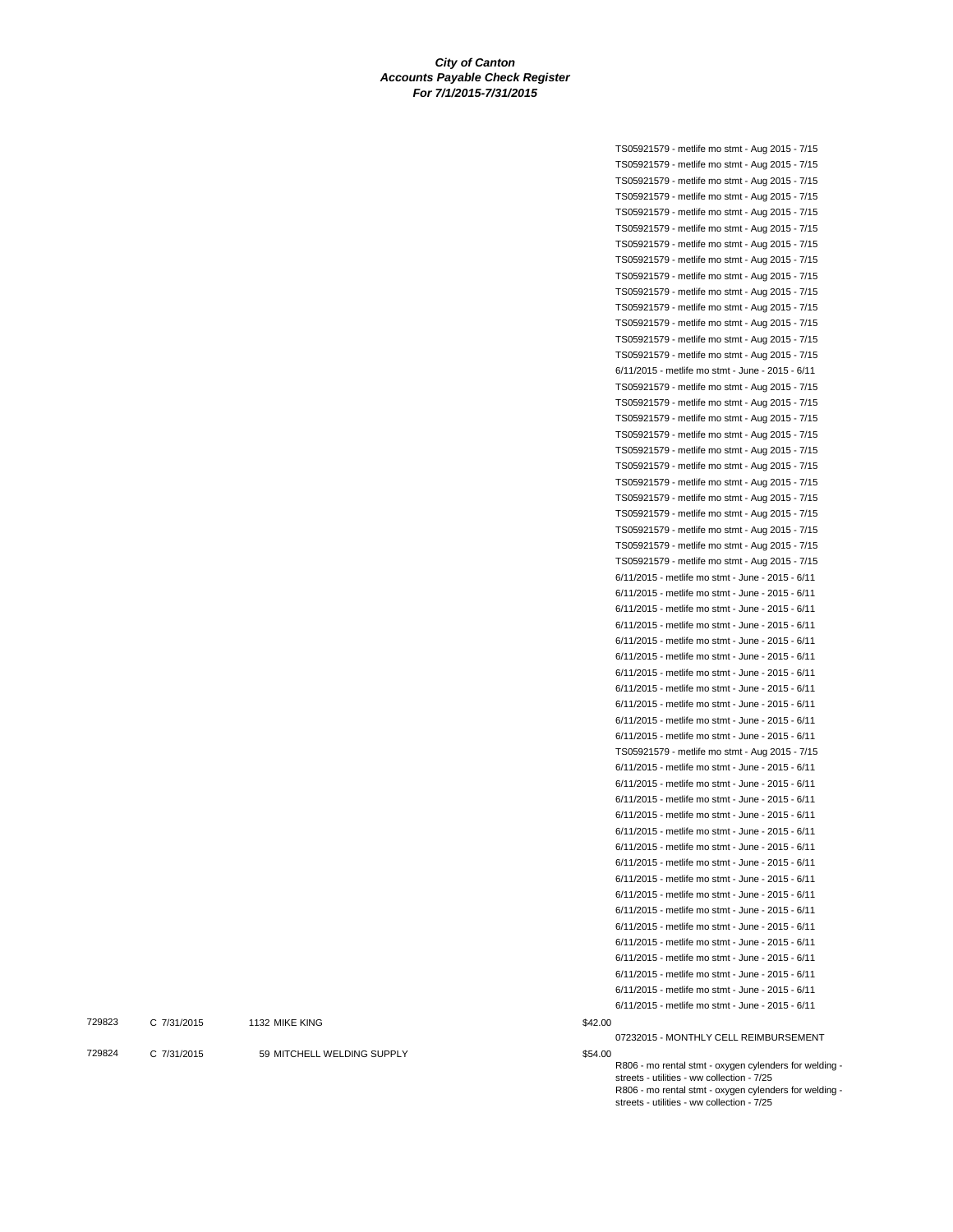**City of Canton**
**Accounts Payable Check Register**
**For 7/1/2015-7/31/2015**

TS05921579 - metlife mo stmt - Aug 2015 - 7/15
TS05921579 - metlife mo stmt - Aug 2015 - 7/15
TS05921579 - metlife mo stmt - Aug 2015 - 7/15
TS05921579 - metlife mo stmt - Aug 2015 - 7/15
TS05921579 - metlife mo stmt - Aug 2015 - 7/15
TS05921579 - metlife mo stmt - Aug 2015 - 7/15
TS05921579 - metlife mo stmt - Aug 2015 - 7/15
TS05921579 - metlife mo stmt - Aug 2015 - 7/15
TS05921579 - metlife mo stmt - Aug 2015 - 7/15
TS05921579 - metlife mo stmt - Aug 2015 - 7/15
TS05921579 - metlife mo stmt - Aug 2015 - 7/15
TS05921579 - metlife mo stmt - Aug 2015 - 7/15
TS05921579 - metlife mo stmt - Aug 2015 - 7/15
TS05921579 - metlife mo stmt - Aug 2015 - 7/15
6/11/2015 - metlife mo stmt - June - 2015 - 6/11
TS05921579 - metlife mo stmt - Aug 2015 - 7/15
TS05921579 - metlife mo stmt - Aug 2015 - 7/15
TS05921579 - metlife mo stmt - Aug 2015 - 7/15
TS05921579 - metlife mo stmt - Aug 2015 - 7/15
TS05921579 - metlife mo stmt - Aug 2015 - 7/15
TS05921579 - metlife mo stmt - Aug 2015 - 7/15
TS05921579 - metlife mo stmt - Aug 2015 - 7/15
TS05921579 - metlife mo stmt - Aug 2015 - 7/15
TS05921579 - metlife mo stmt - Aug 2015 - 7/15
TS05921579 - metlife mo stmt - Aug 2015 - 7/15
TS05921579 - metlife mo stmt - Aug 2015 - 7/15
TS05921579 - metlife mo stmt - Aug 2015 - 7/15
6/11/2015 - metlife mo stmt - June - 2015 - 6/11
6/11/2015 - metlife mo stmt - June - 2015 - 6/11
6/11/2015 - metlife mo stmt - June - 2015 - 6/11
6/11/2015 - metlife mo stmt - June - 2015 - 6/11
6/11/2015 - metlife mo stmt - June - 2015 - 6/11
6/11/2015 - metlife mo stmt - June - 2015 - 6/11
6/11/2015 - metlife mo stmt - June - 2015 - 6/11
6/11/2015 - metlife mo stmt - June - 2015 - 6/11
6/11/2015 - metlife mo stmt - June - 2015 - 6/11
6/11/2015 - metlife mo stmt - June - 2015 - 6/11
6/11/2015 - metlife mo stmt - June - 2015 - 6/11
TS05921579 - metlife mo stmt - Aug 2015 - 7/15
6/11/2015 - metlife mo stmt - June - 2015 - 6/11
6/11/2015 - metlife mo stmt - June - 2015 - 6/11
6/11/2015 - metlife mo stmt - June - 2015 - 6/11
6/11/2015 - metlife mo stmt - June - 2015 - 6/11
6/11/2015 - metlife mo stmt - June - 2015 - 6/11
6/11/2015 - metlife mo stmt - June - 2015 - 6/11
6/11/2015 - metlife mo stmt - June - 2015 - 6/11
6/11/2015 - metlife mo stmt - June - 2015 - 6/11
6/11/2015 - metlife mo stmt - June - 2015 - 6/11
6/11/2015 - metlife mo stmt - June - 2015 - 6/11
6/11/2015 - metlife mo stmt - June - 2015 - 6/11
6/11/2015 - metlife mo stmt - June - 2015 - 6/11
6/11/2015 - metlife mo stmt - June - 2015 - 6/11
6/11/2015 - metlife mo stmt - June - 2015 - 6/11
6/11/2015 - metlife mo stmt - June - 2015 - 6/11
6/11/2015 - metlife mo stmt - June - 2015 - 6/11

| Check | Date | Vendor | Amount | Description |
|---|---|---|---|---|
| 729823 | C 7/31/2015 | 1132 MIKE KING | $42.00 | 07232015 - MONTHLY CELL REIMBURSEMENT |
| 729824 | C 7/31/2015 | 59 MITCHELL WELDING SUPPLY | $54.00 | R806 - mo rental stmt - oxygen cylenders for welding - streets - utilities - ww collection - 7/25 |
| | | | | R806 - mo rental stmt - oxygen cylenders for welding - streets - utilities - ww collection - 7/25 |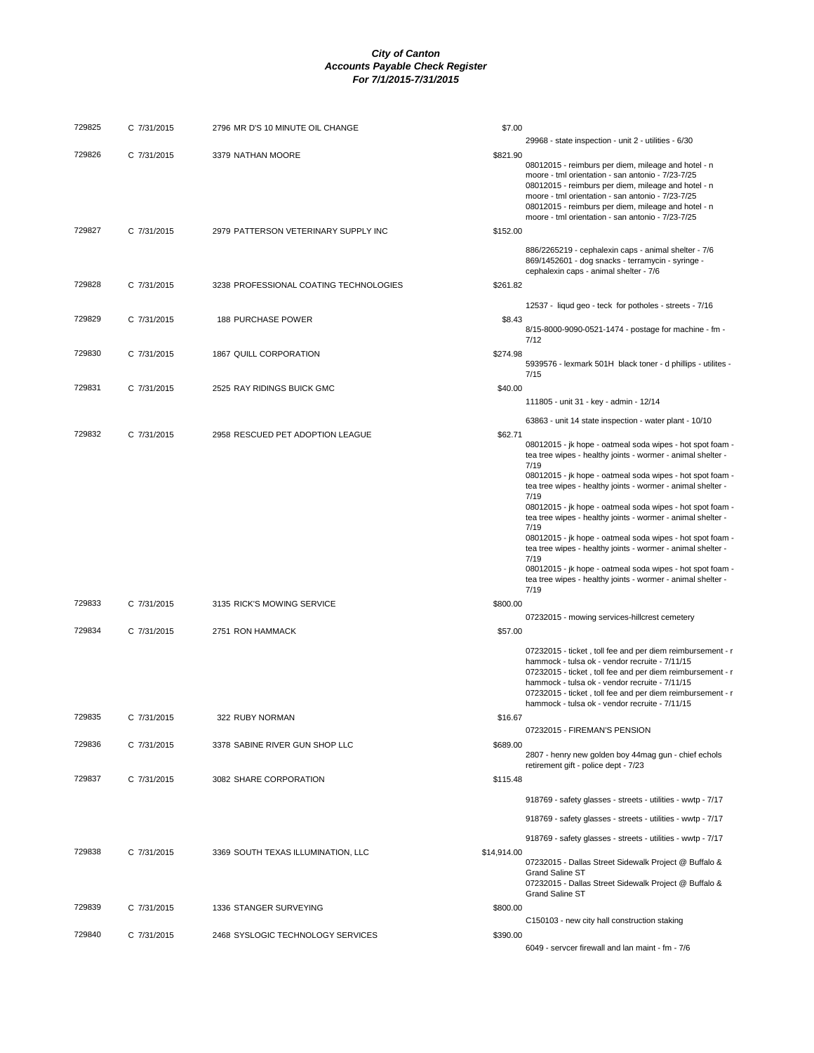# City of Canton
## Accounts Payable Check Register
### For 7/1/2015-7/31/2015

| Check # | Date | Vendor | Amount | Description |
|---|---|---|---|---|
| 729825 | C 7/31/2015 | 2796 MR D'S 10 MINUTE OIL CHANGE | $7.00 | |
| | | | | 29968 - state inspection - unit 2 - utilities - 6/30 |
| 729826 | C 7/31/2015 | 3379 NATHAN MOORE | $821.90 | |
| | | | | 08012015 - reimburs per diem, mileage and hotel - n moore - tml orientation - san antonio - 7/23-7/25 |
| | | | | 08012015 - reimburs per diem, mileage and hotel - n moore - tml orientation - san antonio - 7/23-7/25 |
| | | | | 08012015 - reimburs per diem, mileage and hotel - n moore - tml orientation - san antonio - 7/23-7/25 |
| 729827 | C 7/31/2015 | 2979 PATTERSON VETERINARY SUPPLY INC | $152.00 | |
| | | | | 886/2265219 - cephalexin caps - animal shelter - 7/6 |
| | | | | 869/1452601 - dog snacks - terramycin - syringe - cephalexin caps - animal shelter - 7/6 |
| 729828 | C 7/31/2015 | 3238 PROFESSIONAL COATING TECHNOLOGIES | $261.82 | |
| | | | | 12537 - liqud geo - teck for potholes - streets - 7/16 |
| 729829 | C 7/31/2015 | 188 PURCHASE POWER | $8.43 | |
| | | | | 8/15-8000-9090-0521-1474 - postage for machine - fm - 7/12 |
| 729830 | C 7/31/2015 | 1867 QUILL CORPORATION | $274.98 | |
| | | | | 5939576 - lexmark 501H black toner - d phillips - utilites - 7/15 |
| 729831 | C 7/31/2015 | 2525 RAY RIDINGS BUICK GMC | $40.00 | |
| | | | | 111805 - unit 31 - key - admin - 12/14 |
| | | | | 63863 - unit 14 state inspection - water plant - 10/10 |
| 729832 | C 7/31/2015 | 2958 RESCUED PET ADOPTION LEAGUE | $62.71 | |
| | | | | 08012015 - jk hope - oatmeal soda wipes - hot spot foam - tea tree wipes - healthy joints - wormer - animal shelter - 7/19 |
| | | | | 08012015 - jk hope - oatmeal soda wipes - hot spot foam - tea tree wipes - healthy joints - wormer - animal shelter - 7/19 |
| | | | | 08012015 - jk hope - oatmeal soda wipes - hot spot foam - tea tree wipes - healthy joints - wormer - animal shelter - 7/19 |
| | | | | 08012015 - jk hope - oatmeal soda wipes - hot spot foam - tea tree wipes - healthy joints - wormer - animal shelter - 7/19 |
| | | | | 08012015 - jk hope - oatmeal soda wipes - hot spot foam - tea tree wipes - healthy joints - wormer - animal shelter - 7/19 |
| 729833 | C 7/31/2015 | 3135 RICK'S MOWING SERVICE | $800.00 | |
| | | | | 07232015 - mowing services-hillcrest cemetery |
| 729834 | C 7/31/2015 | 2751 RON HAMMACK | $57.00 | |
| | | | | 07232015 - ticket , toll fee and per diem reimbursement - r hammock - tulsa ok - vendor recruite - 7/11/15 |
| | | | | 07232015 - ticket , toll fee and per diem reimbursement - r hammock - tulsa ok - vendor recruite - 7/11/15 |
| | | | | 07232015 - ticket , toll fee and per diem reimbursement - r hammock - tulsa ok - vendor recruite - 7/11/15 |
| 729835 | C 7/31/2015 | 322 RUBY NORMAN | $16.67 | |
| | | | | 07232015 - FIREMAN'S PENSION |
| 729836 | C 7/31/2015 | 3378 SABINE RIVER GUN SHOP LLC | $689.00 | |
| | | | | 2807 - henry new golden boy 44mag gun - chief echols retirement gift - police dept - 7/23 |
| 729837 | C 7/31/2015 | 3082 SHARE CORPORATION | $115.48 | |
| | | | | 918769 - safety glasses - streets - utilities - wwtp - 7/17 |
| | | | | 918769 - safety glasses - streets - utilities - wwtp - 7/17 |
| | | | | 918769 - safety glasses - streets - utilities - wwtp - 7/17 |
| 729838 | C 7/31/2015 | 3369 SOUTH TEXAS ILLUMINATION, LLC | $14,914.00 | |
| | | | | 07232015 - Dallas Street Sidewalk Project @ Buffalo & Grand Saline ST |
| | | | | 07232015 - Dallas Street Sidewalk Project @ Buffalo & Grand Saline ST |
| 729839 | C 7/31/2015 | 1336 STANGER SURVEYING | $800.00 | |
| | | | | C150103 - new city hall construction staking |
| 729840 | C 7/31/2015 | 2468 SYSLOGIC TECHNOLOGY SERVICES | $390.00 | |
| | | | | 6049 - servcer firewall and lan maint - fm - 7/6 |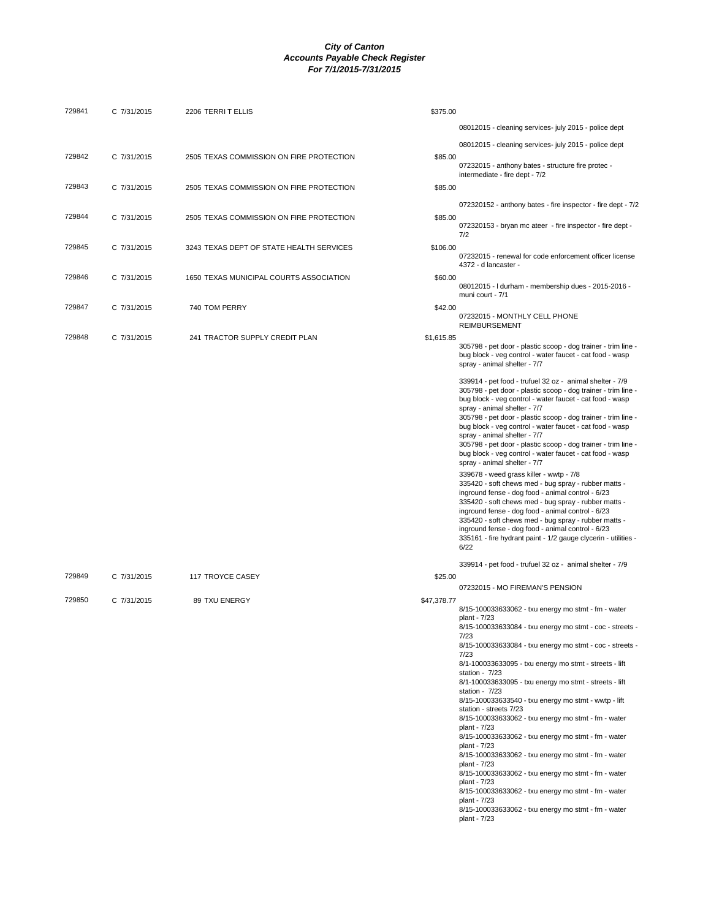# *City of Canton*
## *Accounts Payable Check Register*
### *For 7/1/2015-7/31/2015*

| Check # | Date | Vendor | Amount | Description |
|---|---|---|---|---|
| 729841 | C 7/31/2015 | 2206 TERRI T ELLIS | $375.00 | |
| | | | | 08012015 - cleaning services- july 2015 - police dept |
| | | | | 08012015 - cleaning services- july 2015 - police dept |
| 729842 | C 7/31/2015 | 2505 TEXAS COMMISSION ON FIRE PROTECTION | $85.00 | 07232015 - anthony bates - structure fire protec - intermediate - fire dept - 7/2 |
| 729843 | C 7/31/2015 | 2505 TEXAS COMMISSION ON FIRE PROTECTION | $85.00 | |
| | | | | 072320152 - anthony bates - fire inspector - fire dept - 7/2 |
| 729844 | C 7/31/2015 | 2505 TEXAS COMMISSION ON FIRE PROTECTION | $85.00 | 072320153 - bryan mc ateer - fire inspector - fire dept - 7/2 |
| 729845 | C 7/31/2015 | 3243 TEXAS DEPT OF STATE HEALTH SERVICES | $106.00 | 07232015 - renewal for code enforcement officer license 4372 - d lancaster - |
| 729846 | C 7/31/2015 | 1650 TEXAS MUNICIPAL COURTS ASSOCIATION | $60.00 | 08012015 - l durham - membership dues - 2015-2016 - muni court - 7/1 |
| 729847 | C 7/31/2015 | 740 TOM PERRY | $42.00 | 07232015 - MONTHLY CELL PHONE REIMBURSEMENT |
| 729848 | C 7/31/2015 | 241 TRACTOR SUPPLY CREDIT PLAN | $1,615.85 | 305798 - pet door - plastic scoop - dog trainer - trim line - bug block - veg control - water faucet - cat food - wasp spray - animal shelter - 7/7 |
| | | | | 339914 - pet food - trufuel 32 oz - animal shelter - 7/9 |
| | | | | 305798 - pet door - plastic scoop - dog trainer - trim line - bug block - veg control - water faucet - cat food - wasp spray - animal shelter - 7/7 |
| | | | | 305798 - pet door - plastic scoop - dog trainer - trim line - bug block - veg control - water faucet - cat food - wasp spray - animal shelter - 7/7 |
| | | | | 305798 - pet door - plastic scoop - dog trainer - trim line - bug block - veg control - water faucet - cat food - wasp spray - animal shelter - 7/7 |
| | | | | 339678 - weed grass killer - wwtp - 7/8 |
| | | | | 335420 - soft chews med - bug spray - rubber matts - inground fense - dog food - animal control - 6/23 |
| | | | | 335420 - soft chews med - bug spray - rubber matts - inground fense - dog food - animal control - 6/23 |
| | | | | 335420 - soft chews med - bug spray - rubber matts - inground fense - dog food - animal control - 6/23 |
| | | | | 335161 - fire hydrant paint - 1/2 gauge clycerin - utilities - 6/22 |
| | | | | 339914 - pet food - trufuel 32 oz - animal shelter - 7/9 |
| 729849 | C 7/31/2015 | 117 TROYCE CASEY | $25.00 | |
| | | | | 07232015 - MO FIREMAN'S PENSION |
| 729850 | C 7/31/2015 | 89 TXU ENERGY | $47,378.77 | 8/15-100033633062 - txu energy mo stmt - fm - water plant - 7/23 |
| | | | | 8/15-100033633084 - txu energy mo stmt - coc - streets - 7/23 |
| | | | | 8/15-100033633084 - txu energy mo stmt - coc - streets - 7/23 |
| | | | | 8/1-100033633095 - txu energy mo stmt - streets - lift station - 7/23 |
| | | | | 8/1-100033633095 - txu energy mo stmt - streets - lift station - 7/23 |
| | | | | 8/15-100033633540 - txu energy mo stmt - wwtp - lift station - streets 7/23 |
| | | | | 8/15-100033633062 - txu energy mo stmt - fm - water plant - 7/23 |
| | | | | 8/15-100033633062 - txu energy mo stmt - fm - water plant - 7/23 |
| | | | | 8/15-100033633062 - txu energy mo stmt - fm - water plant - 7/23 |
| | | | | 8/15-100033633062 - txu energy mo stmt - fm - water plant - 7/23 |
| | | | | 8/15-100033633062 - txu energy mo stmt - fm - water plant - 7/23 |
| | | | | 8/15-100033633062 - txu energy mo stmt - fm - water plant - 7/23 |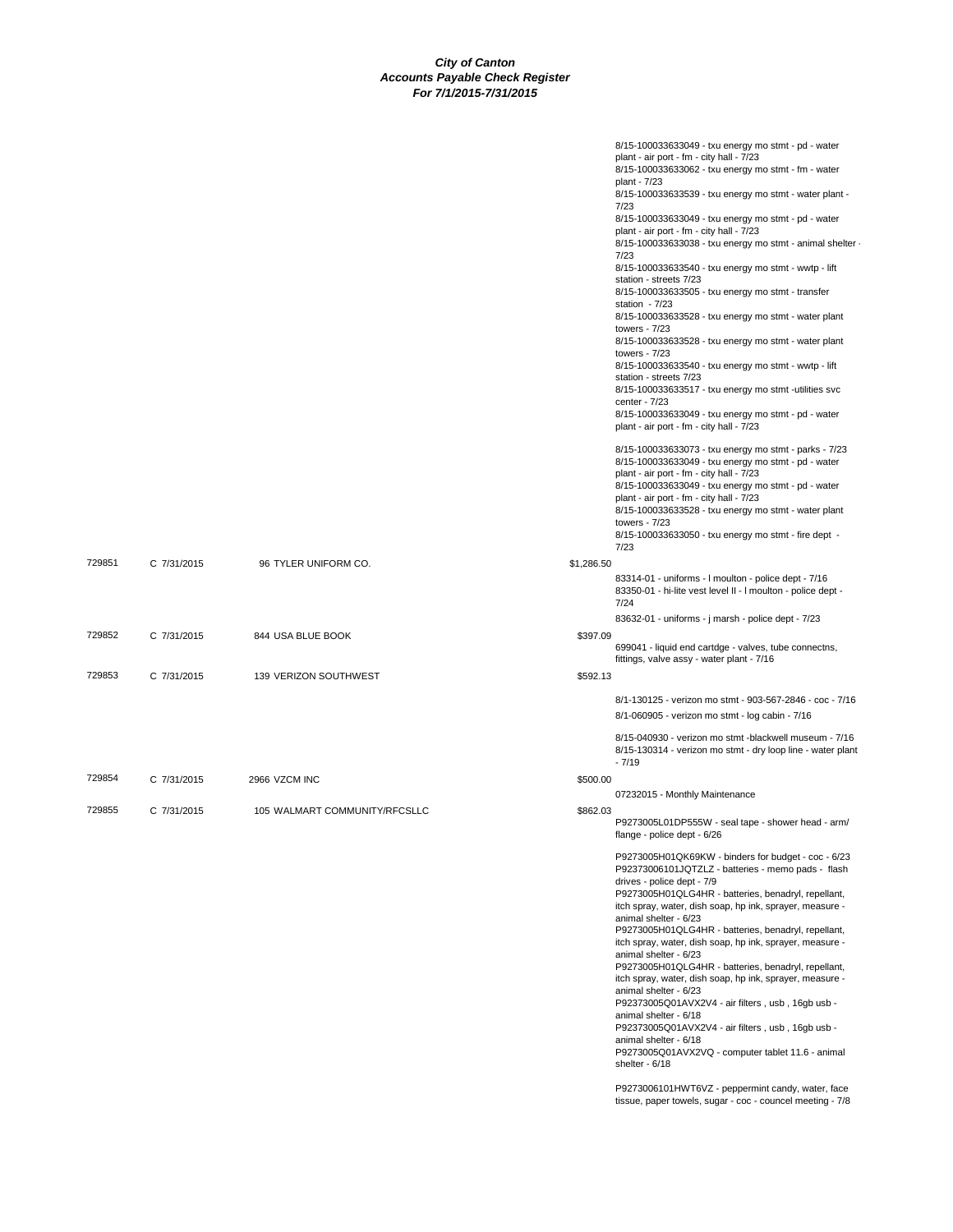**City of Canton**
**Accounts Payable Check Register**
**For 7/1/2015-7/31/2015**

| Check # | Type/Date | Vendor | Amount | Description |
|---|---|---|---|---|
| | | | | 8/15-100033633049 - txu energy mo stmt - pd - water plant - air port - fm - city hall - 7/23 |
| | | | | 8/15-100033633062 - txu energy mo stmt - fm - water plant - 7/23 |
| | | | | 8/15-100033633539 - txu energy mo stmt - water plant - 7/23 |
| | | | | 8/15-100033633049 - txu energy mo stmt - pd - water plant - air port - fm - city hall - 7/23 |
| | | | | 8/15-100033633038 - txu energy mo stmt - animal shelter - 7/23 |
| | | | | 8/15-100033633540 - txu energy mo stmt - wwtp - lift station - streets 7/23 |
| | | | | 8/15-100033633505 - txu energy mo stmt - transfer station - 7/23 |
| | | | | 8/15-100033633528 - txu energy mo stmt - water plant towers - 7/23 |
| | | | | 8/15-100033633528 - txu energy mo stmt - water plant towers - 7/23 |
| | | | | 8/15-100033633540 - txu energy mo stmt - wwtp - lift station - streets 7/23 |
| | | | | 8/15-100033633517 - txu energy mo stmt -utilities svc center - 7/23 |
| | | | | 8/15-100033633049 - txu energy mo stmt - pd - water plant - air port - fm - city hall - 7/23 |
| | | | | 8/15-100033633073 - txu energy mo stmt - parks - 7/23 |
| | | | | 8/15-100033633049 - txu energy mo stmt - pd - water plant - air port - fm - city hall - 7/23 |
| | | | | 8/15-100033633049 - txu energy mo stmt - pd - water plant - air port - fm - city hall - 7/23 |
| | | | | 8/15-100033633528 - txu energy mo stmt - water plant towers - 7/23 |
| | | | | 8/15-100033633050 - txu energy mo stmt - fire dept - 7/23 |
| 729851 | C 7/31/2015 | 96 TYLER UNIFORM CO. | $1,286.50 | |
| | | | | 83314-01 - uniforms - l moulton - police dept - 7/16 |
| | | | | 83350-01 - hi-lite vest level II - l moulton - police dept - 7/24 |
| | | | | 83632-01 - uniforms - j marsh - police dept - 7/23 |
| 729852 | C 7/31/2015 | 844 USA BLUE BOOK | $397.09 | |
| | | | | 699041 - liquid end cartdge - valves, tube connectns, fittings, valve assy - water plant - 7/16 |
| 729853 | C 7/31/2015 | 139 VERIZON SOUTHWEST | $592.13 | |
| | | | | 8/1-130125 - verizon mo stmt - 903-567-2846 - coc - 7/16 |
| | | | | 8/1-060905 - verizon mo stmt - log cabin - 7/16 |
| | | | | 8/15-040930 - verizon mo stmt -blackwell museum - 7/16 |
| | | | | 8/15-130314 - verizon mo stmt - dry loop line - water plant - 7/19 |
| 729854 | C 7/31/2015 | 2966 VZCM INC | $500.00 | |
| | | | | 07232015 - Monthly Maintenance |
| 729855 | C 7/31/2015 | 105 WALMART COMMUNITY/RFCSLLC | $862.03 | |
| | | | | P9273005L01DP555W - seal tape - shower head - arm/ flange - police dept - 6/26 |
| | | | | P9273005H01QK69KW - binders for budget - coc - 6/23 |
| | | | | P92373006101JQTZLZ - batteries - memo pads - flash drives - police dept - 7/9 |
| | | | | P9273005H01QLG4HR - batteries, benadryl, repellant, itch spray, water, dish soap, hp ink, sprayer, measure - animal shelter - 6/23 |
| | | | | P9273005H01QLG4HR - batteries, benadryl, repellant, itch spray, water, dish soap, hp ink, sprayer, measure - animal shelter - 6/23 |
| | | | | P9273005H01QLG4HR - batteries, benadryl, repellant, itch spray, water, dish soap, hp ink, sprayer, measure - animal shelter - 6/23 |
| | | | | P92373005Q01AVX2V4 - air filters , usb , 16gb usb - animal shelter - 6/18 |
| | | | | P92373005Q01AVX2V4 - air filters , usb , 16gb usb - animal shelter - 6/18 |
| | | | | P9273005Q01AVX2VQ - computer tablet 11.6 - animal shelter - 6/18 |
| | | | | P9273006101HWT6VZ - peppermint candy, water, face tissue, paper towels, sugar - coc - councel meeting - 7/8 |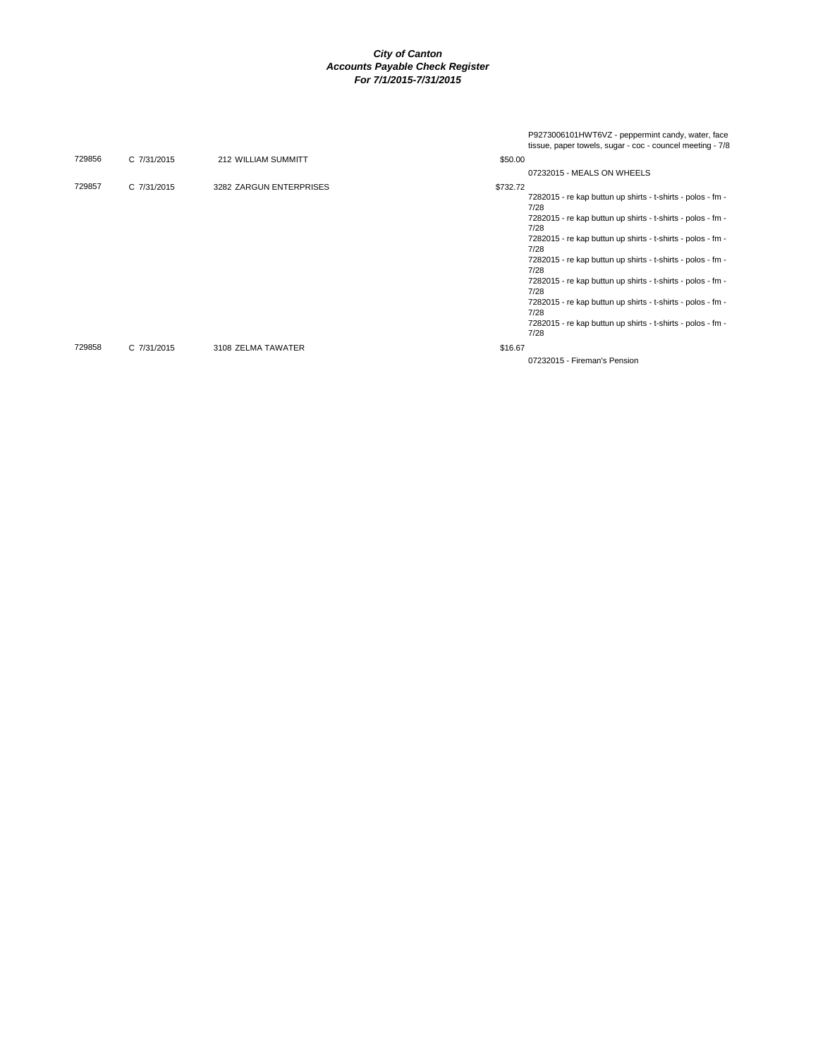***City of Canton***
***Accounts Payable Check Register***
***For 7/1/2015-7/31/2015***

| | | | | |
|---|---|---|---|---|
| | | | | P9273006101HWT6VZ - peppermint candy, water, face tissue, paper towels, sugar - coc - councel meeting - 7/8 |
| 729856 | C 7/31/2015 | 212 WILLIAM SUMMITT | $50.00 | |
| | | | | 07232015 - MEALS ON WHEELS |
| 729857 | C 7/31/2015 | 3282 ZARGUN ENTERPRISES | $732.72 | |
| | | | | 7282015 - re kap buttun up shirts - t-shirts - polos - fm - 7/28 |
| | | | | 7282015 - re kap buttun up shirts - t-shirts - polos - fm - 7/28 |
| | | | | 7282015 - re kap buttun up shirts - t-shirts - polos - fm - 7/28 |
| | | | | 7282015 - re kap buttun up shirts - t-shirts - polos - fm - 7/28 |
| | | | | 7282015 - re kap buttun up shirts - t-shirts - polos - fm - 7/28 |
| | | | | 7282015 - re kap buttun up shirts - t-shirts - polos - fm - 7/28 |
| | | | | 7282015 - re kap buttun up shirts - t-shirts - polos - fm - 7/28 |
| 729858 | C 7/31/2015 | 3108 ZELMA TAWATER | $16.67 | |
| | | | | 07232015 - Fireman's Pension |